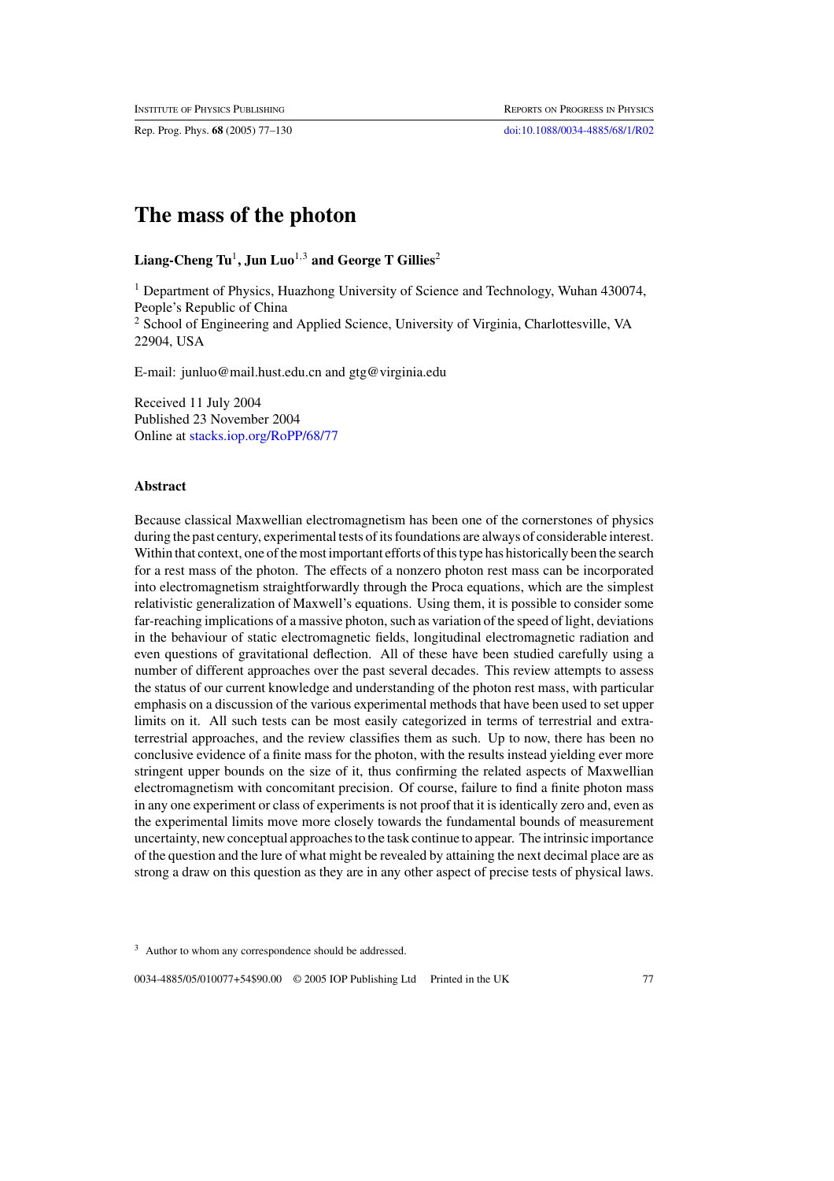# The mass of the photon

**Liang-Cheng Tu**[1], **Jun Luo**[1,3] **and George T Gillies**[2]

[1] Department of Physics, Huazhong University of Science and Technology, Wuhan 430074, People's Republic of China

[2] School of Engineering and Applied Science, University of Virginia, Charlottesville, VA 22904, USA

E-mail: junluo@mail.hust.edu.cn and gtg@virginia.edu

Received 11 July 2004
Published 23 November 2004
Online at stacks.iop.org/RoPP/68/77

## Abstract

Because classical Maxwellian electromagnetism has been one of the cornerstones of physics during the past century, experimental tests of its foundations are always of considerable interest. Within that context, one of the most important efforts of this type has historically been the search for a rest mass of the photon. The effects of a nonzero photon rest mass can be incorporated into electromagnetism straightforwardly through the Proca equations, which are the simplest relativistic generalization of Maxwell's equations. Using them, it is possible to consider some far-reaching implications of a massive photon, such as variation of the speed of light, deviations in the behaviour of static electromagnetic fields, longitudinal electromagnetic radiation and even questions of gravitational deflection. All of these have been studied carefully using a number of different approaches over the past several decades. This review attempts to assess the status of our current knowledge and understanding of the photon rest mass, with particular emphasis on a discussion of the various experimental methods that have been used to set upper limits on it. All such tests can be most easily categorized in terms of terrestrial and extra-terrestrial approaches, and the review classifies them as such. Up to now, there has been no conclusive evidence of a finite mass for the photon, with the results instead yielding ever more stringent upper bounds on the size of it, thus confirming the related aspects of Maxwellian electromagnetism with concomitant precision. Of course, failure to find a finite photon mass in any one experiment or class of experiments is not proof that it is identically zero and, even as the experimental limits move more closely towards the fundamental bounds of measurement uncertainty, new conceptual approaches to the task continue to appear. The intrinsic importance of the question and the lure of what might be revealed by attaining the next decimal place are as strong a draw on this question as they are in any other aspect of precise tests of physical laws.

[3] Author to whom any correspondence should be addressed.

0034-4885/05/010077+54$90.00 © 2005 IOP Publishing Ltd Printed in the UK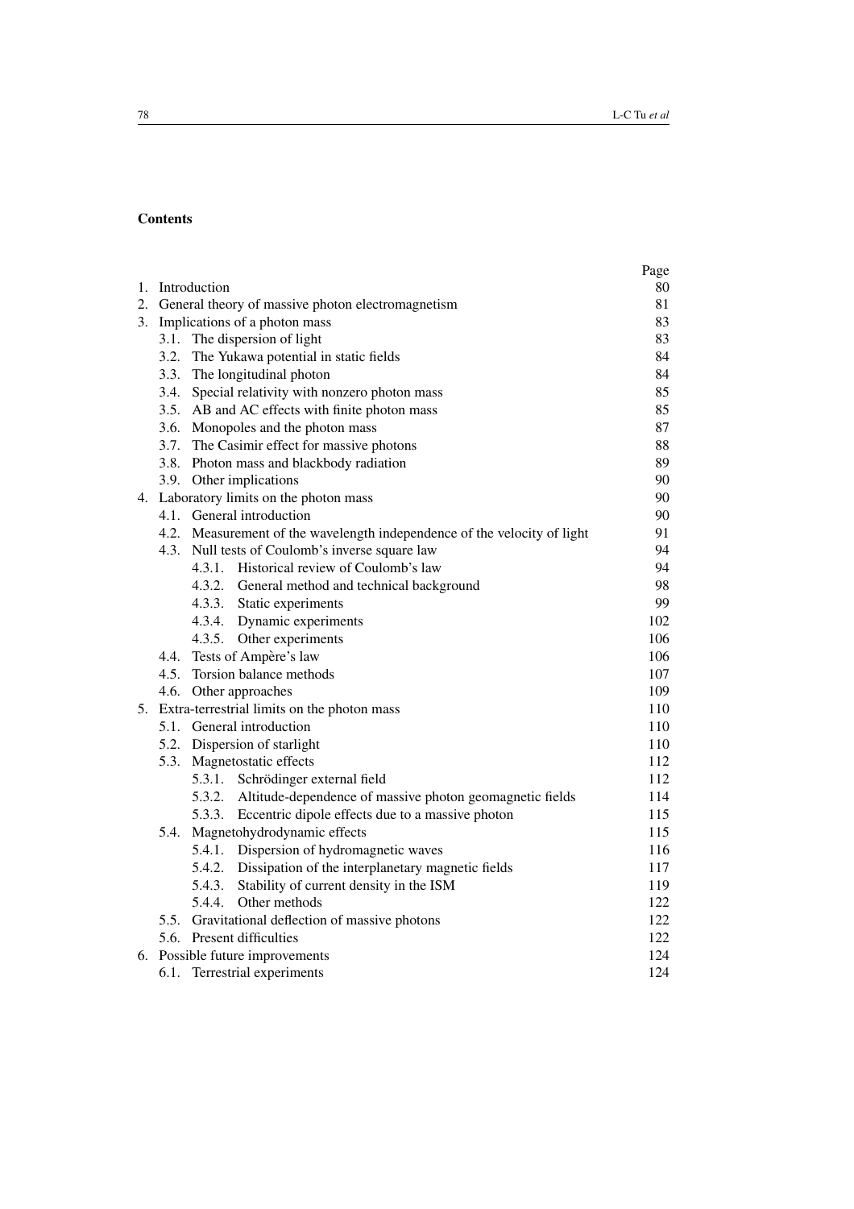## Contents

| | Page |
|---|---|
| 1. Introduction | 80 |
| 2. General theory of massive photon electromagnetism | 81 |
| 3. Implications of a photon mass | 83 |
| 3.1. The dispersion of light | 83 |
| 3.2. The Yukawa potential in static fields | 84 |
| 3.3. The longitudinal photon | 84 |
| 3.4. Special relativity with nonzero photon mass | 85 |
| 3.5. AB and AC effects with finite photon mass | 85 |
| 3.6. Monopoles and the photon mass | 87 |
| 3.7. The Casimir effect for massive photons | 88 |
| 3.8. Photon mass and blackbody radiation | 89 |
| 3.9. Other implications | 90 |
| 4. Laboratory limits on the photon mass | 90 |
| 4.1. General introduction | 90 |
| 4.2. Measurement of the wavelength independence of the velocity of light | 91 |
| 4.3. Null tests of Coulomb's inverse square law | 94 |
| 4.3.1. Historical review of Coulomb's law | 94 |
| 4.3.2. General method and technical background | 98 |
| 4.3.3. Static experiments | 99 |
| 4.3.4. Dynamic experiments | 102 |
| 4.3.5. Other experiments | 106 |
| 4.4. Tests of Ampère's law | 106 |
| 4.5. Torsion balance methods | 107 |
| 4.6. Other approaches | 109 |
| 5. Extra-terrestrial limits on the photon mass | 110 |
| 5.1. General introduction | 110 |
| 5.2. Dispersion of starlight | 110 |
| 5.3. Magnetostatic effects | 112 |
| 5.3.1. Schrödinger external field | 112 |
| 5.3.2. Altitude-dependence of massive photon geomagnetic fields | 114 |
| 5.3.3. Eccentric dipole effects due to a massive photon | 115 |
| 5.4. Magnetohydrodynamic effects | 115 |
| 5.4.1. Dispersion of hydromagnetic waves | 116 |
| 5.4.2. Dissipation of the interplanetary magnetic fields | 117 |
| 5.4.3. Stability of current density in the ISM | 119 |
| 5.4.4. Other methods | 122 |
| 5.5. Gravitational deflection of massive photons | 122 |
| 5.6. Present difficulties | 122 |
| 6. Possible future improvements | 124 |
| 6.1. Terrestrial experiments | 124 |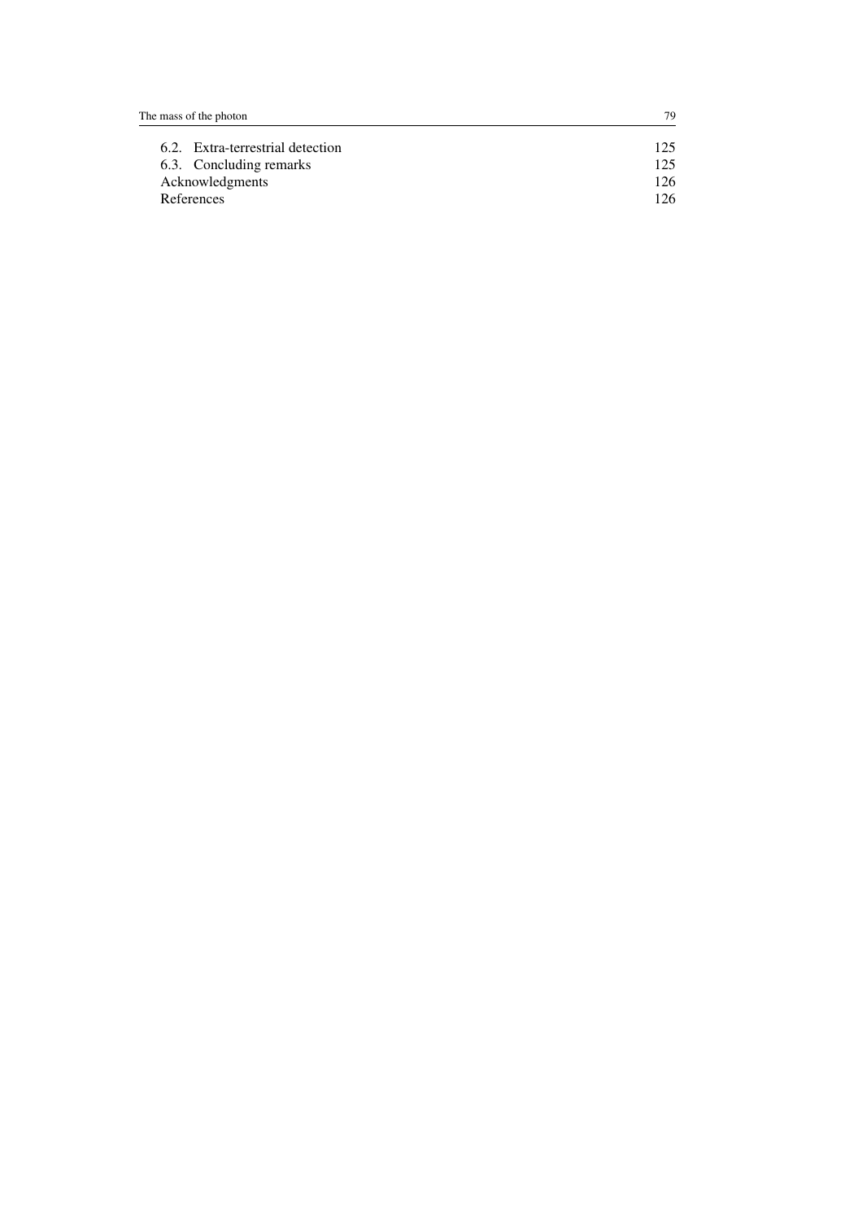6.2. Extra-terrestrial detection 125
6.3. Concluding remarks 125
Acknowledgments 126
References 126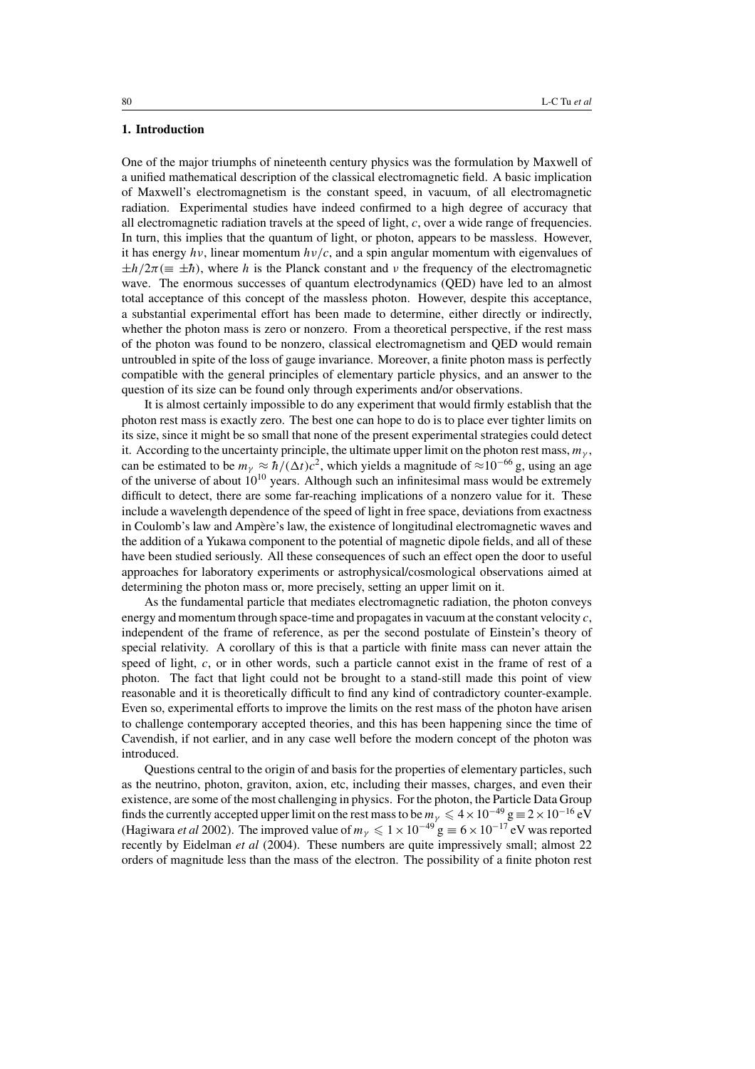## 1. Introduction

One of the major triumphs of nineteenth century physics was the formulation by Maxwell of a unified mathematical description of the classical electromagnetic field. A basic implication of Maxwell's electromagnetism is the constant speed, in vacuum, of all electromagnetic radiation. Experimental studies have indeed confirmed to a high degree of accuracy that all electromagnetic radiation travels at the speed of light, $c$, over a wide range of frequencies. In turn, this implies that the quantum of light, or photon, appears to be massless. However, it has energy $h\nu$, linear momentum $h\nu/c$, and a spin angular momentum with eigenvalues of $\pm h/2\pi (\equiv \pm\hbar)$, where $h$ is the Planck constant and $\nu$ the frequency of the electromagnetic wave. The enormous successes of quantum electrodynamics (QED) have led to an almost total acceptance of this concept of the massless photon. However, despite this acceptance, a substantial experimental effort has been made to determine, either directly or indirectly, whether the photon mass is zero or nonzero. From a theoretical perspective, if the rest mass of the photon was found to be nonzero, classical electromagnetism and QED would remain untroubled in spite of the loss of gauge invariance. Moreover, a finite photon mass is perfectly compatible with the general principles of elementary particle physics, and an answer to the question of its size can be found only through experiments and/or observations.

It is almost certainly impossible to do any experiment that would firmly establish that the photon rest mass is exactly zero. The best one can hope to do is to place ever tighter limits on its size, since it might be so small that none of the present experimental strategies could detect it. According to the uncertainty principle, the ultimate upper limit on the photon rest mass, $m_\gamma$, can be estimated to be $m_\gamma \approx \hbar/(\Delta t)c^2$, which yields a magnitude of $\approx 10^{-66}$ g, using an age of the universe of about $10^{10}$ years. Although such an infinitesimal mass would be extremely difficult to detect, there are some far-reaching implications of a nonzero value for it. These include a wavelength dependence of the speed of light in free space, deviations from exactness in Coulomb's law and Ampère's law, the existence of longitudinal electromagnetic waves and the addition of a Yukawa component to the potential of magnetic dipole fields, and all of these have been studied seriously. All these consequences of such an effect open the door to useful approaches for laboratory experiments or astrophysical/cosmological observations aimed at determining the photon mass or, more precisely, setting an upper limit on it.

As the fundamental particle that mediates electromagnetic radiation, the photon conveys energy and momentum through space-time and propagates in vacuum at the constant velocity $c$, independent of the frame of reference, as per the second postulate of Einstein's theory of special relativity. A corollary of this is that a particle with finite mass can never attain the speed of light, $c$, or in other words, such a particle cannot exist in the frame of rest of a photon. The fact that light could not be brought to a stand-still made this point of view reasonable and it is theoretically difficult to find any kind of contradictory counter-example. Even so, experimental efforts to improve the limits on the rest mass of the photon have arisen to challenge contemporary accepted theories, and this has been happening since the time of Cavendish, if not earlier, and in any case well before the modern concept of the photon was introduced.

Questions central to the origin of and basis for the properties of elementary particles, such as the neutrino, photon, graviton, axion, etc, including their masses, charges, and even their existence, are some of the most challenging in physics. For the photon, the Particle Data Group finds the currently accepted upper limit on the rest mass to be $m_\gamma \leqslant 4\times 10^{-49}\,\mathrm{g} \equiv 2\times 10^{-16}$ eV (Hagiwara *et al* 2002). The improved value of $m_\gamma \leqslant 1\times 10^{-49}\,\mathrm{g} \equiv 6\times 10^{-17}$ eV was reported recently by Eidelman *et al* (2004). These numbers are quite impressively small; almost 22 orders of magnitude less than the mass of the electron. The possibility of a finite photon rest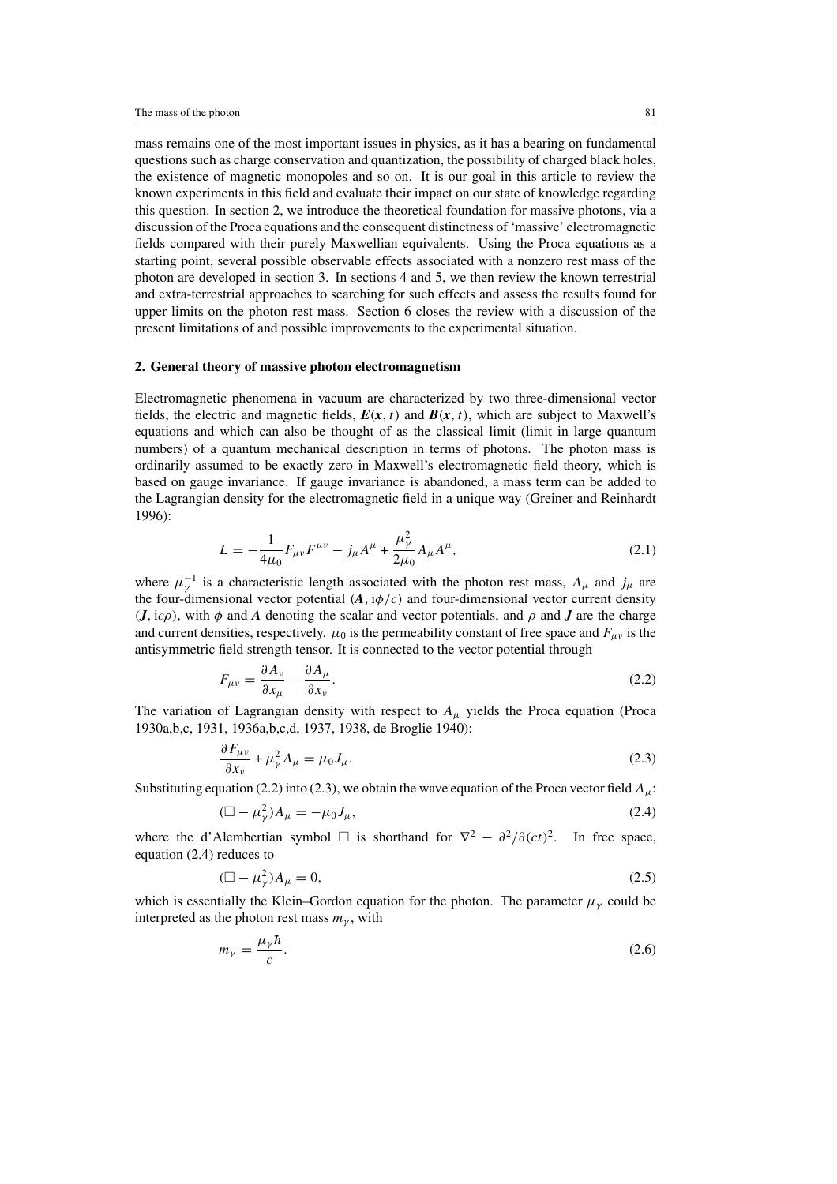mass remains one of the most important issues in physics, as it has a bearing on fundamental questions such as charge conservation and quantization, the possibility of charged black holes, the existence of magnetic monopoles and so on. It is our goal in this article to review the known experiments in this field and evaluate their impact on our state of knowledge regarding this question. In section 2, we introduce the theoretical foundation for massive photons, via a discussion of the Proca equations and the consequent distinctness of 'massive' electromagnetic fields compared with their purely Maxwellian equivalents. Using the Proca equations as a starting point, several possible observable effects associated with a nonzero rest mass of the photon are developed in section 3. In sections 4 and 5, we then review the known terrestrial and extra-terrestrial approaches to searching for such effects and assess the results found for upper limits on the photon rest mass. Section 6 closes the review with a discussion of the present limitations of and possible improvements to the experimental situation.

## 2. General theory of massive photon electromagnetism

Electromagnetic phenomena in vacuum are characterized by two three-dimensional vector fields, the electric and magnetic fields, $\boldsymbol{E}(\boldsymbol{x}, t)$ and $\boldsymbol{B}(\boldsymbol{x}, t)$, which are subject to Maxwell's equations and which can also be thought of as the classical limit (limit in large quantum numbers) of a quantum mechanical description in terms of photons. The photon mass is ordinarily assumed to be exactly zero in Maxwell's electromagnetic field theory, which is based on gauge invariance. If gauge invariance is abandoned, a mass term can be added to the Lagrangian density for the electromagnetic field in a unique way (Greiner and Reinhardt 1996):

$$L = -\frac{1}{4\mu_0} F_{\mu\nu} F^{\mu\nu} - j_\mu A^\mu + \frac{\mu_\gamma^2}{2\mu_0} A_\mu A^\mu, \tag{2.1}$$

where $\mu_\gamma^{-1}$ is a characteristic length associated with the photon rest mass, $A_\mu$ and $j_\mu$ are the four-dimensional vector potential $(\boldsymbol{A}, \mathrm{i}\phi/c)$ and four-dimensional vector current density $(\boldsymbol{J}, \mathrm{i}c\rho)$, with $\phi$ and $\boldsymbol{A}$ denoting the scalar and vector potentials, and $\rho$ and $\boldsymbol{J}$ are the charge and current densities, respectively. $\mu_0$ is the permeability constant of free space and $F_{\mu\nu}$ is the antisymmetric field strength tensor. It is connected to the vector potential through

$$F_{\mu\nu} = \frac{\partial A_\nu}{\partial x_\mu} - \frac{\partial A_\mu}{\partial x_\nu}. \tag{2.2}$$

The variation of Lagrangian density with respect to $A_\mu$ yields the Proca equation (Proca 1930a,b,c, 1931, 1936a,b,c,d, 1937, 1938, de Broglie 1940):

$$\frac{\partial F_{\mu\nu}}{\partial x_\nu} + \mu_\gamma^2 A_\mu = \mu_0 J_\mu. \tag{2.3}$$

Substituting equation (2.2) into (2.3), we obtain the wave equation of the Proca vector field $A_\mu$:

$$(\Box - \mu_\gamma^2) A_\mu = -\mu_0 J_\mu, \tag{2.4}$$

where the d'Alembertian symbol $\Box$ is shorthand for $\nabla^2 - \partial^2/\partial(ct)^2$. In free space, equation (2.4) reduces to

$$(\Box - \mu_\gamma^2) A_\mu = 0, \tag{2.5}$$

which is essentially the Klein–Gordon equation for the photon. The parameter $\mu_\gamma$ could be interpreted as the photon rest mass $m_\gamma$, with

$$m_\gamma = \frac{\mu_\gamma \hbar}{c}. \tag{2.6}$$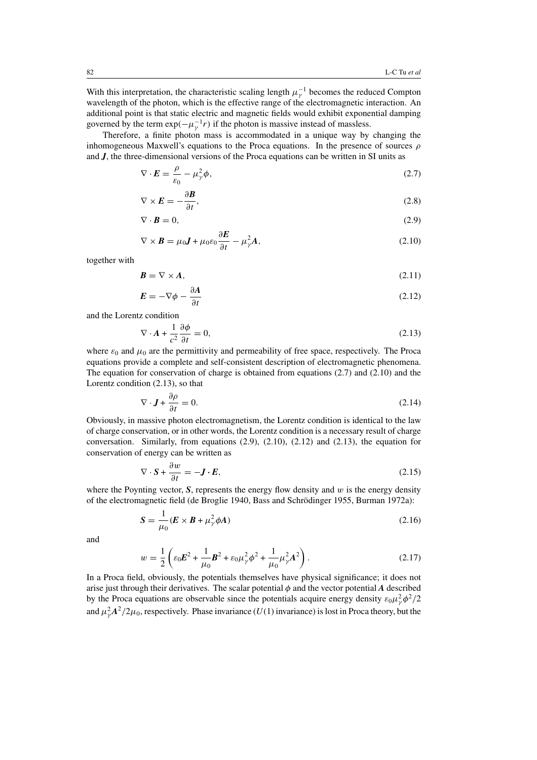With this interpretation, the characteristic scaling length $\mu_\gamma^{-1}$ becomes the reduced Compton wavelength of the photon, which is the effective range of the electromagnetic interaction. An additional point is that static electric and magnetic fields would exhibit exponential damping governed by the term $\exp(-\mu_\gamma^{-1} r)$ if the photon is massive instead of massless.

Therefore, a finite photon mass is accommodated in a unique way by changing the inhomogeneous Maxwell's equations to the Proca equations. In the presence of sources $\rho$ and $\boldsymbol{J}$, the three-dimensional versions of the Proca equations can be written in SI units as

$$\nabla \cdot \boldsymbol{E} = \frac{\rho}{\varepsilon_0} - \mu_\gamma^2 \phi, \tag{2.7}$$

$$\nabla \times \boldsymbol{E} = -\frac{\partial \boldsymbol{B}}{\partial t}, \tag{2.8}$$

$$\nabla \cdot \boldsymbol{B} = 0, \tag{2.9}$$

$$\nabla \times \boldsymbol{B} = \mu_0 \boldsymbol{J} + \mu_0 \varepsilon_0 \frac{\partial \boldsymbol{E}}{\partial t} - \mu_\gamma^2 \boldsymbol{A}, \tag{2.10}$$

together with

$$\boldsymbol{B} = \nabla \times \boldsymbol{A}, \tag{2.11}$$

$$\boldsymbol{E} = -\nabla \phi - \frac{\partial \boldsymbol{A}}{\partial t} \tag{2.12}$$

and the Lorentz condition

$$\nabla \cdot \boldsymbol{A} + \frac{1}{c^2} \frac{\partial \phi}{\partial t} = 0, \tag{2.13}$$

where $\varepsilon_0$ and $\mu_0$ are the permittivity and permeability of free space, respectively. The Proca equations provide a complete and self-consistent description of electromagnetic phenomena. The equation for conservation of charge is obtained from equations (2.7) and (2.10) and the Lorentz condition (2.13), so that

$$\nabla \cdot \boldsymbol{J} + \frac{\partial \rho}{\partial t} = 0. \tag{2.14}$$

Obviously, in massive photon electromagnetism, the Lorentz condition is identical to the law of charge conservation, or in other words, the Lorentz condition is a necessary result of charge conversation. Similarly, from equations (2.9), (2.10), (2.12) and (2.13), the equation for conservation of energy can be written as

$$\nabla \cdot \boldsymbol{S} + \frac{\partial w}{\partial t} = -\boldsymbol{J} \cdot \boldsymbol{E}, \tag{2.15}$$

where the Poynting vector, $\boldsymbol{S}$, represents the energy flow density and $w$ is the energy density of the electromagnetic field (de Broglie 1940, Bass and Schrödinger 1955, Burman 1972a):

$$\boldsymbol{S} = \frac{1}{\mu_0} (\boldsymbol{E} \times \boldsymbol{B} + \mu_\gamma^2 \phi \boldsymbol{A}) \tag{2.16}$$

and

$$w = \frac{1}{2} \left( \varepsilon_0 \boldsymbol{E}^2 + \frac{1}{\mu_0} \boldsymbol{B}^2 + \varepsilon_0 \mu_\gamma^2 \phi^2 + \frac{1}{\mu_0} \mu_\gamma^2 \boldsymbol{A}^2 \right). \tag{2.17}$$

In a Proca field, obviously, the potentials themselves have physical significance; it does not arise just through their derivatives. The scalar potential $\phi$ and the vector potential $\boldsymbol{A}$ described by the Proca equations are observable since the potentials acquire energy density $\varepsilon_0 \mu_\gamma^2 \phi^2 / 2$ and $\mu_\gamma^2 \boldsymbol{A}^2 / 2\mu_0$, respectively. Phase invariance ($U(1)$ invariance) is lost in Proca theory, but the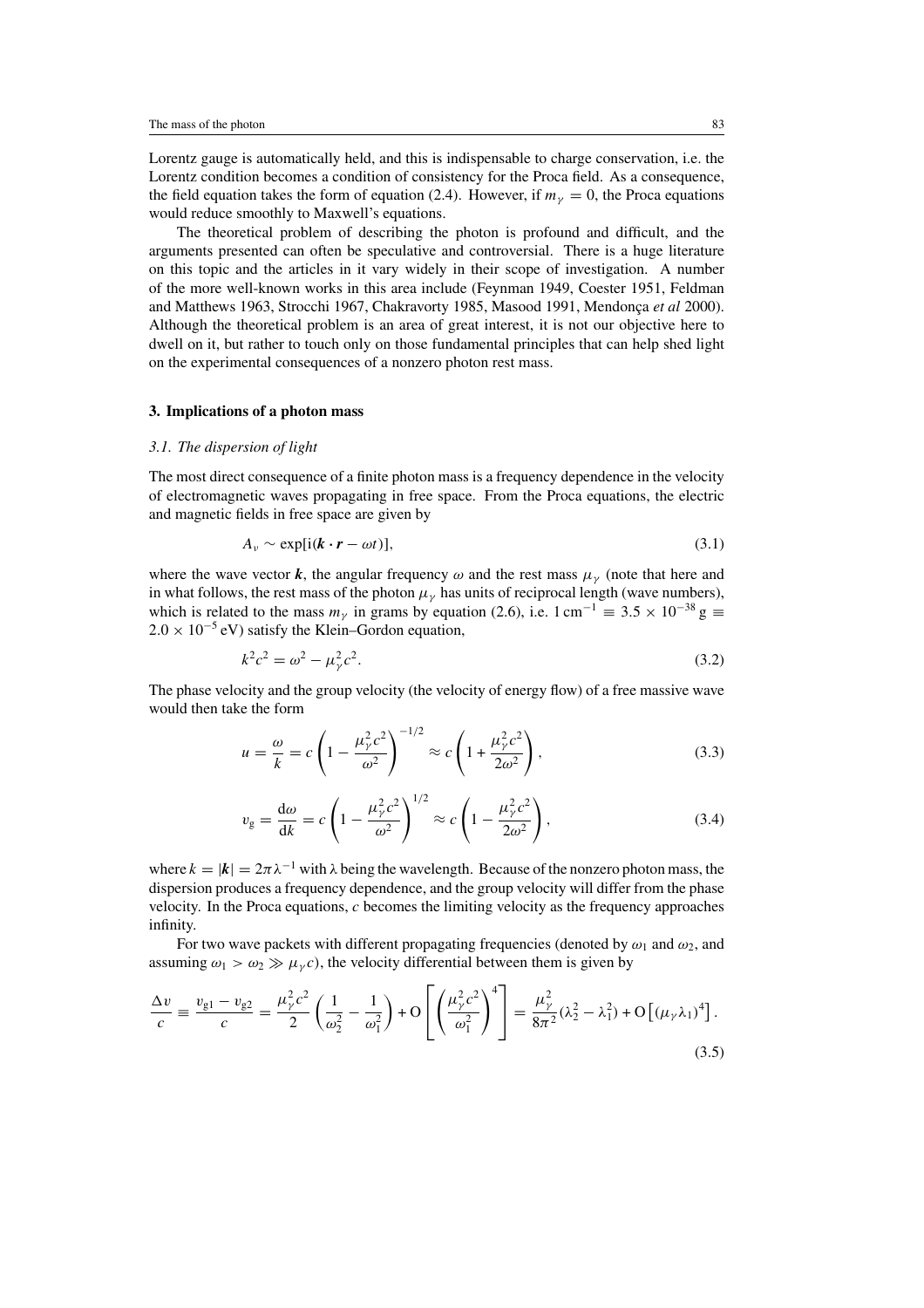Lorentz gauge is automatically held, and this is indispensable to charge conservation, i.e. the Lorentz condition becomes a condition of consistency for the Proca field. As a consequence, the field equation takes the form of equation (2.4). However, if $m_\gamma = 0$, the Proca equations would reduce smoothly to Maxwell's equations.

The theoretical problem of describing the photon is profound and difficult, and the arguments presented can often be speculative and controversial. There is a huge literature on this topic and the articles in it vary widely in their scope of investigation. A number of the more well-known works in this area include (Feynman 1949, Coester 1951, Feldman and Matthews 1963, Strocchi 1967, Chakravorty 1985, Masood 1991, Mendonça *et al* 2000). Although the theoretical problem is an area of great interest, it is not our objective here to dwell on it, but rather to touch only on those fundamental principles that can help shed light on the experimental consequences of a nonzero photon rest mass.

## 3. Implications of a photon mass

### *3.1. The dispersion of light*

The most direct consequence of a finite photon mass is a frequency dependence in the velocity of electromagnetic waves propagating in free space. From the Proca equations, the electric and magnetic fields in free space are given by

$$A_\nu \sim \exp[\mathrm{i}(\boldsymbol{k}\cdot\boldsymbol{r} - \omega t)], \tag{3.1}$$

where the wave vector $\boldsymbol{k}$, the angular frequency $\omega$ and the rest mass $\mu_\gamma$ (note that here and in what follows, the rest mass of the photon $\mu_\gamma$ has units of reciprocal length (wave numbers), which is related to the mass $m_\gamma$ in grams by equation (2.6), i.e. $1\,\mathrm{cm}^{-1} \equiv 3.5\times10^{-38}\,\mathrm{g} \equiv 2.0\times10^{-5}\,\mathrm{eV}$) satisfy the Klein–Gordon equation,

$$k^2c^2 = \omega^2 - \mu_\gamma^2 c^2. \tag{3.2}$$

The phase velocity and the group velocity (the velocity of energy flow) of a free massive wave would then take the form

$$u = \frac{\omega}{k} = c\left(1 - \frac{\mu_\gamma^2 c^2}{\omega^2}\right)^{-1/2} \approx c\left(1 + \frac{\mu_\gamma^2 c^2}{2\omega^2}\right), \tag{3.3}$$

$$v_\mathrm{g} = \frac{\mathrm{d}\omega}{\mathrm{d}k} = c\left(1 - \frac{\mu_\gamma^2 c^2}{\omega^2}\right)^{1/2} \approx c\left(1 - \frac{\mu_\gamma^2 c^2}{2\omega^2}\right), \tag{3.4}$$

where $k = |\boldsymbol{k}| = 2\pi\lambda^{-1}$ with $\lambda$ being the wavelength. Because of the nonzero photon mass, the dispersion produces a frequency dependence, and the group velocity will differ from the phase velocity. In the Proca equations, $c$ becomes the limiting velocity as the frequency approaches infinity.

For two wave packets with different propagating frequencies (denoted by $\omega_1$ and $\omega_2$, and assuming $\omega_1 > \omega_2 \gg \mu_\gamma c$), the velocity differential between them is given by

$$\frac{\Delta v}{c} \equiv \frac{v_{\mathrm{g}1} - v_{\mathrm{g}2}}{c} = \frac{\mu_\gamma^2 c^2}{2}\left(\frac{1}{\omega_2^2} - \frac{1}{\omega_1^2}\right) + \mathrm{O}\left[\left(\frac{\mu_\gamma^2 c^2}{\omega_1^2}\right)^4\right] = \frac{\mu_\gamma^2}{8\pi^2}(\lambda_2^2 - \lambda_1^2) + \mathrm{O}\left[(\mu_\gamma\lambda_1)^4\right]. \tag{3.5}$$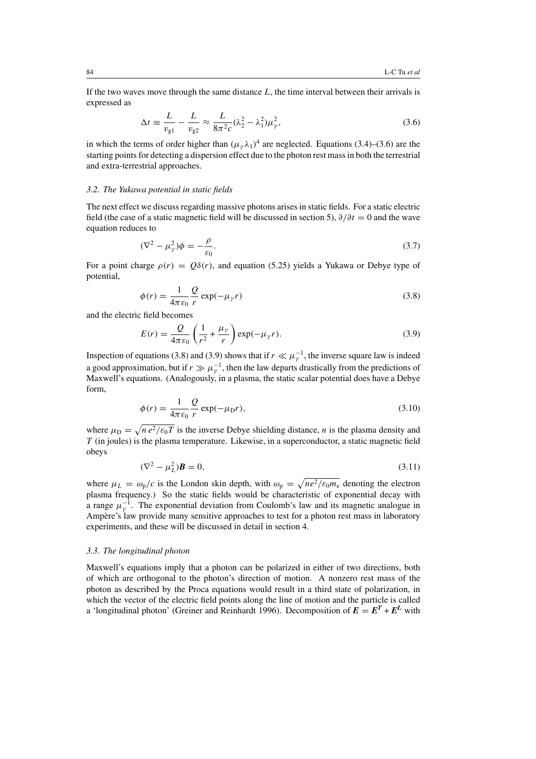If the two waves move through the same distance $L$, the time interval between their arrivals is expressed as

$$\Delta t \equiv \frac{L}{v_{g1}} - \frac{L}{v_{g2}} \approx \frac{L}{8\pi^2 c}(\lambda_2^2 - \lambda_1^2)\mu_\gamma^2, \tag{3.6}$$

in which the terms of order higher than $(\mu_\gamma \lambda_1)^4$ are neglected. Equations (3.4)–(3.6) are the starting points for detecting a dispersion effect due to the photon rest mass in both the terrestrial and extra-terrestrial approaches.

### *3.2. The Yukawa potential in static fields*

The next effect we discuss regarding massive photons arises in static fields. For a static electric field (the case of a static magnetic field will be discussed in section 5), $\partial/\partial t = 0$ and the wave equation reduces to

$$(\nabla^2 - \mu_\gamma^2)\phi = -\frac{\rho}{\varepsilon_0}. \tag{3.7}$$

For a point charge $\rho(r) = Q\delta(r)$, and equation (5.25) yields a Yukawa or Debye type of potential,

$$\phi(r) = \frac{1}{4\pi\varepsilon_0}\frac{Q}{r}\exp(-\mu_\gamma r) \tag{3.8}$$

and the electric field becomes

$$E(r) = \frac{Q}{4\pi\varepsilon_0}\left(\frac{1}{r^2} + \frac{\mu_\gamma}{r}\right)\exp(-\mu_\gamma r). \tag{3.9}$$

Inspection of equations (3.8) and (3.9) shows that if $r \ll \mu_\gamma^{-1}$, the inverse square law is indeed a good approximation, but if $r \gg \mu_\gamma^{-1}$, then the law departs drastically from the predictions of Maxwell's equations. (Analogously, in a plasma, the static scalar potential does have a Debye form,

$$\phi(r) = \frac{1}{4\pi\varepsilon_0}\frac{Q}{r}\exp(-\mu_D r), \tag{3.10}$$

where $\mu_D = \sqrt{n\,e^2/\varepsilon_0 T}$ is the inverse Debye shielding distance, $n$ is the plasma density and $T$ (in joules) is the plasma temperature. Likewise, in a superconductor, a static magnetic field obeys

$$(\nabla^2 - \mu_L^2)\boldsymbol{B} = 0, \tag{3.11}$$

where $\mu_L = \omega_p/c$ is the London skin depth, with $\omega_p = \sqrt{ne^2/\varepsilon_0 m_e}$ denoting the electron plasma frequency.) So the static fields would be characteristic of exponential decay with a range $\mu_\gamma^{-1}$. The exponential deviation from Coulomb's law and its magnetic analogue in Ampère's law provide many sensitive approaches to test for a photon rest mass in laboratory experiments, and these will be discussed in detail in section 4.

### *3.3. The longitudinal photon*

Maxwell's equations imply that a photon can be polarized in either of two directions, both of which are orthogonal to the photon's direction of motion. A nonzero rest mass of the photon as described by the Proca equations would result in a third state of polarization, in which the vector of the electric field points along the line of motion and the particle is called a 'longitudinal photon' (Greiner and Reinhardt 1996). Decomposition of $\boldsymbol{E} = \boldsymbol{E^T} + \boldsymbol{E^L}$ with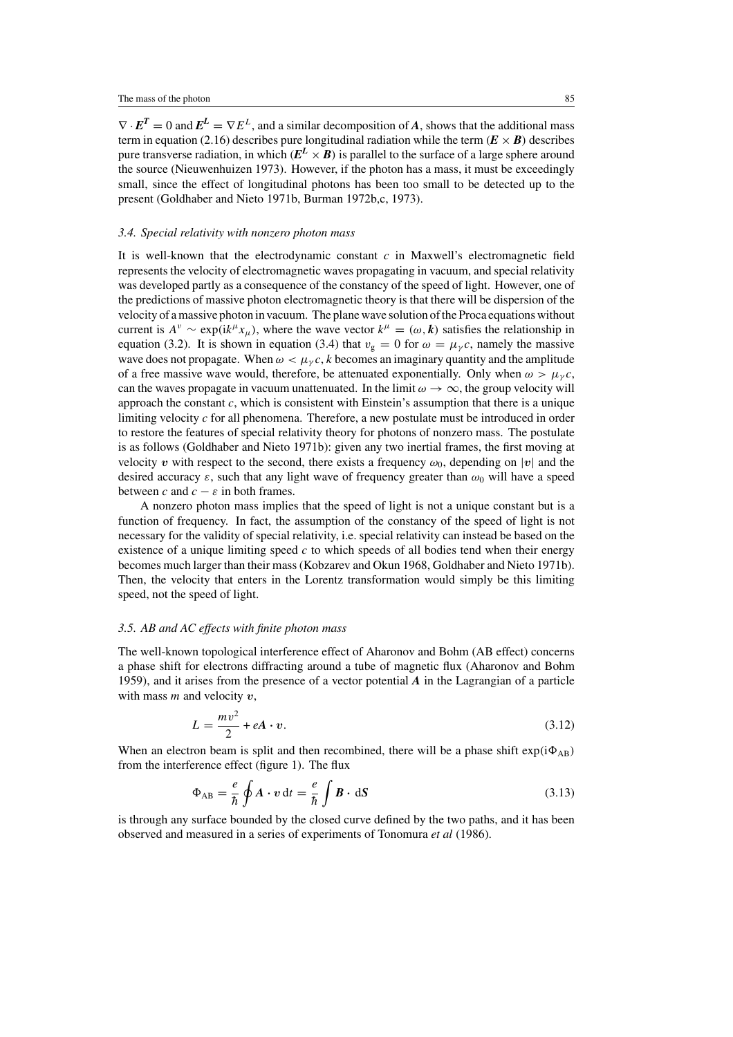$\nabla \cdot \boldsymbol{E}^{\boldsymbol{T}} = 0$ and $\boldsymbol{E}^{\boldsymbol{L}} = \nabla E^{L}$, and a similar decomposition of $\boldsymbol{A}$, shows that the additional mass term in equation (2.16) describes pure longitudinal radiation while the term $(\boldsymbol{E} \times \boldsymbol{B})$ describes pure transverse radiation, in which $(\boldsymbol{E}^{\boldsymbol{L}} \times \boldsymbol{B})$ is parallel to the surface of a large sphere around the source (Nieuwenhuizen 1973). However, if the photon has a mass, it must be exceedingly small, since the effect of longitudinal photons has been too small to be detected up to the present (Goldhaber and Nieto 1971b, Burman 1972b,c, 1973).

### *3.4. Special relativity with nonzero photon mass*

It is well-known that the electrodynamic constant $c$ in Maxwell's electromagnetic field represents the velocity of electromagnetic waves propagating in vacuum, and special relativity was developed partly as a consequence of the constancy of the speed of light. However, one of the predictions of massive photon electromagnetic theory is that there will be dispersion of the velocity of a massive photon in vacuum. The plane wave solution of the Proca equations without current is $A^{\nu} \sim \exp(\mathrm{i}k^{\mu}x_{\mu})$, where the wave vector $k^{\mu} = (\omega, \boldsymbol{k})$ satisfies the relationship in equation (3.2). It is shown in equation (3.4) that $v_{\mathrm{g}} = 0$ for $\omega = \mu_{\gamma}c$, namely the massive wave does not propagate. When $\omega < \mu_{\gamma}c$, $k$ becomes an imaginary quantity and the amplitude of a free massive wave would, therefore, be attenuated exponentially. Only when $\omega > \mu_{\gamma}c$, can the waves propagate in vacuum unattenuated. In the limit $\omega \to \infty$, the group velocity will approach the constant $c$, which is consistent with Einstein's assumption that there is a unique limiting velocity $c$ for all phenomena. Therefore, a new postulate must be introduced in order to restore the features of special relativity theory for photons of nonzero mass. The postulate is as follows (Goldhaber and Nieto 1971b): given any two inertial frames, the first moving at velocity $\boldsymbol{v}$ with respect to the second, there exists a frequency $\omega_0$, depending on $|\boldsymbol{v}|$ and the desired accuracy $\varepsilon$, such that any light wave of frequency greater than $\omega_0$ will have a speed between $c$ and $c - \varepsilon$ in both frames.

A nonzero photon mass implies that the speed of light is not a unique constant but is a function of frequency. In fact, the assumption of the constancy of the speed of light is not necessary for the validity of special relativity, i.e. special relativity can instead be based on the existence of a unique limiting speed $c$ to which speeds of all bodies tend when their energy becomes much larger than their mass (Kobzarev and Okun 1968, Goldhaber and Nieto 1971b). Then, the velocity that enters in the Lorentz transformation would simply be this limiting speed, not the speed of light.

### *3.5. AB and AC effects with finite photon mass*

The well-known topological interference effect of Aharonov and Bohm (AB effect) concerns a phase shift for electrons diffracting around a tube of magnetic flux (Aharonov and Bohm 1959), and it arises from the presence of a vector potential $\boldsymbol{A}$ in the Lagrangian of a particle with mass $m$ and velocity $\boldsymbol{v}$,

$$L = \frac{mv^2}{2} + e\boldsymbol{A} \cdot \boldsymbol{v}. \tag{3.12}$$

When an electron beam is split and then recombined, there will be a phase shift $\exp(\mathrm{i}\Phi_{\mathrm{AB}})$ from the interference effect (figure 1). The flux

$$\Phi_{\mathrm{AB}} = \frac{e}{\hbar} \oint \boldsymbol{A} \cdot \boldsymbol{v} \, \mathrm{d}t = \frac{e}{\hbar} \int \boldsymbol{B} \cdot \mathrm{d}\boldsymbol{S} \tag{3.13}$$

is through any surface bounded by the closed curve defined by the two paths, and it has been observed and measured in a series of experiments of Tonomura *et al* (1986).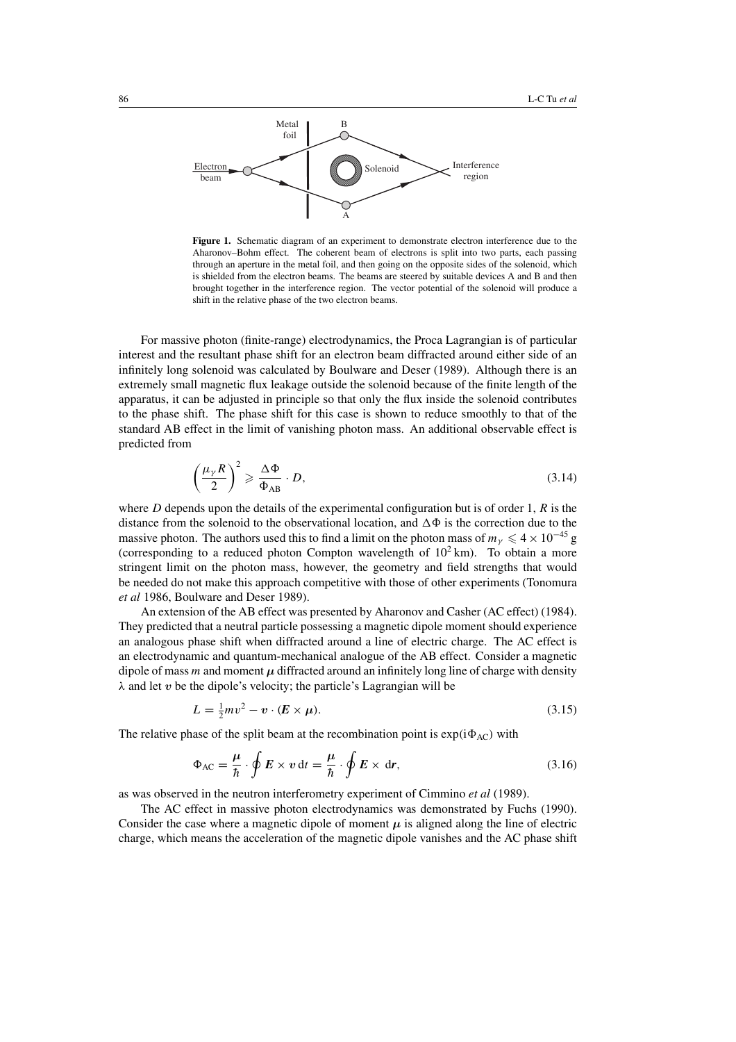**Figure 1.** Schematic diagram of an experiment to demonstrate electron interference due to the Aharonov–Bohm effect. The coherent beam of electrons is split into two parts, each passing through an aperture in the metal foil, and then going on the opposite sides of the solenoid, which is shielded from the electron beams. The beams are steered by suitable devices A and B and then brought together in the interference region. The vector potential of the solenoid will produce a shift in the relative phase of the two electron beams.

For massive photon (finite-range) electrodynamics, the Proca Lagrangian is of particular interest and the resultant phase shift for an electron beam diffracted around either side of an infinitely long solenoid was calculated by Boulware and Deser (1989). Although there is an extremely small magnetic flux leakage outside the solenoid because of the finite length of the apparatus, it can be adjusted in principle so that only the flux inside the solenoid contributes to the phase shift. The phase shift for this case is shown to reduce smoothly to that of the standard AB effect in the limit of vanishing photon mass. An additional observable effect is predicted from

$$\left(\frac{\mu_\gamma R}{2}\right)^2 \geqslant \frac{\Delta\Phi}{\Phi_{\rm AB}} \cdot D, \tag{3.14}$$

where $D$ depends upon the details of the experimental configuration but is of order 1, $R$ is the distance from the solenoid to the observational location, and $\Delta\Phi$ is the correction due to the massive photon. The authors used this to find a limit on the photon mass of $m_\gamma \leqslant 4 \times 10^{-45}$ g (corresponding to a reduced photon Compton wavelength of $10^2$ km). To obtain a more stringent limit on the photon mass, however, the geometry and field strengths that would be needed do not make this approach competitive with those of other experiments (Tonomura *et al* 1986, Boulware and Deser 1989).

An extension of the AB effect was presented by Aharonov and Casher (AC effect) (1984). They predicted that a neutral particle possessing a magnetic dipole moment should experience an analogous phase shift when diffracted around a line of electric charge. The AC effect is an electrodynamic and quantum-mechanical analogue of the AB effect. Consider a magnetic dipole of mass $m$ and moment $\boldsymbol{\mu}$ diffracted around an infinitely long line of charge with density $\lambda$ and let $\boldsymbol{v}$ be the dipole's velocity; the particle's Lagrangian will be

$$L = \tfrac{1}{2}mv^2 - \boldsymbol{v} \cdot (\boldsymbol{E} \times \boldsymbol{\mu}). \tag{3.15}$$

The relative phase of the split beam at the recombination point is $\exp(\mathrm{i}\Phi_{\rm AC})$ with

$$\Phi_{\rm AC} = \frac{\boldsymbol{\mu}}{\hbar} \cdot \oint \boldsymbol{E} \times \boldsymbol{v}\, \mathrm{d}t = \frac{\boldsymbol{\mu}}{\hbar} \cdot \oint \boldsymbol{E} \times \mathrm{d}\boldsymbol{r}, \tag{3.16}$$

as was observed in the neutron interferometry experiment of Cimmino *et al* (1989).

The AC effect in massive photon electrodynamics was demonstrated by Fuchs (1990). Consider the case where a magnetic dipole of moment $\boldsymbol{\mu}$ is aligned along the line of electric charge, which means the acceleration of the magnetic dipole vanishes and the AC phase shift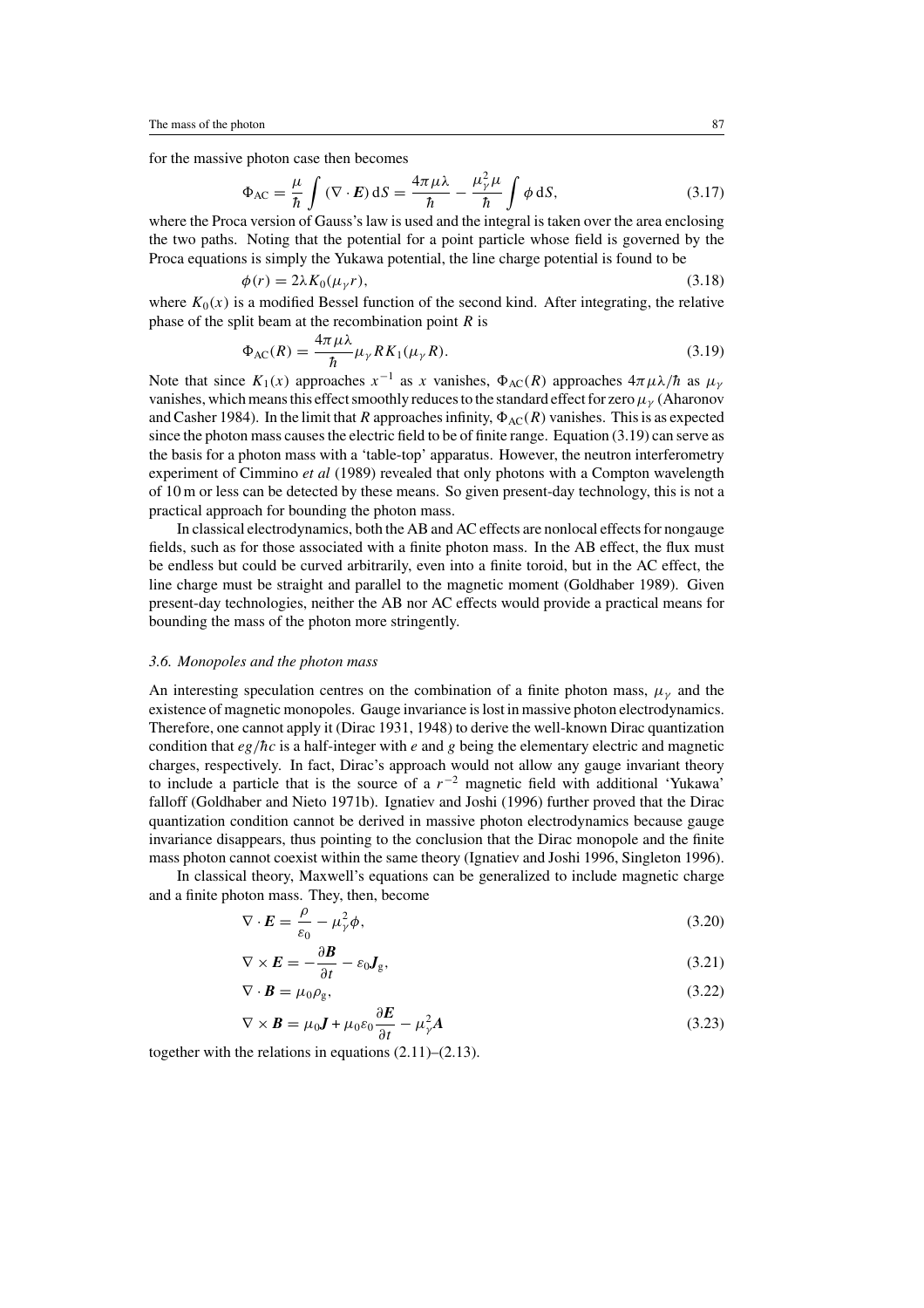for the massive photon case then becomes

$$\Phi_{\rm AC} = \frac{\mu}{\hbar}\int (\nabla\cdot\boldsymbol{E})\,{\rm d}S = \frac{4\pi\mu\lambda}{\hbar} - \frac{\mu_\gamma^2\mu}{\hbar}\int \phi\,{\rm d}S, \tag{3.17}$$

where the Proca version of Gauss's law is used and the integral is taken over the area enclosing the two paths. Noting that the potential for a point particle whose field is governed by the Proca equations is simply the Yukawa potential, the line charge potential is found to be

$$\phi(r) = 2\lambda K_0(\mu_\gamma r), \tag{3.18}$$

where $K_0(x)$ is a modified Bessel function of the second kind. After integrating, the relative phase of the split beam at the recombination point $R$ is

$$\Phi_{\rm AC}(R) = \frac{4\pi\mu\lambda}{\hbar}\mu_\gamma R K_1(\mu_\gamma R). \tag{3.19}$$

Note that since $K_1(x)$ approaches $x^{-1}$ as $x$ vanishes, $\Phi_{\rm AC}(R)$ approaches $4\pi\mu\lambda/\hbar$ as $\mu_\gamma$ vanishes, which means this effect smoothly reduces to the standard effect for zero $\mu_\gamma$ (Aharonov and Casher 1984). In the limit that $R$ approaches infinity, $\Phi_{\rm AC}(R)$ vanishes. This is as expected since the photon mass causes the electric field to be of finite range. Equation (3.19) can serve as the basis for a photon mass with a 'table-top' apparatus. However, the neutron interferometry experiment of Cimmino *et al* (1989) revealed that only photons with a Compton wavelength of 10 m or less can be detected by these means. So given present-day technology, this is not a practical approach for bounding the photon mass.

In classical electrodynamics, both the AB and AC effects are nonlocal effects for nongauge fields, such as for those associated with a finite photon mass. In the AB effect, the flux must be endless but could be curved arbitrarily, even into a finite toroid, but in the AC effect, the line charge must be straight and parallel to the magnetic moment (Goldhaber 1989). Given present-day technologies, neither the AB nor AC effects would provide a practical means for bounding the mass of the photon more stringently.

### *3.6. Monopoles and the photon mass*

An interesting speculation centres on the combination of a finite photon mass, $\mu_\gamma$ and the existence of magnetic monopoles. Gauge invariance is lost in massive photon electrodynamics. Therefore, one cannot apply it (Dirac 1931, 1948) to derive the well-known Dirac quantization condition that $eg/\hbar c$ is a half-integer with $e$ and $g$ being the elementary electric and magnetic charges, respectively. In fact, Dirac's approach would not allow any gauge invariant theory to include a particle that is the source of a $r^{-2}$ magnetic field with additional 'Yukawa' falloff (Goldhaber and Nieto 1971b). Ignatiev and Joshi (1996) further proved that the Dirac quantization condition cannot be derived in massive photon electrodynamics because gauge invariance disappears, thus pointing to the conclusion that the Dirac monopole and the finite mass photon cannot coexist within the same theory (Ignatiev and Joshi 1996, Singleton 1996).

In classical theory, Maxwell's equations can be generalized to include magnetic charge and a finite photon mass. They, then, become

$$\nabla\cdot\boldsymbol{E} = \frac{\rho}{\varepsilon_0} - \mu_\gamma^2\phi, \tag{3.20}$$

$$\nabla\times\boldsymbol{E} = -\frac{\partial\boldsymbol{B}}{\partial t} - \varepsilon_0\boldsymbol{J}_{\rm g}, \tag{3.21}$$

$$\nabla\cdot\boldsymbol{B} = \mu_0\rho_{\rm g}, \tag{3.22}$$

$$\nabla\times\boldsymbol{B} = \mu_0\boldsymbol{J} + \mu_0\varepsilon_0\frac{\partial\boldsymbol{E}}{\partial t} - \mu_\gamma^2\boldsymbol{A} \tag{3.23}$$

together with the relations in equations (2.11)–(2.13).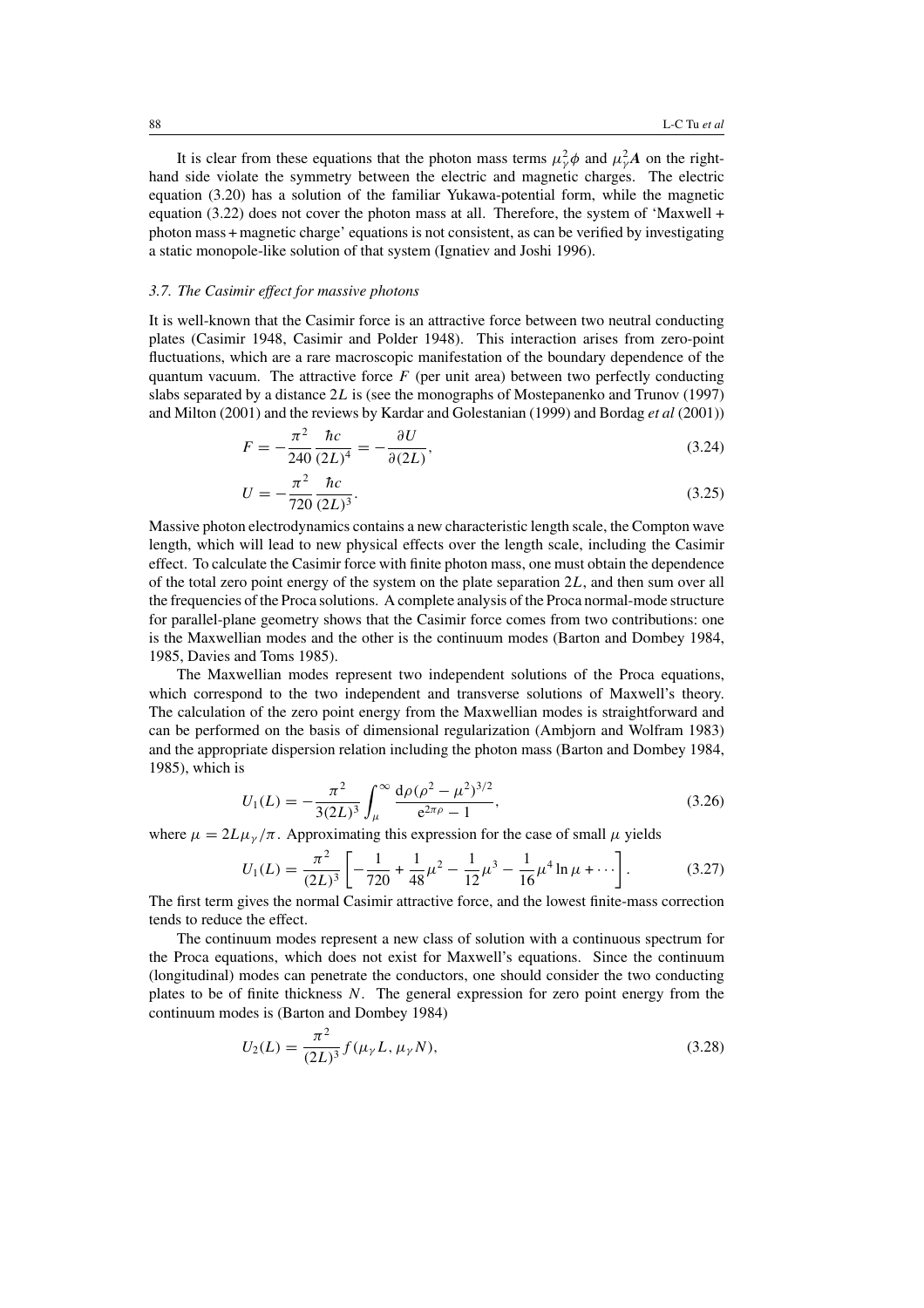It is clear from these equations that the photon mass terms $\mu_\gamma^2 \phi$ and $\mu_\gamma^2 \boldsymbol{A}$ on the right-hand side violate the symmetry between the electric and magnetic charges. The electric equation (3.20) has a solution of the familiar Yukawa-potential form, while the magnetic equation (3.22) does not cover the photon mass at all. Therefore, the system of 'Maxwell + photon mass + magnetic charge' equations is not consistent, as can be verified by investigating a static monopole-like solution of that system (Ignatiev and Joshi 1996).

### *3.7. The Casimir effect for massive photons*

It is well-known that the Casimir force is an attractive force between two neutral conducting plates (Casimir 1948, Casimir and Polder 1948). This interaction arises from zero-point fluctuations, which are a rare macroscopic manifestation of the boundary dependence of the quantum vacuum. The attractive force $F$ (per unit area) between two perfectly conducting slabs separated by a distance $2L$ is (see the monographs of Mostepanenko and Trunov (1997) and Milton (2001) and the reviews by Kardar and Golestanian (1999) and Bordag *et al* (2001))

$$F = -\frac{\pi^2}{240}\frac{\hbar c}{(2L)^4} = -\frac{\partial U}{\partial(2L)}, \tag{3.24}$$

$$U = -\frac{\pi^2}{720}\frac{\hbar c}{(2L)^3}. \tag{3.25}$$

Massive photon electrodynamics contains a new characteristic length scale, the Compton wave length, which will lead to new physical effects over the length scale, including the Casimir effect. To calculate the Casimir force with finite photon mass, one must obtain the dependence of the total zero point energy of the system on the plate separation $2L$, and then sum over all the frequencies of the Proca solutions. A complete analysis of the Proca normal-mode structure for parallel-plane geometry shows that the Casimir force comes from two contributions: one is the Maxwellian modes and the other is the continuum modes (Barton and Dombey 1984, 1985, Davies and Toms 1985).

The Maxwellian modes represent two independent solutions of the Proca equations, which correspond to the two independent and transverse solutions of Maxwell's theory. The calculation of the zero point energy from the Maxwellian modes is straightforward and can be performed on the basis of dimensional regularization (Ambjorn and Wolfram 1983) and the appropriate dispersion relation including the photon mass (Barton and Dombey 1984, 1985), which is

$$U_1(L) = -\frac{\pi^2}{3(2L)^3}\int_\mu^\infty \frac{\mathrm{d}\rho\,(\rho^2-\mu^2)^{3/2}}{\mathrm{e}^{2\pi\rho}-1}, \tag{3.26}$$

where $\mu = 2L\mu_\gamma/\pi$. Approximating this expression for the case of small $\mu$ yields

$$U_1(L) = \frac{\pi^2}{(2L)^3}\left[-\frac{1}{720} + \frac{1}{48}\mu^2 - \frac{1}{12}\mu^3 - \frac{1}{16}\mu^4\ln\mu + \cdots\right]. \tag{3.27}$$

The first term gives the normal Casimir attractive force, and the lowest finite-mass correction tends to reduce the effect.

The continuum modes represent a new class of solution with a continuous spectrum for the Proca equations, which does not exist for Maxwell's equations. Since the continuum (longitudinal) modes can penetrate the conductors, one should consider the two conducting plates to be of finite thickness $N$. The general expression for zero point energy from the continuum modes is (Barton and Dombey 1984)

$$U_2(L) = \frac{\pi^2}{(2L)^3} f(\mu_\gamma L, \mu_\gamma N), \tag{3.28}$$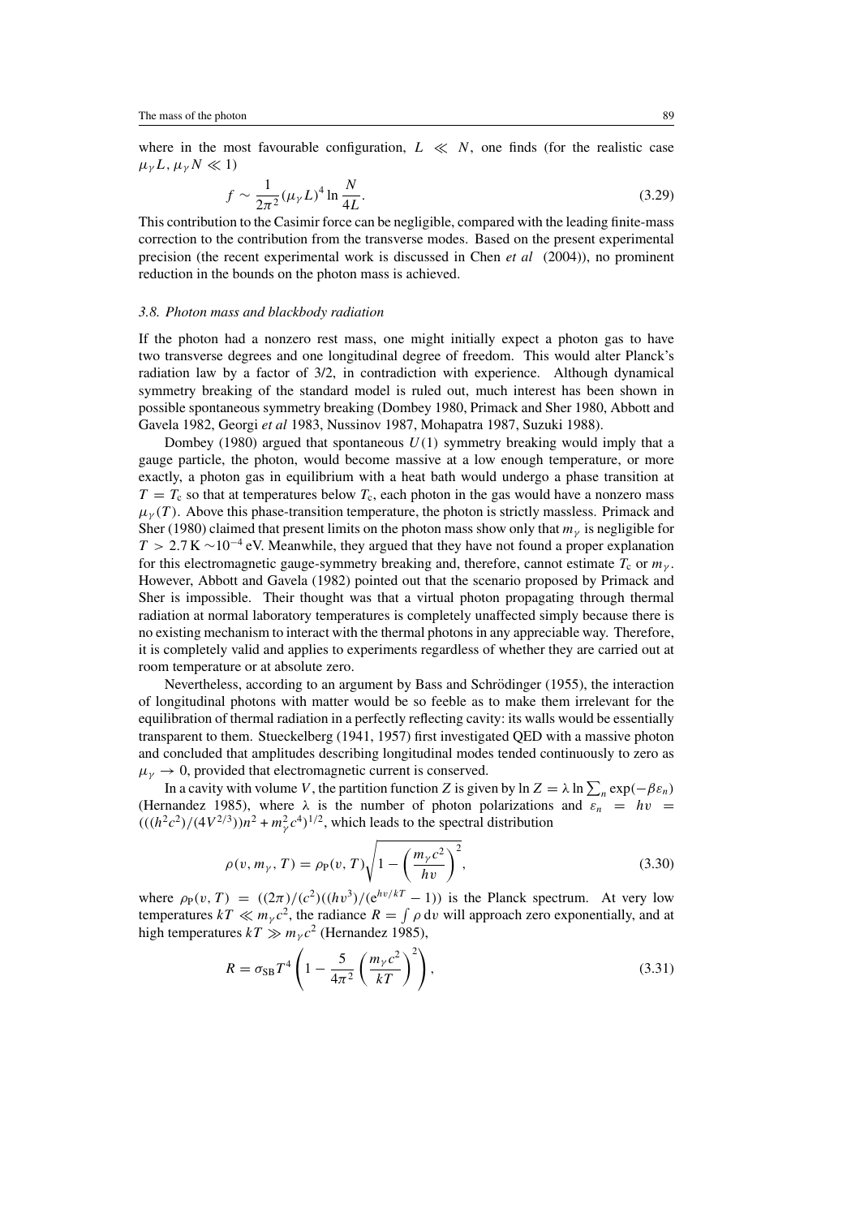where in the most favourable configuration, $L \ll N$, one finds (for the realistic case $\mu_\gamma L, \mu_\gamma N \ll 1$)

$$f \sim \frac{1}{2\pi^2}(\mu_\gamma L)^4 \ln \frac{N}{4L}. \tag{3.29}$$

This contribution to the Casimir force can be negligible, compared with the leading finite-mass correction to the contribution from the transverse modes. Based on the present experimental precision (the recent experimental work is discussed in Chen *et al* (2004)), no prominent reduction in the bounds on the photon mass is achieved.

### *3.8. Photon mass and blackbody radiation*

If the photon had a nonzero rest mass, one might initially expect a photon gas to have two transverse degrees and one longitudinal degree of freedom. This would alter Planck's radiation law by a factor of 3/2, in contradiction with experience. Although dynamical symmetry breaking of the standard model is ruled out, much interest has been shown in possible spontaneous symmetry breaking (Dombey 1980, Primack and Sher 1980, Abbott and Gavela 1982, Georgi *et al* 1983, Nussinov 1987, Mohapatra 1987, Suzuki 1988).

Dombey (1980) argued that spontaneous $U(1)$ symmetry breaking would imply that a gauge particle, the photon, would become massive at a low enough temperature, or more exactly, a photon gas in equilibrium with a heat bath would undergo a phase transition at $T = T_c$ so that at temperatures below $T_c$, each photon in the gas would have a nonzero mass $\mu_\gamma(T)$. Above this phase-transition temperature, the photon is strictly massless. Primack and Sher (1980) claimed that present limits on the photon mass show only that $m_\gamma$ is negligible for $T > 2.7\,\mathrm{K} \sim 10^{-4}$ eV. Meanwhile, they argued that they have not found a proper explanation for this electromagnetic gauge-symmetry breaking and, therefore, cannot estimate $T_c$ or $m_\gamma$. However, Abbott and Gavela (1982) pointed out that the scenario proposed by Primack and Sher is impossible. Their thought was that a virtual photon propagating through thermal radiation at normal laboratory temperatures is completely unaffected simply because there is no existing mechanism to interact with the thermal photons in any appreciable way. Therefore, it is completely valid and applies to experiments regardless of whether they are carried out at room temperature or at absolute zero.

Nevertheless, according to an argument by Bass and Schrödinger (1955), the interaction of longitudinal photons with matter would be so feeble as to make them irrelevant for the equilibration of thermal radiation in a perfectly reflecting cavity: its walls would be essentially transparent to them. Stueckelberg (1941, 1957) first investigated QED with a massive photon and concluded that amplitudes describing longitudinal modes tended continuously to zero as $\mu_\gamma \to 0$, provided that electromagnetic current is conserved.

In a cavity with volume $V$, the partition function $Z$ is given by $\ln Z = \lambda \ln \sum_n \exp(-\beta\varepsilon_n)$ (Hernandez 1985), where $\lambda$ is the number of photon polarizations and $\varepsilon_n = h\upsilon = (((h^2c^2)/(4V^{2/3}))n^2 + m_\gamma^2c^4)^{1/2}$, which leads to the spectral distribution

$$\rho(\upsilon, m_\gamma, T) = \rho_{\mathrm{P}}(\upsilon, T)\sqrt{1 - \left(\frac{m_\gamma c^2}{h\upsilon}\right)^2}, \tag{3.30}$$

where $\rho_{\mathrm{P}}(\upsilon, T) = ((2\pi)/(c^2)((h\upsilon^3)/(\mathrm{e}^{h\upsilon/kT} - 1))$ is the Planck spectrum. At very low temperatures $kT \ll m_\gamma c^2$, the radiance $R = \int \rho\,\mathrm{d}\upsilon$ will approach zero exponentially, and at high temperatures $kT \gg m_\gamma c^2$ (Hernandez 1985),

$$R = \sigma_{\mathrm{SB}} T^4 \left(1 - \frac{5}{4\pi^2}\left(\frac{m_\gamma c^2}{kT}\right)^2\right), \tag{3.31}$$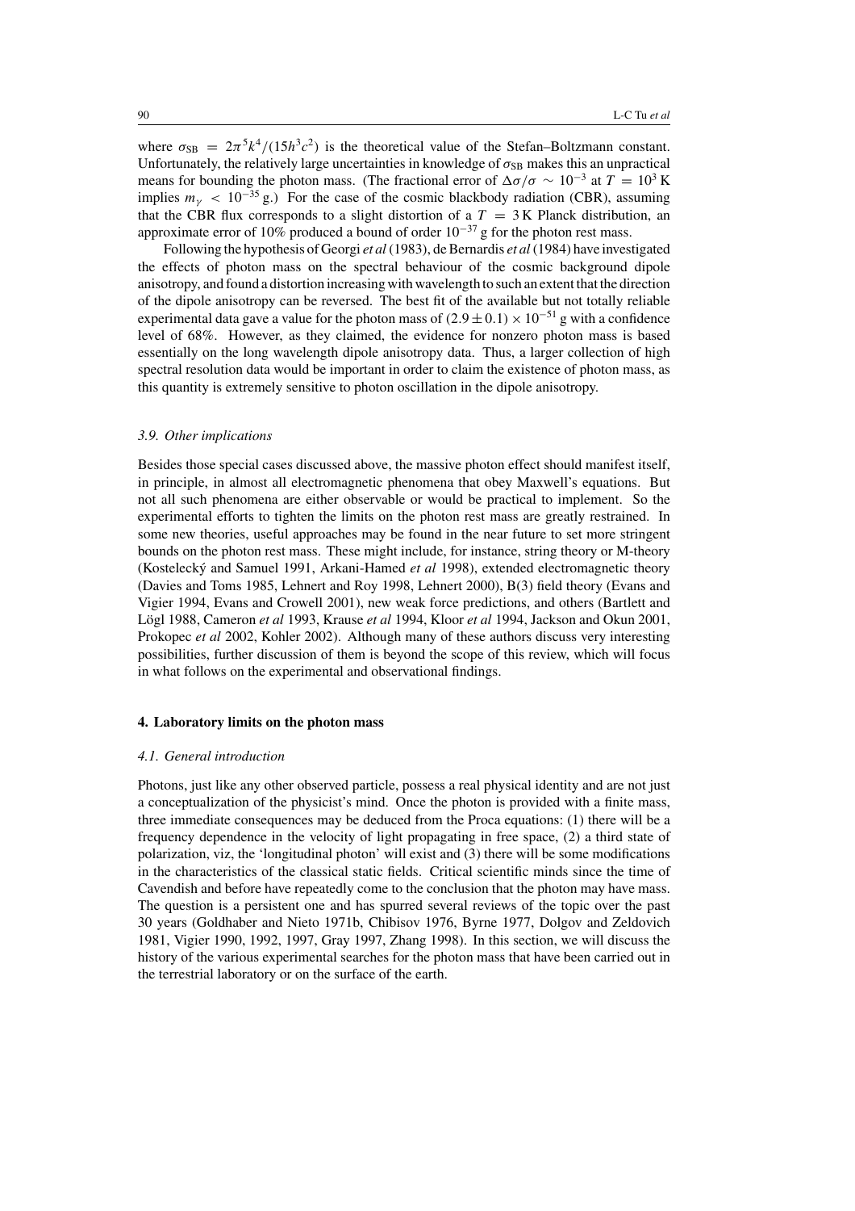where $\sigma_{SB} = 2\pi^5 k^4/(15h^3c^2)$ is the theoretical value of the Stefan–Boltzmann constant. Unfortunately, the relatively large uncertainties in knowledge of $\sigma_{SB}$ makes this an unpractical means for bounding the photon mass. (The fractional error of $\Delta\sigma/\sigma \sim 10^{-3}$ at $T = 10^3$ K implies $m_\gamma < 10^{-35}$ g.) For the case of the cosmic blackbody radiation (CBR), assuming that the CBR flux corresponds to a slight distortion of a $T = 3$ K Planck distribution, an approximate error of 10% produced a bound of order $10^{-37}$ g for the photon rest mass.

Following the hypothesis of Georgi *et al* (1983), de Bernardis *et al* (1984) have investigated the effects of photon mass on the spectral behaviour of the cosmic background dipole anisotropy, and found a distortion increasing with wavelength to such an extent that the direction of the dipole anisotropy can be reversed. The best fit of the available but not totally reliable experimental data gave a value for the photon mass of $(2.9 \pm 0.1) \times 10^{-51}$ g with a confidence level of 68%. However, as they claimed, the evidence for nonzero photon mass is based essentially on the long wavelength dipole anisotropy data. Thus, a larger collection of high spectral resolution data would be important in order to claim the existence of photon mass, as this quantity is extremely sensitive to photon oscillation in the dipole anisotropy.

### *3.9. Other implications*

Besides those special cases discussed above, the massive photon effect should manifest itself, in principle, in almost all electromagnetic phenomena that obey Maxwell's equations. But not all such phenomena are either observable or would be practical to implement. So the experimental efforts to tighten the limits on the photon rest mass are greatly restrained. In some new theories, useful approaches may be found in the near future to set more stringent bounds on the photon rest mass. These might include, for instance, string theory or M-theory (Kostelecký and Samuel 1991, Arkani-Hamed *et al* 1998), extended electromagnetic theory (Davies and Toms 1985, Lehnert and Roy 1998, Lehnert 2000), B(3) field theory (Evans and Vigier 1994, Evans and Crowell 2001), new weak force predictions, and others (Bartlett and Lögl 1988, Cameron *et al* 1993, Krause *et al* 1994, Kloor *et al* 1994, Jackson and Okun 2001, Prokopec *et al* 2002, Kohler 2002). Although many of these authors discuss very interesting possibilities, further discussion of them is beyond the scope of this review, which will focus in what follows on the experimental and observational findings.

## **4. Laboratory limits on the photon mass**

### *4.1. General introduction*

Photons, just like any other observed particle, possess a real physical identity and are not just a conceptualization of the physicist's mind. Once the photon is provided with a finite mass, three immediate consequences may be deduced from the Proca equations: (1) there will be a frequency dependence in the velocity of light propagating in free space, (2) a third state of polarization, viz, the 'longitudinal photon' will exist and (3) there will be some modifications in the characteristics of the classical static fields. Critical scientific minds since the time of Cavendish and before have repeatedly come to the conclusion that the photon may have mass. The question is a persistent one and has spurred several reviews of the topic over the past 30 years (Goldhaber and Nieto 1971b, Chibisov 1976, Byrne 1977, Dolgov and Zeldovich 1981, Vigier 1990, 1992, 1997, Gray 1997, Zhang 1998). In this section, we will discuss the history of the various experimental searches for the photon mass that have been carried out in the terrestrial laboratory or on the surface of the earth.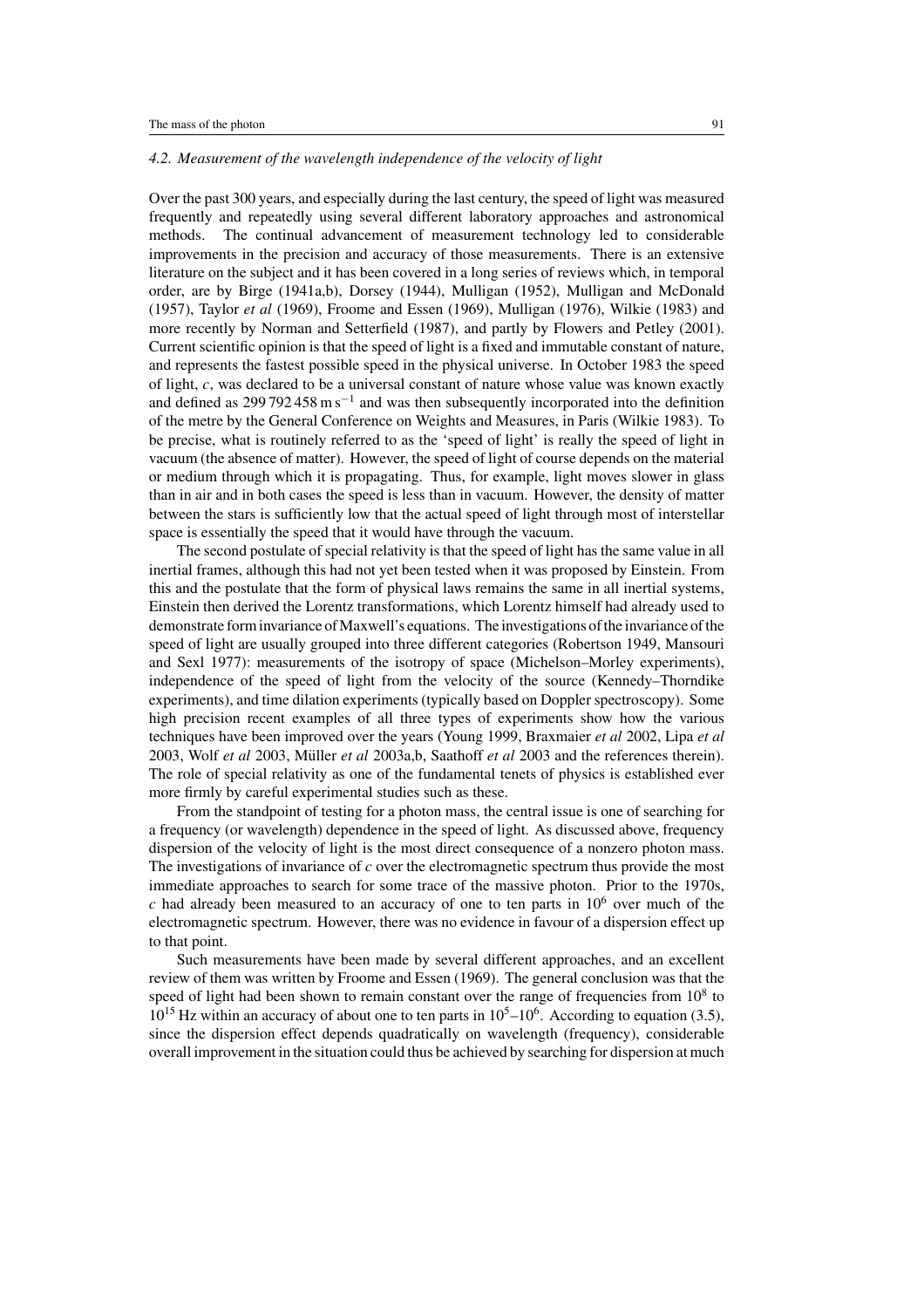### *4.2. Measurement of the wavelength independence of the velocity of light*

Over the past 300 years, and especially during the last century, the speed of light was measured frequently and repeatedly using several different laboratory approaches and astronomical methods. The continual advancement of measurement technology led to considerable improvements in the precision and accuracy of those measurements. There is an extensive literature on the subject and it has been covered in a long series of reviews which, in temporal order, are by Birge (1941a,b), Dorsey (1944), Mulligan (1952), Mulligan and McDonald (1957), Taylor *et al* (1969), Froome and Essen (1969), Mulligan (1976), Wilkie (1983) and more recently by Norman and Setterfield (1987), and partly by Flowers and Petley (2001). Current scientific opinion is that the speed of light is a fixed and immutable constant of nature, and represents the fastest possible speed in the physical universe. In October 1983 the speed of light, $c$, was declared to be a universal constant of nature whose value was known exactly and defined as $299\,792\,458\ \mathrm{m\,s^{-1}}$ and was then subsequently incorporated into the definition of the metre by the General Conference on Weights and Measures, in Paris (Wilkie 1983). To be precise, what is routinely referred to as the 'speed of light' is really the speed of light in vacuum (the absence of matter). However, the speed of light of course depends on the material or medium through which it is propagating. Thus, for example, light moves slower in glass than in air and in both cases the speed is less than in vacuum. However, the density of matter between the stars is sufficiently low that the actual speed of light through most of interstellar space is essentially the speed that it would have through the vacuum.

The second postulate of special relativity is that the speed of light has the same value in all inertial frames, although this had not yet been tested when it was proposed by Einstein. From this and the postulate that the form of physical laws remains the same in all inertial systems, Einstein then derived the Lorentz transformations, which Lorentz himself had already used to demonstrate form invariance of Maxwell's equations. The investigations of the invariance of the speed of light are usually grouped into three different categories (Robertson 1949, Mansouri and Sexl 1977): measurements of the isotropy of space (Michelson–Morley experiments), independence of the speed of light from the velocity of the source (Kennedy–Thorndike experiments), and time dilation experiments (typically based on Doppler spectroscopy). Some high precision recent examples of all three types of experiments show how the various techniques have been improved over the years (Young 1999, Braxmaier *et al* 2002, Lipa *et al* 2003, Wolf *et al* 2003, Müller *et al* 2003a,b, Saathoff *et al* 2003 and the references therein). The role of special relativity as one of the fundamental tenets of physics is established ever more firmly by careful experimental studies such as these.

From the standpoint of testing for a photon mass, the central issue is one of searching for a frequency (or wavelength) dependence in the speed of light. As discussed above, frequency dispersion of the velocity of light is the most direct consequence of a nonzero photon mass. The investigations of invariance of $c$ over the electromagnetic spectrum thus provide the most immediate approaches to search for some trace of the massive photon. Prior to the 1970s, $c$ had already been measured to an accuracy of one to ten parts in $10^6$ over much of the electromagnetic spectrum. However, there was no evidence in favour of a dispersion effect up to that point.

Such measurements have been made by several different approaches, and an excellent review of them was written by Froome and Essen (1969). The general conclusion was that the speed of light had been shown to remain constant over the range of frequencies from $10^8$ to $10^{15}$ Hz within an accuracy of about one to ten parts in $10^5$–$10^6$. According to equation (3.5), since the dispersion effect depends quadratically on wavelength (frequency), considerable overall improvement in the situation could thus be achieved by searching for dispersion at much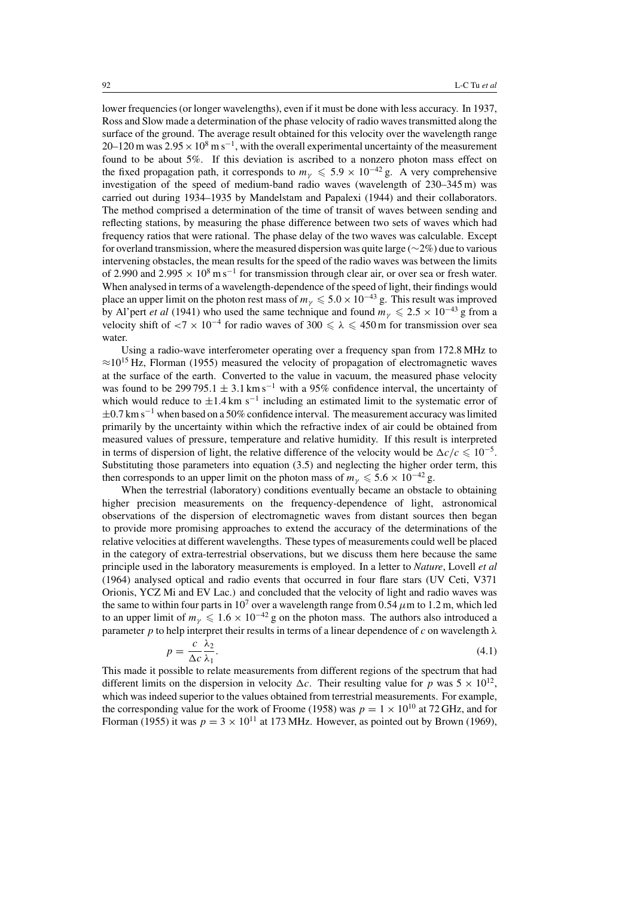lower frequencies (or longer wavelengths), even if it must be done with less accuracy. In 1937, Ross and Slow made a determination of the phase velocity of radio waves transmitted along the surface of the ground. The average result obtained for this velocity over the wavelength range 20–120 m was $2.95 \times 10^8$ m s$^{-1}$, with the overall experimental uncertainty of the measurement found to be about 5%. If this deviation is ascribed to a nonzero photon mass effect on the fixed propagation path, it corresponds to $m_\gamma \leqslant 5.9 \times 10^{-42}$ g. A very comprehensive investigation of the speed of medium-band radio waves (wavelength of 230–345 m) was carried out during 1934–1935 by Mandelstam and Papalexi (1944) and their collaborators. The method comprised a determination of the time of transit of waves between sending and reflecting stations, by measuring the phase difference between two sets of waves which had frequency ratios that were rational. The phase delay of the two waves was calculable. Except for overland transmission, where the measured dispersion was quite large (∼2%) due to various intervening obstacles, the mean results for the speed of the radio waves was between the limits of 2.990 and $2.995 \times 10^8$ m s$^{-1}$ for transmission through clear air, or over sea or fresh water. When analysed in terms of a wavelength-dependence of the speed of light, their findings would place an upper limit on the photon rest mass of $m_\gamma \leqslant 5.0 \times 10^{-43}$ g. This result was improved by Al'pert *et al* (1941) who used the same technique and found $m_\gamma \leqslant 2.5 \times 10^{-43}$ g from a velocity shift of $< 7 \times 10^{-4}$ for radio waves of $300 \leqslant \lambda \leqslant 450$ m for transmission over sea water.

Using a radio-wave interferometer operating over a frequency span from 172.8 MHz to $\approx 10^{15}$ Hz, Florman (1955) measured the velocity of propagation of electromagnetic waves at the surface of the earth. Converted to the value in vacuum, the measured phase velocity was found to be $299\,795.1 \pm 3.1$ km s$^{-1}$ with a 95% confidence interval, the uncertainty of which would reduce to $\pm 1.4$ km s$^{-1}$ including an estimated limit to the systematic error of $\pm 0.7$ km s$^{-1}$ when based on a 50% confidence interval. The measurement accuracy was limited primarily by the uncertainty within which the refractive index of air could be obtained from measured values of pressure, temperature and relative humidity. If this result is interpreted in terms of dispersion of light, the relative difference of the velocity would be $\Delta c/c \leqslant 10^{-5}$. Substituting those parameters into equation (3.5) and neglecting the higher order term, this then corresponds to an upper limit on the photon mass of $m_\gamma \leqslant 5.6 \times 10^{-42}$ g.

When the terrestrial (laboratory) conditions eventually became an obstacle to obtaining higher precision measurements on the frequency-dependence of light, astronomical observations of the dispersion of electromagnetic waves from distant sources then began to provide more promising approaches to extend the accuracy of the determinations of the relative velocities at different wavelengths. These types of measurements could well be placed in the category of extra-terrestrial observations, but we discuss them here because the same principle used in the laboratory measurements is employed. In a letter to *Nature*, Lovell *et al* (1964) analysed optical and radio events that occurred in four flare stars (UV Ceti, V371 Orionis, YCZ Mi and EV Lac.) and concluded that the velocity of light and radio waves was the same to within four parts in $10^7$ over a wavelength range from 0.54 $\mu$m to 1.2 m, which led to an upper limit of $m_\gamma \leqslant 1.6 \times 10^{-42}$ g on the photon mass. The authors also introduced a parameter $p$ to help interpret their results in terms of a linear dependence of $c$ on wavelength $\lambda$

$$p = \frac{c}{\Delta c}\frac{\lambda_2}{\lambda_1}. \tag{4.1}$$

This made it possible to relate measurements from different regions of the spectrum that had different limits on the dispersion in velocity $\Delta c$. Their resulting value for $p$ was $5 \times 10^{12}$, which was indeed superior to the values obtained from terrestrial measurements. For example, the corresponding value for the work of Froome (1958) was $p = 1 \times 10^{10}$ at 72 GHz, and for Florman (1955) it was $p = 3 \times 10^{11}$ at 173 MHz. However, as pointed out by Brown (1969),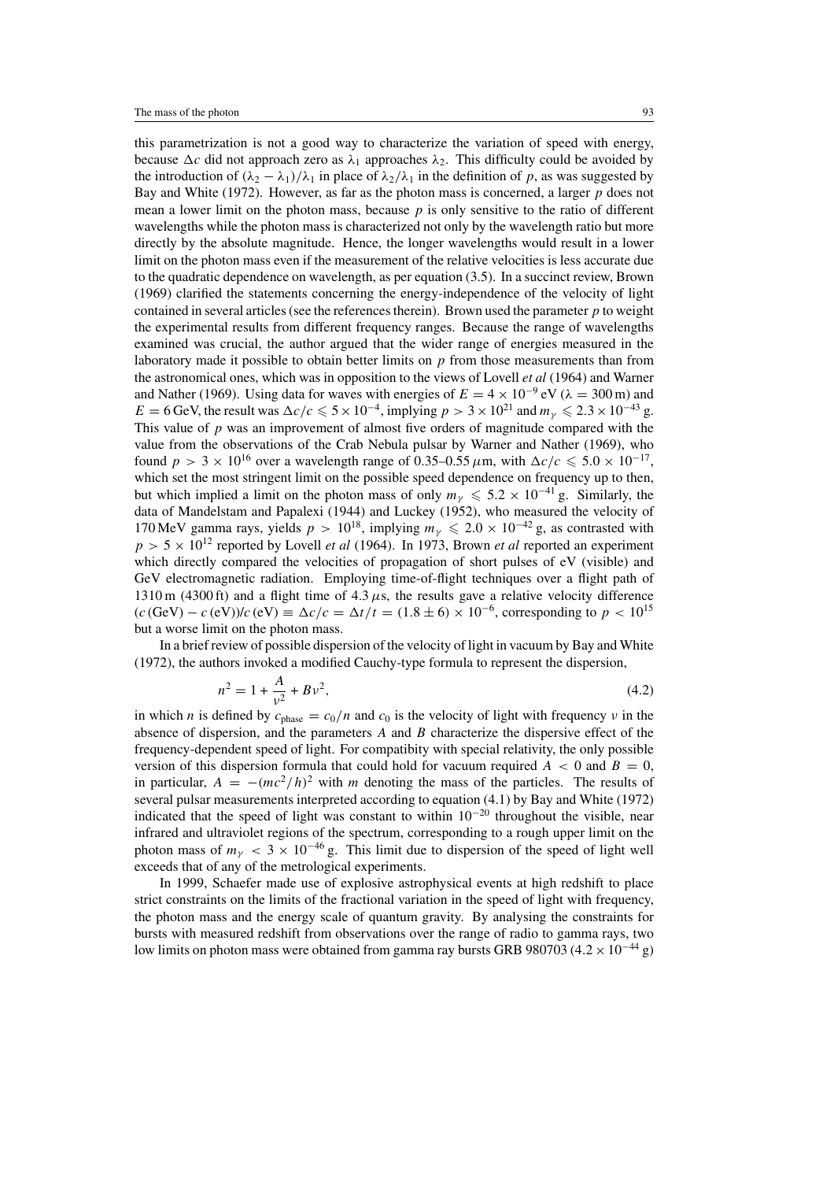this parametrization is not a good way to characterize the variation of speed with energy, because $\Delta c$ did not approach zero as $\lambda_1$ approaches $\lambda_2$. This difficulty could be avoided by the introduction of $(\lambda_2 - \lambda_1)/\lambda_1$ in place of $\lambda_2/\lambda_1$ in the definition of $p$, as was suggested by Bay and White (1972). However, as far as the photon mass is concerned, a larger $p$ does not mean a lower limit on the photon mass, because $p$ is only sensitive to the ratio of different wavelengths while the photon mass is characterized not only by the wavelength ratio but more directly by the absolute magnitude. Hence, the longer wavelengths would result in a lower limit on the photon mass even if the measurement of the relative velocities is less accurate due to the quadratic dependence on wavelength, as per equation (3.5). In a succinct review, Brown (1969) clarified the statements concerning the energy-independence of the velocity of light contained in several articles (see the references therein). Brown used the parameter $p$ to weight the experimental results from different frequency ranges. Because the range of wavelengths examined was crucial, the author argued that the wider range of energies measured in the laboratory made it possible to obtain better limits on $p$ from those measurements than from the astronomical ones, which was in opposition to the views of Lovell *et al* (1964) and Warner and Nather (1969). Using data for waves with energies of $E = 4 \times 10^{-9}$ eV ($\lambda = 300$ m) and $E = 6$ GeV, the result was $\Delta c/c \leqslant 5 \times 10^{-4}$, implying $p > 3 \times 10^{21}$ and $m_\gamma \leqslant 2.3 \times 10^{-43}$ g. This value of $p$ was an improvement of almost five orders of magnitude compared with the value from the observations of the Crab Nebula pulsar by Warner and Nather (1969), who found $p > 3 \times 10^{16}$ over a wavelength range of 0.35–0.55 $\mu$m, with $\Delta c/c \leqslant 5.0 \times 10^{-17}$, which set the most stringent limit on the possible speed dependence on frequency up to then, but which implied a limit on the photon mass of only $m_\gamma \leqslant 5.2 \times 10^{-41}$ g. Similarly, the data of Mandelstam and Papalexi (1944) and Luckey (1952), who measured the velocity of 170 MeV gamma rays, yields $p > 10^{18}$, implying $m_\gamma \leqslant 2.0 \times 10^{-42}$ g, as contrasted with $p > 5 \times 10^{12}$ reported by Lovell *et al* (1964). In 1973, Brown *et al* reported an experiment which directly compared the velocities of propagation of short pulses of eV (visible) and GeV electromagnetic radiation. Employing time-of-flight techniques over a flight path of 1310 m (4300 ft) and a flight time of 4.3 $\mu$s, the results gave a relative velocity difference $(c\,(\mathrm{GeV}) - c\,(\mathrm{eV}))/c\,(\mathrm{eV}) \equiv \Delta c/c = \Delta t/t = (1.8 \pm 6) \times 10^{-6}$, corresponding to $p < 10^{15}$ but a worse limit on the photon mass.

In a brief review of possible dispersion of the velocity of light in vacuum by Bay and White (1972), the authors invoked a modified Cauchy-type formula to represent the dispersion,

$$n^2 = 1 + \frac{A}{\nu^2} + B\nu^2, \tag{4.2}$$

in which $n$ is defined by $c_{\mathrm{phase}} = c_0/n$ and $c_0$ is the velocity of light with frequency $\nu$ in the absence of dispersion, and the parameters $A$ and $B$ characterize the dispersive effect of the frequency-dependent speed of light. For compatibity with special relativity, the only possible version of this dispersion formula that could hold for vacuum required $A < 0$ and $B = 0$, in particular, $A = -(mc^2/h)^2$ with $m$ denoting the mass of the particles. The results of several pulsar measurements interpreted according to equation (4.1) by Bay and White (1972) indicated that the speed of light was constant to within $10^{-20}$ throughout the visible, near infrared and ultraviolet regions of the spectrum, corresponding to a rough upper limit on the photon mass of $m_\gamma < 3 \times 10^{-46}$ g. This limit due to dispersion of the speed of light well exceeds that of any of the metrological experiments.

In 1999, Schaefer made use of explosive astrophysical events at high redshift to place strict constraints on the limits of the fractional variation in the speed of light with frequency, the photon mass and the energy scale of quantum gravity. By analysing the constraints for bursts with measured redshift from observations over the range of radio to gamma rays, two low limits on photon mass were obtained from gamma ray bursts GRB 980703 ($4.2 \times 10^{-44}$ g)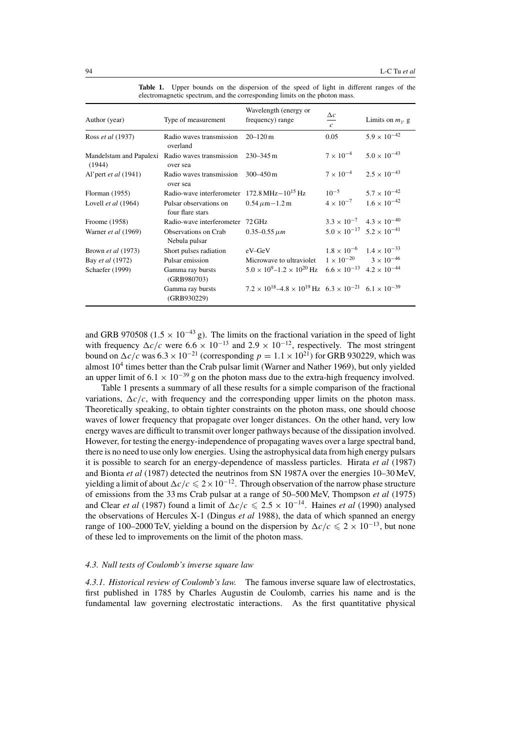**Table 1.** Upper bounds on the dispersion of the speed of light in different ranges of the electromagnetic spectrum, and the corresponding limits on the photon mass.

| Author (year) | Type of measurement | Wavelength (energy or frequency) range | $\frac{\Delta c}{c}$ | Limits on $m_\gamma$ g |
|---|---|---|---|---|
| Ross *et al* (1937) | Radio waves transmission overland | 20–120 m | 0.05 | $5.9 \times 10^{-42}$ |
| Mandelstam and Papalexi (1944) | Radio waves transmission over sea | 230–345 m | $7 \times 10^{-4}$ | $5.0 \times 10^{-43}$ |
| Al'pert *et al* (1941) | Radio waves transmission over sea | 300–450 m | $7 \times 10^{-4}$ | $2.5 \times 10^{-43}$ |
| Florman (1955) | Radio-wave interferometer | 172.8 MHz$-10^{15}$ Hz | $10^{-5}$ | $5.7 \times 10^{-42}$ |
| Lovell *et al* (1964) | Pulsar observations on four flare stars | $0.54\,\mu$m$-1.2$ m | $4 \times 10^{-7}$ | $1.6 \times 10^{-42}$ |
| Froome (1958) | Radio-wave interferometer | 72 GHz | $3.3 \times 10^{-7}$ | $4.3 \times 10^{-40}$ |
| Warner *et al* (1969) | Observations on Crab Nebula pulsar | 0.35–0.55 $\mu m$ | $5.0 \times 10^{-17}$ | $5.2 \times 10^{-41}$ |
| Brown *et al* (1973) | Short pulses radiation | eV–GeV | $1.8 \times 10^{-6}$ | $1.4 \times 10^{-33}$ |
| Bay *et al* (1972) | Pulsar emission | Microwave to ultraviolet | $1 \times 10^{-20}$ | $3 \times 10^{-46}$ |
| Schaefer (1999) | Gamma ray bursts (GRB980703) | $5.0 \times 10^{9}$–$1.2 \times 10^{20}$ Hz | $6.6 \times 10^{-13}$ | $4.2 \times 10^{-44}$ |
| | Gamma ray bursts (GRB930229) | $7.2 \times 10^{18}$–$4.8 \times 10^{19}$ Hz | $6.3 \times 10^{-21}$ | $6.1 \times 10^{-39}$ |

and GRB 970508 ($1.5 \times 10^{-43}$ g). The limits on the fractional variation in the speed of light with frequency $\Delta c/c$ were $6.6 \times 10^{-13}$ and $2.9 \times 10^{-12}$, respectively. The most stringent bound on $\Delta c/c$ was $6.3 \times 10^{-21}$ (corresponding $p = 1.1 \times 10^{21}$) for GRB 930229, which was almost $10^4$ times better than the Crab pulsar limit (Warner and Nather 1969), but only yielded an upper limit of $6.1 \times 10^{-39}$ g on the photon mass due to the extra-high frequency involved.

Table 1 presents a summary of all these results for a simple comparison of the fractional variations, $\Delta c/c$, with frequency and the corresponding upper limits on the photon mass. Theoretically speaking, to obtain tighter constraints on the photon mass, one should choose waves of lower frequency that propagate over longer distances. On the other hand, very low energy waves are difficult to transmit over longer pathways because of the dissipation involved. However, for testing the energy-independence of propagating waves over a large spectral band, there is no need to use only low energies. Using the astrophysical data from high energy pulsars it is possible to search for an energy-dependence of massless particles. Hirata *et al* (1987) and Bionta *et al* (1987) detected the neutrinos from SN 1987A over the energies 10–30 MeV, yielding a limit of about $\Delta c/c \leqslant 2 \times 10^{-12}$. Through observation of the narrow phase structure of emissions from the 33 ms Crab pulsar at a range of 50–500 MeV, Thompson *et al* (1975) and Clear *et al* (1987) found a limit of $\Delta c/c \leqslant 2.5 \times 10^{-14}$. Haines *et al* (1990) analysed the observations of Hercules X-1 (Dingus *et al* 1988), the data of which spanned an energy range of 100–2000 TeV, yielding a bound on the dispersion by $\Delta c/c \leqslant 2 \times 10^{-13}$, but none of these led to improvements on the limit of the photon mass.

### *4.3. Null tests of Coulomb's inverse square law*

*4.3.1. Historical review of Coulomb's law.* The famous inverse square law of electrostatics, first published in 1785 by Charles Augustin de Coulomb, carries his name and is the fundamental law governing electrostatic interactions. As the first quantitative physical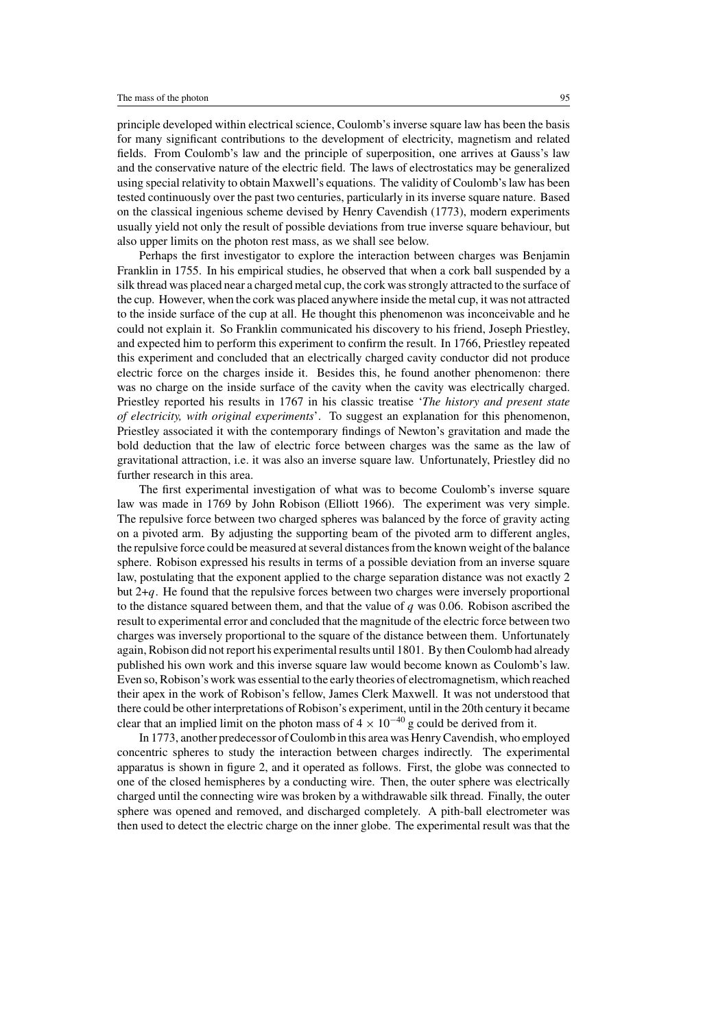principle developed within electrical science, Coulomb's inverse square law has been the basis for many significant contributions to the development of electricity, magnetism and related fields. From Coulomb's law and the principle of superposition, one arrives at Gauss's law and the conservative nature of the electric field. The laws of electrostatics may be generalized using special relativity to obtain Maxwell's equations. The validity of Coulomb's law has been tested continuously over the past two centuries, particularly in its inverse square nature. Based on the classical ingenious scheme devised by Henry Cavendish (1773), modern experiments usually yield not only the result of possible deviations from true inverse square behaviour, but also upper limits on the photon rest mass, as we shall see below.

Perhaps the first investigator to explore the interaction between charges was Benjamin Franklin in 1755. In his empirical studies, he observed that when a cork ball suspended by a silk thread was placed near a charged metal cup, the cork was strongly attracted to the surface of the cup. However, when the cork was placed anywhere inside the metal cup, it was not attracted to the inside surface of the cup at all. He thought this phenomenon was inconceivable and he could not explain it. So Franklin communicated his discovery to his friend, Joseph Priestley, and expected him to perform this experiment to confirm the result. In 1766, Priestley repeated this experiment and concluded that an electrically charged cavity conductor did not produce electric force on the charges inside it. Besides this, he found another phenomenon: there was no charge on the inside surface of the cavity when the cavity was electrically charged. Priestley reported his results in 1767 in his classic treatise '*The history and present state of electricity, with original experiments*'. To suggest an explanation for this phenomenon, Priestley associated it with the contemporary findings of Newton's gravitation and made the bold deduction that the law of electric force between charges was the same as the law of gravitational attraction, i.e. it was also an inverse square law. Unfortunately, Priestley did no further research in this area.

The first experimental investigation of what was to become Coulomb's inverse square law was made in 1769 by John Robison (Elliott 1966). The experiment was very simple. The repulsive force between two charged spheres was balanced by the force of gravity acting on a pivoted arm. By adjusting the supporting beam of the pivoted arm to different angles, the repulsive force could be measured at several distances from the known weight of the balance sphere. Robison expressed his results in terms of a possible deviation from an inverse square law, postulating that the exponent applied to the charge separation distance was not exactly 2 but $2+q$. He found that the repulsive forces between two charges were inversely proportional to the distance squared between them, and that the value of $q$ was 0.06. Robison ascribed the result to experimental error and concluded that the magnitude of the electric force between two charges was inversely proportional to the square of the distance between them. Unfortunately again, Robison did not report his experimental results until 1801. By then Coulomb had already published his own work and this inverse square law would become known as Coulomb's law. Even so, Robison's work was essential to the early theories of electromagnetism, which reached their apex in the work of Robison's fellow, James Clerk Maxwell. It was not understood that there could be other interpretations of Robison's experiment, until in the 20th century it became clear that an implied limit on the photon mass of $4 \times 10^{-40}$ g could be derived from it.

In 1773, another predecessor of Coulomb in this area was Henry Cavendish, who employed concentric spheres to study the interaction between charges indirectly. The experimental apparatus is shown in figure 2, and it operated as follows. First, the globe was connected to one of the closed hemispheres by a conducting wire. Then, the outer sphere was electrically charged until the connecting wire was broken by a withdrawable silk thread. Finally, the outer sphere was opened and removed, and discharged completely. A pith-ball electrometer was then used to detect the electric charge on the inner globe. The experimental result was that the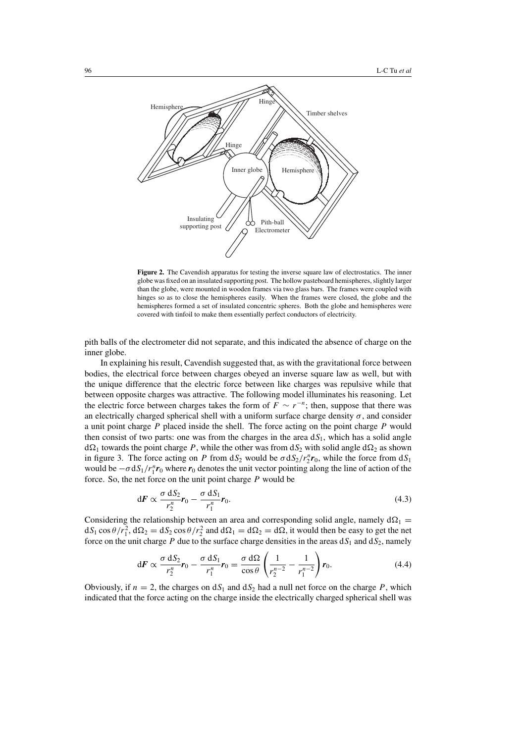**Figure 2.** The Cavendish apparatus for testing the inverse square law of electrostatics. The inner globe was fixed on an insulated supporting post. The hollow pasteboard hemispheres, slightly larger than the globe, were mounted in wooden frames via two glass bars. The frames were coupled with hinges so as to close the hemispheres easily. When the frames were closed, the globe and the hemispheres formed a set of insulated concentric spheres. Both the globe and hemispheres were covered with tinfoil to make them essentially perfect conductors of electricity.

pith balls of the electrometer did not separate, and this indicated the absence of charge on the inner globe.

In explaining his result, Cavendish suggested that, as with the gravitational force between bodies, the electrical force between charges obeyed an inverse square law as well, but with the unique difference that the electric force between like charges was repulsive while that between opposite charges was attractive. The following model illuminates his reasoning. Let the electric force between charges takes the form of $F \sim r^{-n}$; then, suppose that there was an electrically charged spherical shell with a uniform surface charge density $\sigma$, and consider a unit point charge $P$ placed inside the shell. The force acting on the point charge $P$ would then consist of two parts: one was from the charges in the area $dS_1$, which has a solid angle $d\Omega_1$ towards the point charge $P$, while the other was from $dS_2$ with solid angle $d\Omega_2$ as shown in figure 3. The force acting on $P$ from $dS_2$ would be $\sigma\, dS_2/r_2^n \boldsymbol{r}_0$, while the force from $dS_1$ would be $-\sigma\, dS_1/r_1^n \boldsymbol{r}_0$ where $\boldsymbol{r}_0$ denotes the unit vector pointing along the line of action of the force. So, the net force on the unit point charge $P$ would be

$$d\boldsymbol{F} \propto \frac{\sigma\, dS_2}{r_2^n}\boldsymbol{r}_0 - \frac{\sigma\, dS_1}{r_1^n}\boldsymbol{r}_0. \tag{4.3}$$

Considering the relationship between an area and corresponding solid angle, namely $d\Omega_1 = dS_1 \cos\theta / r_1^2$, $d\Omega_2 = dS_2 \cos\theta / r_2^2$ and $d\Omega_1 = d\Omega_2 = d\Omega$, it would then be easy to get the net force on the unit charge $P$ due to the surface charge densities in the areas $dS_1$ and $dS_2$, namely

$$d\boldsymbol{F} \propto \frac{\sigma\, dS_2}{r_2^n}\boldsymbol{r}_0 - \frac{\sigma\, dS_1}{r_1^n}\boldsymbol{r}_0 = \frac{\sigma\, d\Omega}{\cos\theta}\left(\frac{1}{r_2^{n-2}} - \frac{1}{r_1^{n-2}}\right)\boldsymbol{r}_0. \tag{4.4}$$

Obviously, if $n = 2$, the charges on $dS_1$ and $dS_2$ had a null net force on the charge $P$, which indicated that the force acting on the charge inside the electrically charged spherical shell was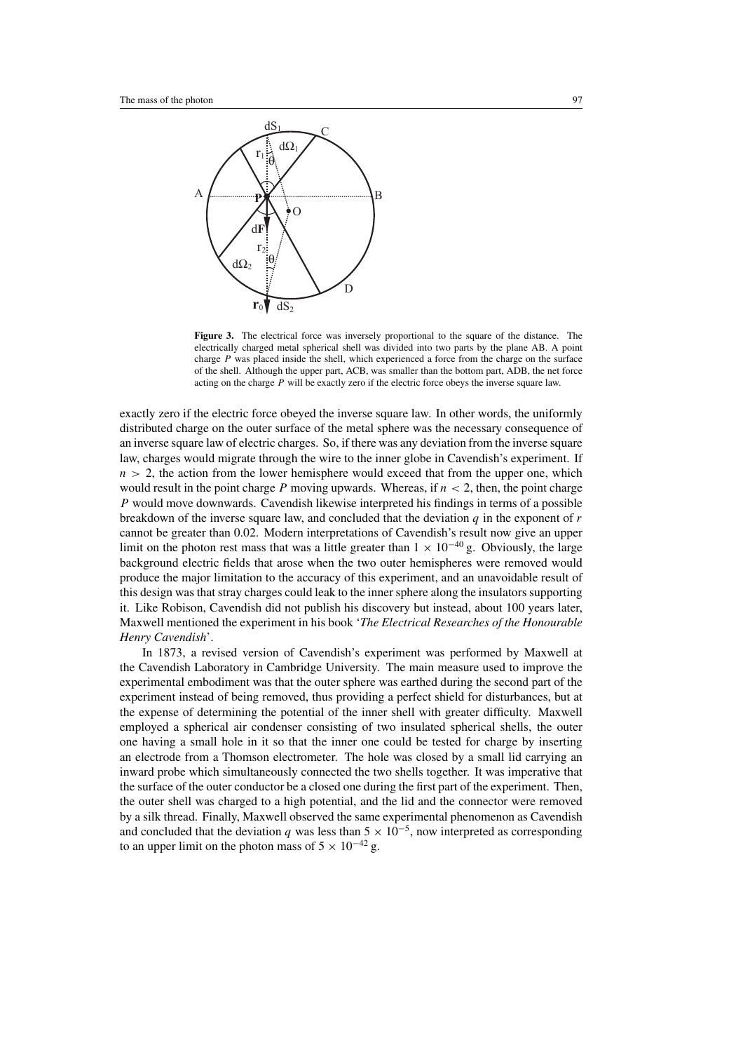**Figure 3.** The electrical force was inversely proportional to the square of the distance. The electrically charged metal spherical shell was divided into two parts by the plane AB. A point charge $P$ was placed inside the shell, which experienced a force from the charge on the surface of the shell. Although the upper part, ACB, was smaller than the bottom part, ADB, the net force acting on the charge $P$ will be exactly zero if the electric force obeys the inverse square law.

exactly zero if the electric force obeyed the inverse square law. In other words, the uniformly distributed charge on the outer surface of the metal sphere was the necessary consequence of an inverse square law of electric charges. So, if there was any deviation from the inverse square law, charges would migrate through the wire to the inner globe in Cavendish's experiment. If $n > 2$, the action from the lower hemisphere would exceed that from the upper one, which would result in the point charge $P$ moving upwards. Whereas, if $n < 2$, then, the point charge $P$ would move downwards. Cavendish likewise interpreted his findings in terms of a possible breakdown of the inverse square law, and concluded that the deviation $q$ in the exponent of $r$ cannot be greater than 0.02. Modern interpretations of Cavendish's result now give an upper limit on the photon rest mass that was a little greater than $1 \times 10^{-40}$ g. Obviously, the large background electric fields that arose when the two outer hemispheres were removed would produce the major limitation to the accuracy of this experiment, and an unavoidable result of this design was that stray charges could leak to the inner sphere along the insulators supporting it. Like Robison, Cavendish did not publish his discovery but instead, about 100 years later, Maxwell mentioned the experiment in his book '*The Electrical Researches of the Honourable Henry Cavendish*'.

In 1873, a revised version of Cavendish's experiment was performed by Maxwell at the Cavendish Laboratory in Cambridge University. The main measure used to improve the experimental embodiment was that the outer sphere was earthed during the second part of the experiment instead of being removed, thus providing a perfect shield for disturbances, but at the expense of determining the potential of the inner shell with greater difficulty. Maxwell employed a spherical air condenser consisting of two insulated spherical shells, the outer one having a small hole in it so that the inner one could be tested for charge by inserting an electrode from a Thomson electrometer. The hole was closed by a small lid carrying an inward probe which simultaneously connected the two shells together. It was imperative that the surface of the outer conductor be a closed one during the first part of the experiment. Then, the outer shell was charged to a high potential, and the lid and the connector were removed by a silk thread. Finally, Maxwell observed the same experimental phenomenon as Cavendish and concluded that the deviation $q$ was less than $5 \times 10^{-5}$, now interpreted as corresponding to an upper limit on the photon mass of $5 \times 10^{-42}$ g.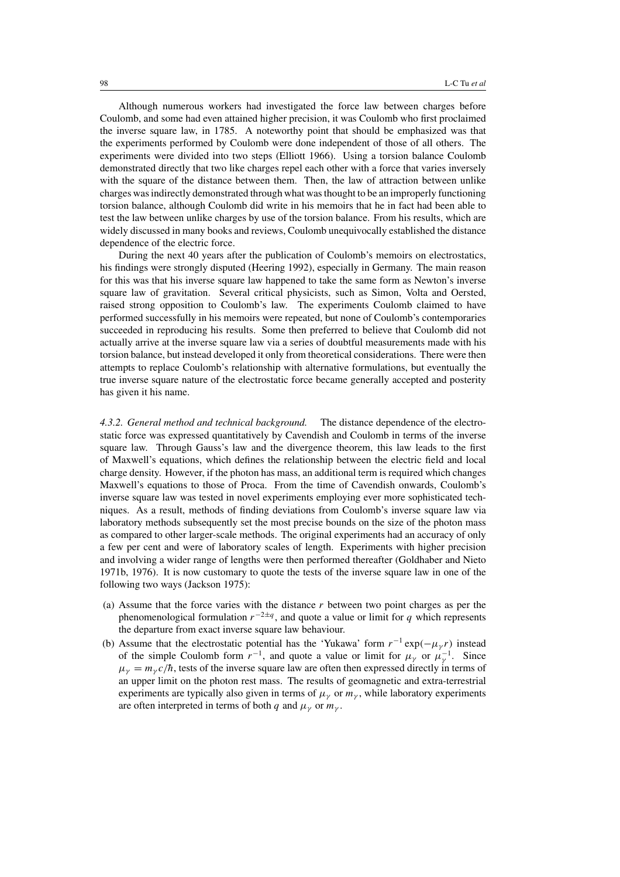Although numerous workers had investigated the force law between charges before Coulomb, and some had even attained higher precision, it was Coulomb who first proclaimed the inverse square law, in 1785. A noteworthy point that should be emphasized was that the experiments performed by Coulomb were done independent of those of all others. The experiments were divided into two steps (Elliott 1966). Using a torsion balance Coulomb demonstrated directly that two like charges repel each other with a force that varies inversely with the square of the distance between them. Then, the law of attraction between unlike charges was indirectly demonstrated through what was thought to be an improperly functioning torsion balance, although Coulomb did write in his memoirs that he in fact had been able to test the law between unlike charges by use of the torsion balance. From his results, which are widely discussed in many books and reviews, Coulomb unequivocally established the distance dependence of the electric force.

During the next 40 years after the publication of Coulomb's memoirs on electrostatics, his findings were strongly disputed (Heering 1992), especially in Germany. The main reason for this was that his inverse square law happened to take the same form as Newton's inverse square law of gravitation. Several critical physicists, such as Simon, Volta and Oersted, raised strong opposition to Coulomb's law. The experiments Coulomb claimed to have performed successfully in his memoirs were repeated, but none of Coulomb's contemporaries succeeded in reproducing his results. Some then preferred to believe that Coulomb did not actually arrive at the inverse square law via a series of doubtful measurements made with his torsion balance, but instead developed it only from theoretical considerations. There were then attempts to replace Coulomb's relationship with alternative formulations, but eventually the true inverse square nature of the electrostatic force became generally accepted and posterity has given it his name.

*4.3.2. General method and technical background.* The distance dependence of the electrostatic force was expressed quantitatively by Cavendish and Coulomb in terms of the inverse square law. Through Gauss's law and the divergence theorem, this law leads to the first of Maxwell's equations, which defines the relationship between the electric field and local charge density. However, if the photon has mass, an additional term is required which changes Maxwell's equations to those of Proca. From the time of Cavendish onwards, Coulomb's inverse square law was tested in novel experiments employing ever more sophisticated techniques. As a result, methods of finding deviations from Coulomb's inverse square law via laboratory methods subsequently set the most precise bounds on the size of the photon mass as compared to other larger-scale methods. The original experiments had an accuracy of only a few per cent and were of laboratory scales of length. Experiments with higher precision and involving a wider range of lengths were then performed thereafter (Goldhaber and Nieto 1971b, 1976). It is now customary to quote the tests of the inverse square law in one of the following two ways (Jackson 1975):

(a) Assume that the force varies with the distance $r$ between two point charges as per the phenomenological formulation $r^{-2\pm q}$, and quote a value or limit for $q$ which represents the departure from exact inverse square law behaviour.

(b) Assume that the electrostatic potential has the 'Yukawa' form $r^{-1}\exp(-\mu_\gamma r)$ instead of the simple Coulomb form $r^{-1}$, and quote a value or limit for $\mu_\gamma$ or $\mu_\gamma^{-1}$. Since $\mu_\gamma = m_\gamma c/\hbar$, tests of the inverse square law are often then expressed directly in terms of an upper limit on the photon rest mass. The results of geomagnetic and extra-terrestrial experiments are typically also given in terms of $\mu_\gamma$ or $m_\gamma$, while laboratory experiments are often interpreted in terms of both $q$ and $\mu_\gamma$ or $m_\gamma$.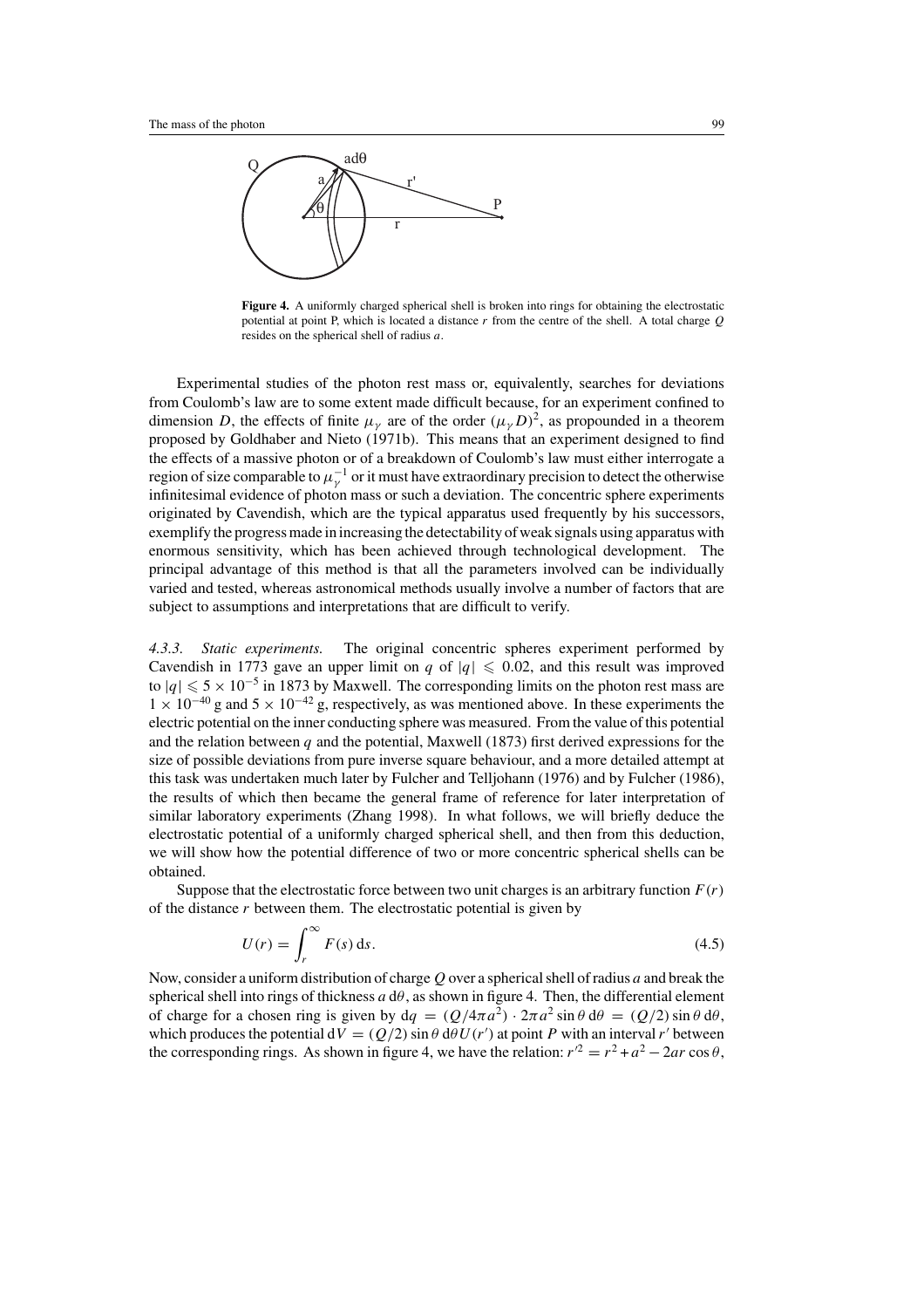**Figure 4.** A uniformly charged spherical shell is broken into rings for obtaining the electrostatic potential at point P, which is located a distance $r$ from the centre of the shell. A total charge $Q$ resides on the spherical shell of radius $a$.

Experimental studies of the photon rest mass or, equivalently, searches for deviations from Coulomb's law are to some extent made difficult because, for an experiment confined to dimension $D$, the effects of finite $\mu_\gamma$ are of the order $(\mu_\gamma D)^2$, as propounded in a theorem proposed by Goldhaber and Nieto (1971b). This means that an experiment designed to find the effects of a massive photon or of a breakdown of Coulomb's law must either interrogate a region of size comparable to $\mu_\gamma^{-1}$ or it must have extraordinary precision to detect the otherwise infinitesimal evidence of photon mass or such a deviation. The concentric sphere experiments originated by Cavendish, which are the typical apparatus used frequently by his successors, exemplify the progress made in increasing the detectability of weak signals using apparatus with enormous sensitivity, which has been achieved through technological development. The principal advantage of this method is that all the parameters involved can be individually varied and tested, whereas astronomical methods usually involve a number of factors that are subject to assumptions and interpretations that are difficult to verify.

*4.3.3. Static experiments.* The original concentric spheres experiment performed by Cavendish in 1773 gave an upper limit on $q$ of $|q| \leqslant 0.02$, and this result was improved to $|q| \leqslant 5 \times 10^{-5}$ in 1873 by Maxwell. The corresponding limits on the photon rest mass are $1 \times 10^{-40}$ g and $5 \times 10^{-42}$ g, respectively, as was mentioned above. In these experiments the electric potential on the inner conducting sphere was measured. From the value of this potential and the relation between $q$ and the potential, Maxwell (1873) first derived expressions for the size of possible deviations from pure inverse square behaviour, and a more detailed attempt at this task was undertaken much later by Fulcher and Telljohann (1976) and by Fulcher (1986), the results of which then became the general frame of reference for later interpretation of similar laboratory experiments (Zhang 1998). In what follows, we will briefly deduce the electrostatic potential of a uniformly charged spherical shell, and then from this deduction, we will show how the potential difference of two or more concentric spherical shells can be obtained.

Suppose that the electrostatic force between two unit charges is an arbitrary function $F(r)$ of the distance $r$ between them. The electrostatic potential is given by

$$U(r) = \int_r^\infty F(s)\,\mathrm{d}s. \tag{4.5}$$

Now, consider a uniform distribution of charge $Q$ over a spherical shell of radius $a$ and break the spherical shell into rings of thickness $a\,\mathrm{d}\theta$, as shown in figure 4. Then, the differential element of charge for a chosen ring is given by $\mathrm{d}q = (Q/4\pi a^2) \cdot 2\pi a^2 \sin\theta\,\mathrm{d}\theta = (Q/2)\sin\theta\,\mathrm{d}\theta$, which produces the potential $\mathrm{d}V = (Q/2)\sin\theta\,\mathrm{d}\theta U(r')$ at point $P$ with an interval $r'$ between the corresponding rings. As shown in figure 4, we have the relation: $r'^2 = r^2 + a^2 - 2ar\cos\theta$,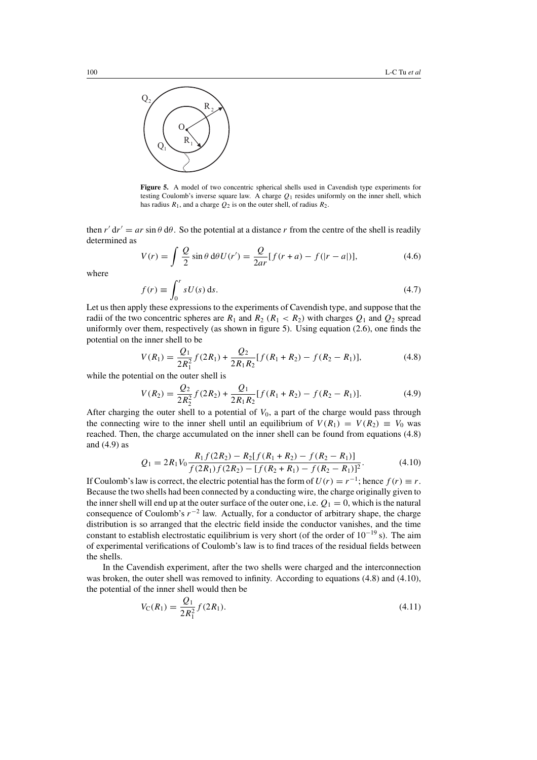**Figure 5.** A model of two concentric spherical shells used in Cavendish type experiments for testing Coulomb's inverse square law. A charge $Q_1$ resides uniformly on the inner shell, which has radius $R_1$, and a charge $Q_2$ is on the outer shell, of radius $R_2$.

then $r'\,\mathrm{d}r' = ar\sin\theta\,\mathrm{d}\theta$. So the potential at a distance $r$ from the centre of the shell is readily determined as

$$V(r) = \int \frac{Q}{2}\sin\theta\,\mathrm{d}\theta U(r') = \frac{Q}{2ar}[f(r+a) - f(|r-a|)], \tag{4.6}$$

where

$$f(r) \equiv \int_0^r sU(s)\,\mathrm{d}s. \tag{4.7}$$

Let us then apply these expressions to the experiments of Cavendish type, and suppose that the radii of the two concentric spheres are $R_1$ and $R_2$ ($R_1 < R_2$) with charges $Q_1$ and $Q_2$ spread uniformly over them, respectively (as shown in figure 5). Using equation (2.6), one finds the potential on the inner shell to be

$$V(R_1) = \frac{Q_1}{2R_1^2}f(2R_1) + \frac{Q_2}{2R_1R_2}[f(R_1+R_2) - f(R_2-R_1)], \tag{4.8}$$

while the potential on the outer shell is

$$V(R_2) = \frac{Q_2}{2R_2^2}f(2R_2) + \frac{Q_1}{2R_1R_2}[f(R_1+R_2) - f(R_2-R_1)]. \tag{4.9}$$

After charging the outer shell to a potential of $V_0$, a part of the charge would pass through the connecting wire to the inner shell until an equilibrium of $V(R_1) = V(R_2) \equiv V_0$ was reached. Then, the charge accumulated on the inner shell can be found from equations (4.8) and (4.9) as

$$Q_1 = 2R_1V_0\frac{R_1f(2R_2) - R_2[f(R_1+R_2) - f(R_2-R_1)]}{f(2R_1)f(2R_2) - [f(R_2+R_1) - f(R_2-R_1)]^2}. \tag{4.10}$$

If Coulomb's law is correct, the electric potential has the form of $U(r) = r^{-1}$; hence $f(r) \equiv r$. Because the two shells had been connected by a conducting wire, the charge originally given to the inner shell will end up at the outer surface of the outer one, i.e. $Q_1 = 0$, which is the natural consequence of Coulomb's $r^{-2}$ law. Actually, for a conductor of arbitrary shape, the charge distribution is so arranged that the electric field inside the conductor vanishes, and the time constant to establish electrostatic equilibrium is very short (of the order of $10^{-19}$ s). The aim of experimental verifications of Coulomb's law is to find traces of the residual fields between the shells.

In the Cavendish experiment, after the two shells were charged and the interconnection was broken, the outer shell was removed to infinity. According to equations (4.8) and (4.10), the potential of the inner shell would then be

$$V_{\mathrm{C}}(R_1) = \frac{Q_1}{2R_1^2}f(2R_1). \tag{4.11}$$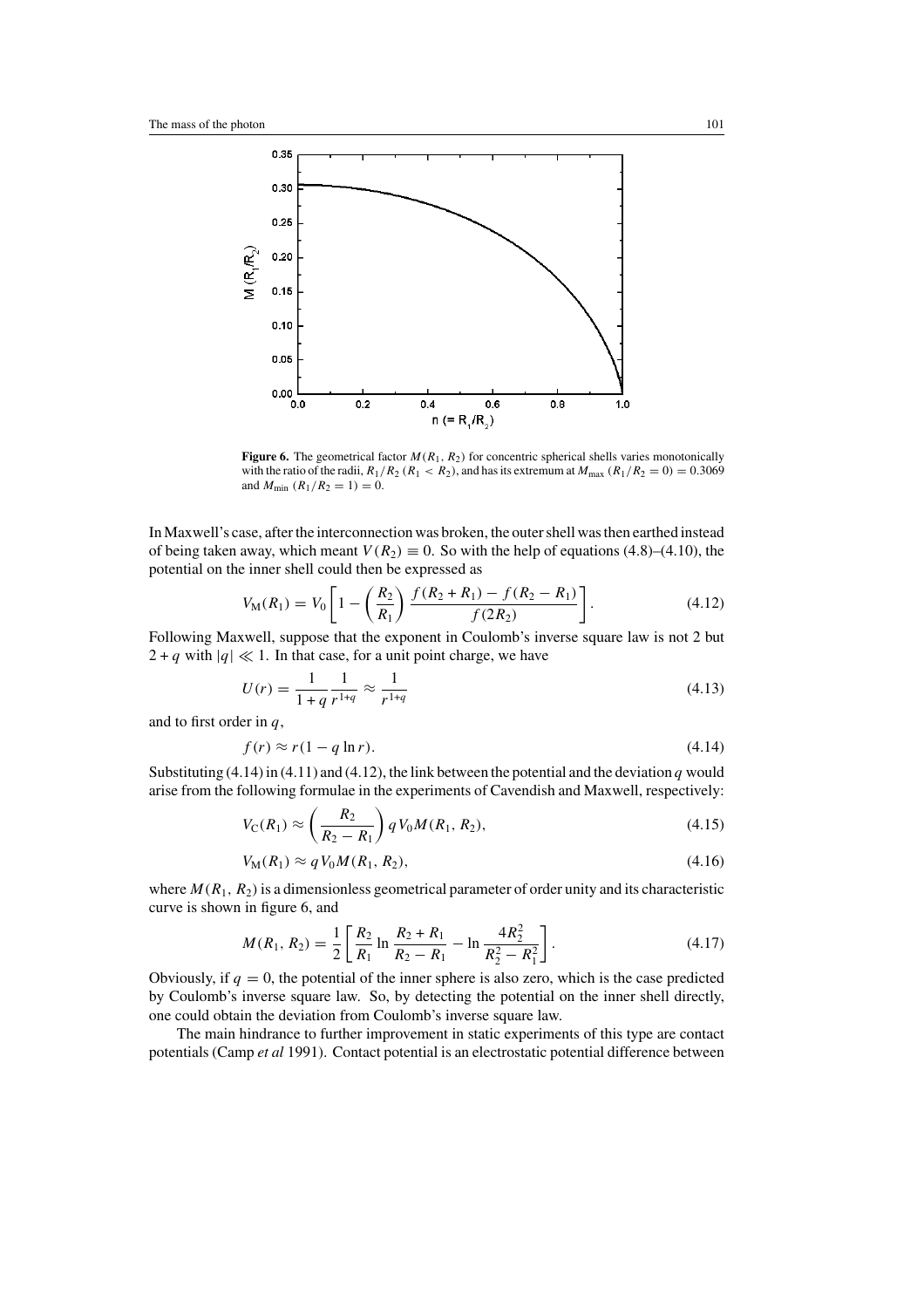**Figure 6.** The geometrical factor $M(R_1, R_2)$ for concentric spherical shells varies monotonically with the ratio of the radii, $R_1/R_2$ ($R_1 < R_2$), and has its extremum at $M_{\max}$ ($R_1/R_2 = 0$) = 0.3069 and $M_{\min}$ ($R_1/R_2 = 1$) = 0.

In Maxwell's case, after the interconnection was broken, the outer shell was then earthed instead of being taken away, which meant $V(R_2) \equiv 0$. So with the help of equations (4.8)–(4.10), the potential on the inner shell could then be expressed as

$$V_{\rm M}(R_1) = V_0 \left[ 1 - \left( \frac{R_2}{R_1} \right) \frac{f(R_2 + R_1) - f(R_2 - R_1)}{f(2R_2)} \right]. \tag{4.12}$$

Following Maxwell, suppose that the exponent in Coulomb's inverse square law is not 2 but $2 + q$ with $|q| \ll 1$. In that case, for a unit point charge, we have

$$U(r) = \frac{1}{1+q} \frac{1}{r^{1+q}} \approx \frac{1}{r^{1+q}} \tag{4.13}$$

and to first order in $q$,

$$f(r) \approx r(1 - q \ln r). \tag{4.14}$$

Substituting (4.14) in (4.11) and (4.12), the link between the potential and the deviation $q$ would arise from the following formulae in the experiments of Cavendish and Maxwell, respectively:

$$V_{\rm C}(R_1) \approx \left( \frac{R_2}{R_2 - R_1} \right) q V_0 M(R_1, R_2), \tag{4.15}$$

$$V_{\rm M}(R_1) \approx q V_0 M(R_1, R_2), \tag{4.16}$$

where $M(R_1, R_2)$ is a dimensionless geometrical parameter of order unity and its characteristic curve is shown in figure 6, and

$$M(R_1, R_2) = \frac{1}{2} \left[ \frac{R_2}{R_1} \ln \frac{R_2 + R_1}{R_2 - R_1} - \ln \frac{4R_2^2}{R_2^2 - R_1^2} \right]. \tag{4.17}$$

Obviously, if $q = 0$, the potential of the inner sphere is also zero, which is the case predicted by Coulomb's inverse square law. So, by detecting the potential on the inner shell directly, one could obtain the deviation from Coulomb's inverse square law.

The main hindrance to further improvement in static experiments of this type are contact potentials (Camp *et al* 1991). Contact potential is an electrostatic potential difference between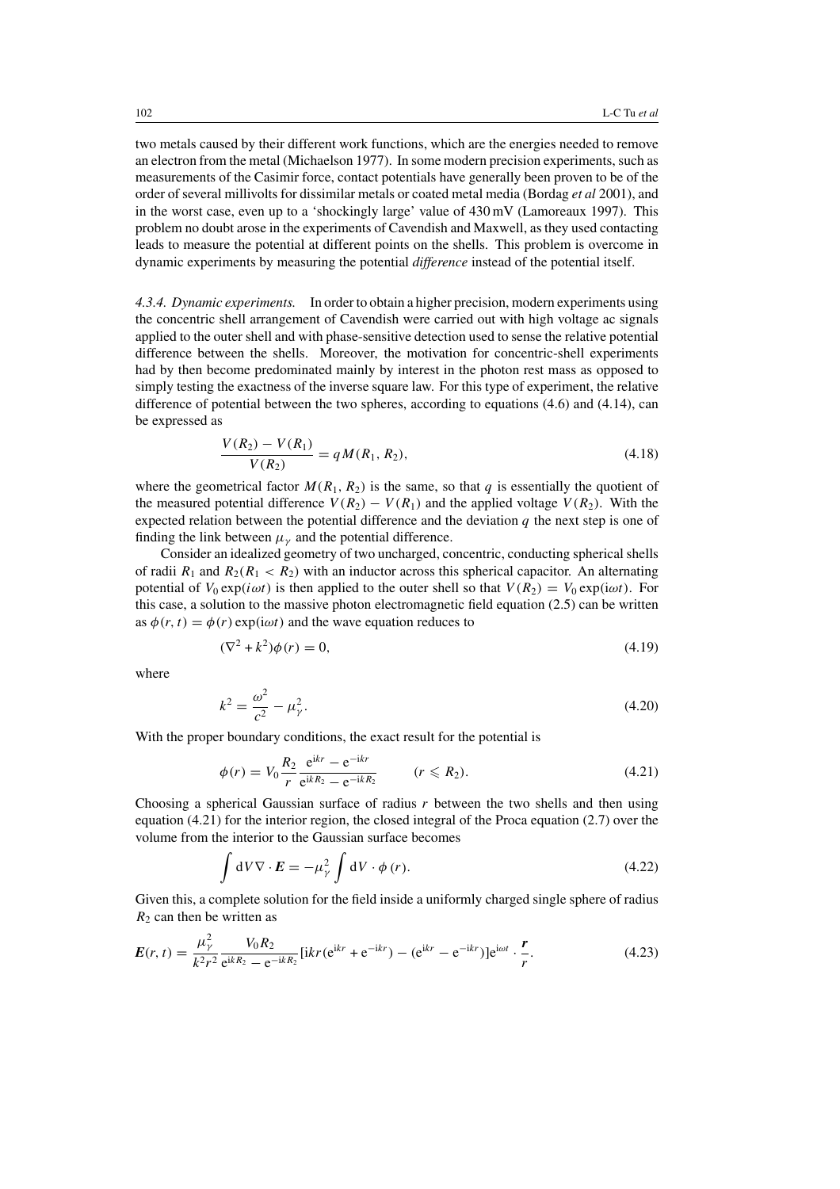two metals caused by their different work functions, which are the energies needed to remove an electron from the metal (Michaelson 1977). In some modern precision experiments, such as measurements of the Casimir force, contact potentials have generally been proven to be of the order of several millivolts for dissimilar metals or coated metal media (Bordag *et al* 2001), and in the worst case, even up to a 'shockingly large' value of 430 mV (Lamoreaux 1997). This problem no doubt arose in the experiments of Cavendish and Maxwell, as they used contacting leads to measure the potential at different points on the shells. This problem is overcome in dynamic experiments by measuring the potential *difference* instead of the potential itself.

*4.3.4. Dynamic experiments.* In order to obtain a higher precision, modern experiments using the concentric shell arrangement of Cavendish were carried out with high voltage ac signals applied to the outer shell and with phase-sensitive detection used to sense the relative potential difference between the shells. Moreover, the motivation for concentric-shell experiments had by then become predominated mainly by interest in the photon rest mass as opposed to simply testing the exactness of the inverse square law. For this type of experiment, the relative difference of potential between the two spheres, according to equations (4.6) and (4.14), can be expressed as

$$\frac{V(R_2) - V(R_1)}{V(R_2)} = qM(R_1, R_2), \tag{4.18}$$

where the geometrical factor $M(R_1, R_2)$ is the same, so that $q$ is essentially the quotient of the measured potential difference $V(R_2) - V(R_1)$ and the applied voltage $V(R_2)$. With the expected relation between the potential difference and the deviation $q$ the next step is one of finding the link between $\mu_\gamma$ and the potential difference.

Consider an idealized geometry of two uncharged, concentric, conducting spherical shells of radii $R_1$ and $R_2 (R_1 < R_2)$ with an inductor across this spherical capacitor. An alternating potential of $V_0 \exp(i\omega t)$ is then applied to the outer shell so that $V(R_2) = V_0 \exp(\mathrm{i}\omega t)$. For this case, a solution to the massive photon electromagnetic field equation (2.5) can be written as $\phi(r, t) = \phi(r) \exp(\mathrm{i}\omega t)$ and the wave equation reduces to

$$(\nabla^2 + k^2)\phi(r) = 0, \tag{4.19}$$

where

$$k^2 = \frac{\omega^2}{c^2} - \mu_\gamma^2. \tag{4.20}$$

With the proper boundary conditions, the exact result for the potential is

$$\phi(r) = V_0 \frac{R_2}{r} \frac{\mathrm{e}^{\mathrm{i}kr} - \mathrm{e}^{-\mathrm{i}kr}}{\mathrm{e}^{\mathrm{i}kR_2} - \mathrm{e}^{-\mathrm{i}kR_2}} \qquad (r \leqslant R_2). \tag{4.21}$$

Choosing a spherical Gaussian surface of radius $r$ between the two shells and then using equation (4.21) for the interior region, the closed integral of the Proca equation (2.7) over the volume from the interior to the Gaussian surface becomes

$$\int \mathrm{d}V \nabla \cdot \boldsymbol{E} = -\mu_\gamma^2 \int \mathrm{d}V \cdot \phi(r). \tag{4.22}$$

Given this, a complete solution for the field inside a uniformly charged single sphere of radius $R_2$ can then be written as

$$\boldsymbol{E}(r, t) = \frac{\mu_\gamma^2}{k^2 r^2} \frac{V_0 R_2}{\mathrm{e}^{\mathrm{i}kR_2} - \mathrm{e}^{-\mathrm{i}kR_2}} [\mathrm{i}kr(\mathrm{e}^{\mathrm{i}kr} + \mathrm{e}^{-\mathrm{i}kr}) - (\mathrm{e}^{\mathrm{i}kr} - \mathrm{e}^{-\mathrm{i}kr})]\mathrm{e}^{\mathrm{i}\omega t} \cdot \frac{\boldsymbol{r}}{r}. \tag{4.23}$$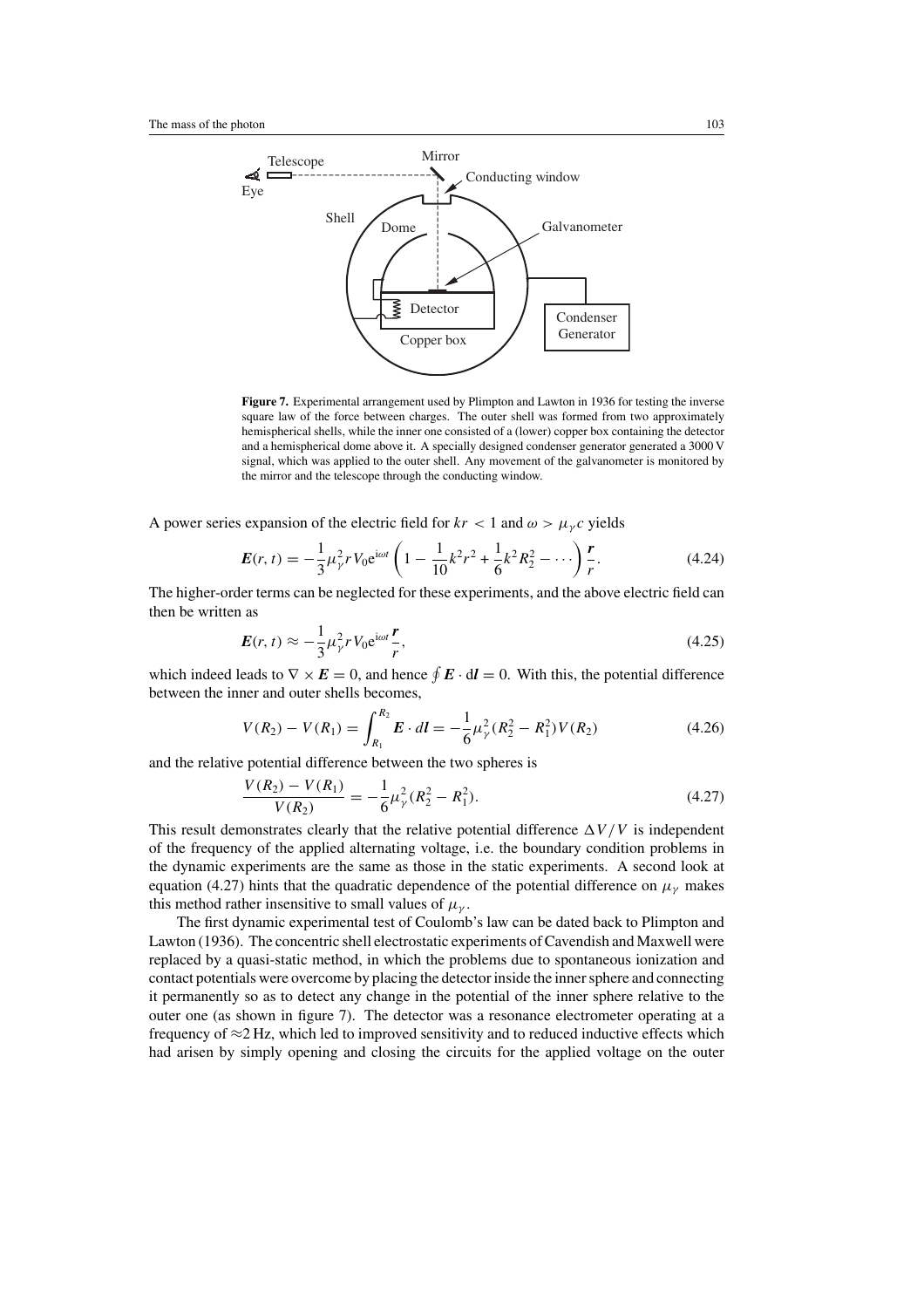**Figure 7.** Experimental arrangement used by Plimpton and Lawton in 1936 for testing the inverse square law of the force between charges. The outer shell was formed from two approximately hemispherical shells, while the inner one consisted of a (lower) copper box containing the detector and a hemispherical dome above it. A specially designed condenser generator generated a 3000 V signal, which was applied to the outer shell. Any movement of the galvanometer is monitored by the mirror and the telescope through the conducting window.

A power series expansion of the electric field for $kr < 1$ and $\omega > \mu_\gamma c$ yields

$$\boldsymbol{E}(r,t) = -\frac{1}{3}\mu_\gamma^2 r V_0 \mathrm{e}^{\mathrm{i}\omega t}\left(1 - \frac{1}{10}k^2r^2 + \frac{1}{6}k^2R_2^2 - \cdots\right)\frac{\boldsymbol{r}}{r}. \tag{4.24}$$

The higher-order terms can be neglected for these experiments, and the above electric field can then be written as

$$\boldsymbol{E}(r,t) \approx -\frac{1}{3}\mu_\gamma^2 r V_0 \mathrm{e}^{\mathrm{i}\omega t}\frac{\boldsymbol{r}}{r}, \tag{4.25}$$

which indeed leads to $\nabla \times \boldsymbol{E} = 0$, and hence $\oint \boldsymbol{E}\cdot \mathrm{d}\boldsymbol{l} = 0$. With this, the potential difference between the inner and outer shells becomes,

$$V(R_2) - V(R_1) = \int_{R_1}^{R_2} \boldsymbol{E}\cdot d\boldsymbol{l} = -\frac{1}{6}\mu_\gamma^2(R_2^2 - R_1^2)V(R_2) \tag{4.26}$$

and the relative potential difference between the two spheres is

$$\frac{V(R_2) - V(R_1)}{V(R_2)} = -\frac{1}{6}\mu_\gamma^2(R_2^2 - R_1^2). \tag{4.27}$$

This result demonstrates clearly that the relative potential difference $\Delta V/V$ is independent of the frequency of the applied alternating voltage, i.e. the boundary condition problems in the dynamic experiments are the same as those in the static experiments. A second look at equation (4.27) hints that the quadratic dependence of the potential difference on $\mu_\gamma$ makes this method rather insensitive to small values of $\mu_\gamma$.

The first dynamic experimental test of Coulomb's law can be dated back to Plimpton and Lawton (1936). The concentric shell electrostatic experiments of Cavendish and Maxwell were replaced by a quasi-static method, in which the problems due to spontaneous ionization and contact potentials were overcome by placing the detector inside the inner sphere and connecting it permanently so as to detect any change in the potential of the inner sphere relative to the outer one (as shown in figure 7). The detector was a resonance electrometer operating at a frequency of $\approx$2 Hz, which led to improved sensitivity and to reduced inductive effects which had arisen by simply opening and closing the circuits for the applied voltage on the outer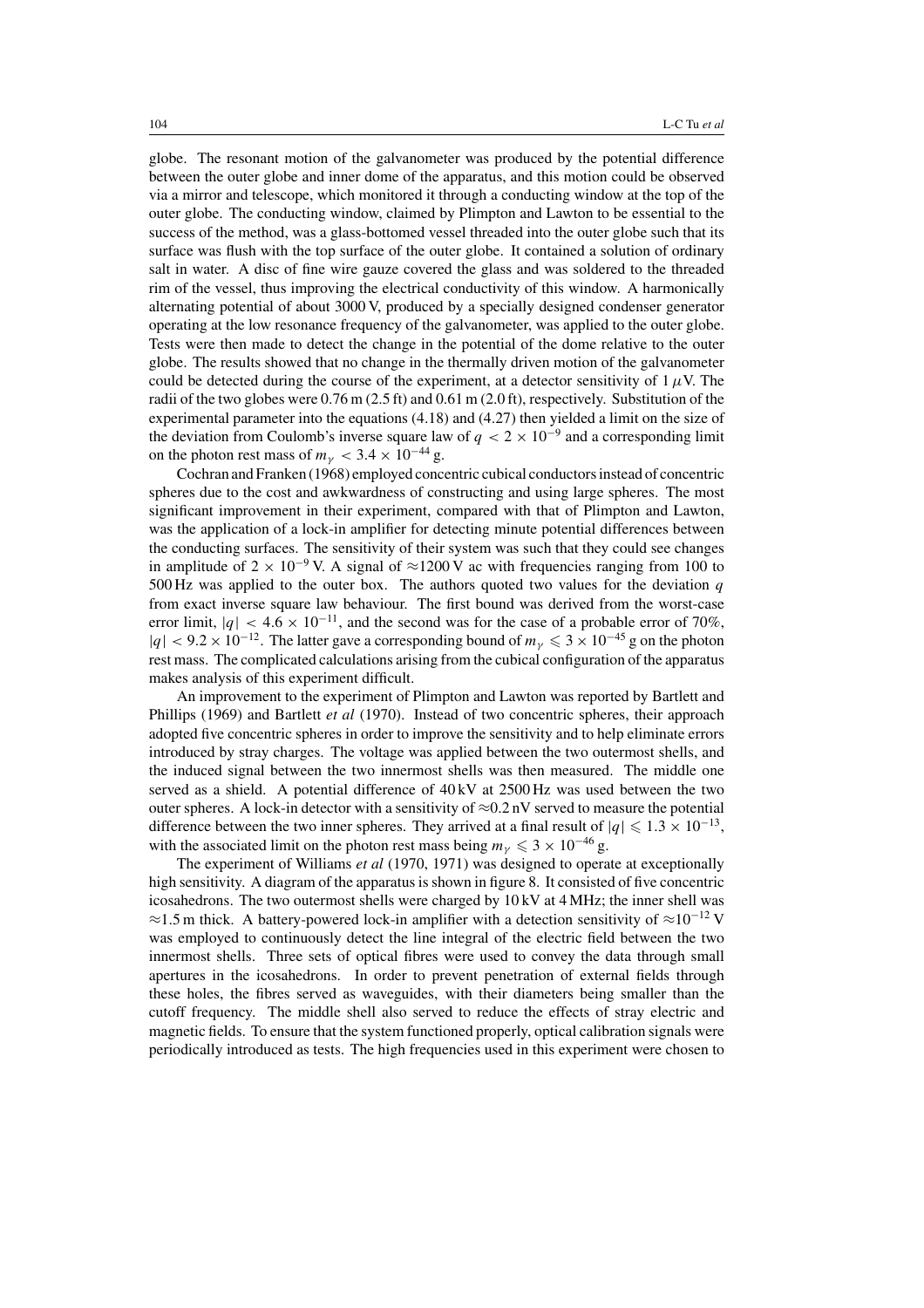globe. The resonant motion of the galvanometer was produced by the potential difference between the outer globe and inner dome of the apparatus, and this motion could be observed via a mirror and telescope, which monitored it through a conducting window at the top of the outer globe. The conducting window, claimed by Plimpton and Lawton to be essential to the success of the method, was a glass-bottomed vessel threaded into the outer globe such that its surface was flush with the top surface of the outer globe. It contained a solution of ordinary salt in water. A disc of fine wire gauze covered the glass and was soldered to the threaded rim of the vessel, thus improving the electrical conductivity of this window. A harmonically alternating potential of about 3000 V, produced by a specially designed condenser generator operating at the low resonance frequency of the galvanometer, was applied to the outer globe. Tests were then made to detect the change in the potential of the dome relative to the outer globe. The results showed that no change in the thermally driven motion of the galvanometer could be detected during the course of the experiment, at a detector sensitivity of 1 $\mu$V. The radii of the two globes were 0.76 m (2.5 ft) and 0.61 m (2.0 ft), respectively. Substitution of the experimental parameter into the equations (4.18) and (4.27) then yielded a limit on the size of the deviation from Coulomb's inverse square law of $q < 2 \times 10^{-9}$ and a corresponding limit on the photon rest mass of $m_\gamma < 3.4 \times 10^{-44}$ g.

Cochran and Franken (1968) employed concentric cubical conductors instead of concentric spheres due to the cost and awkwardness of constructing and using large spheres. The most significant improvement in their experiment, compared with that of Plimpton and Lawton, was the application of a lock-in amplifier for detecting minute potential differences between the conducting surfaces. The sensitivity of their system was such that they could see changes in amplitude of $2 \times 10^{-9}$ V. A signal of $\approx$1200 V ac with frequencies ranging from 100 to 500 Hz was applied to the outer box. The authors quoted two values for the deviation $q$ from exact inverse square law behaviour. The first bound was derived from the worst-case error limit, $|q| < 4.6 \times 10^{-11}$, and the second was for the case of a probable error of 70%, $|q| < 9.2 \times 10^{-12}$. The latter gave a corresponding bound of $m_\gamma \leqslant 3 \times 10^{-45}$ g on the photon rest mass. The complicated calculations arising from the cubical configuration of the apparatus makes analysis of this experiment difficult.

An improvement to the experiment of Plimpton and Lawton was reported by Bartlett and Phillips (1969) and Bartlett *et al* (1970). Instead of two concentric spheres, their approach adopted five concentric spheres in order to improve the sensitivity and to help eliminate errors introduced by stray charges. The voltage was applied between the two outermost shells, and the induced signal between the two innermost shells was then measured. The middle one served as a shield. A potential difference of 40 kV at 2500 Hz was used between the two outer spheres. A lock-in detector with a sensitivity of $\approx$0.2 nV served to measure the potential difference between the two inner spheres. They arrived at a final result of $|q| \leqslant 1.3 \times 10^{-13}$, with the associated limit on the photon rest mass being $m_\gamma \leqslant 3 \times 10^{-46}$ g.

The experiment of Williams *et al* (1970, 1971) was designed to operate at exceptionally high sensitivity. A diagram of the apparatus is shown in figure 8. It consisted of five concentric icosahedrons. The two outermost shells were charged by 10 kV at 4 MHz; the inner shell was $\approx$1.5 m thick. A battery-powered lock-in amplifier with a detection sensitivity of $\approx 10^{-12}$ V was employed to continuously detect the line integral of the electric field between the two innermost shells. Three sets of optical fibres were used to convey the data through small apertures in the icosahedrons. In order to prevent penetration of external fields through these holes, the fibres served as waveguides, with their diameters being smaller than the cutoff frequency. The middle shell also served to reduce the effects of stray electric and magnetic fields. To ensure that the system functioned properly, optical calibration signals were periodically introduced as tests. The high frequencies used in this experiment were chosen to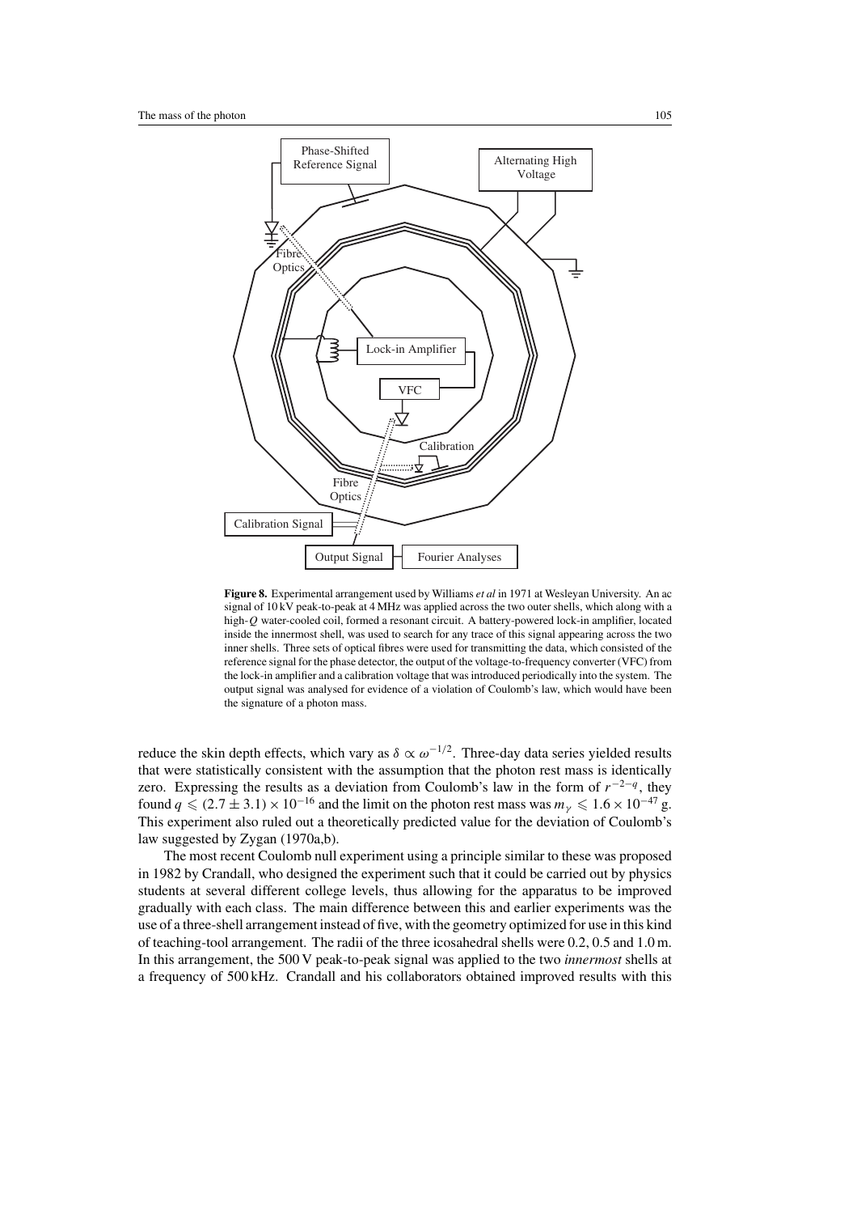**Figure 8.** Experimental arrangement used by Williams *et al* in 1971 at Wesleyan University. An ac signal of 10 kV peak-to-peak at 4 MHz was applied across the two outer shells, which along with a high-$Q$ water-cooled coil, formed a resonant circuit. A battery-powered lock-in amplifier, located inside the innermost shell, was used to search for any trace of this signal appearing across the two inner shells. Three sets of optical fibres were used for transmitting the data, which consisted of the reference signal for the phase detector, the output of the voltage-to-frequency converter (VFC) from the lock-in amplifier and a calibration voltage that was introduced periodically into the system. The output signal was analysed for evidence of a violation of Coulomb's law, which would have been the signature of a photon mass.

reduce the skin depth effects, which vary as $\delta \propto \omega^{-1/2}$. Three-day data series yielded results that were statistically consistent with the assumption that the photon rest mass is identically zero. Expressing the results as a deviation from Coulomb's law in the form of $r^{-2-q}$, they found $q \leqslant (2.7 \pm 3.1) \times 10^{-16}$ and the limit on the photon rest mass was $m_\gamma \leqslant 1.6 \times 10^{-47}$ g. This experiment also ruled out a theoretically predicted value for the deviation of Coulomb's law suggested by Zygan (1970a,b).

The most recent Coulomb null experiment using a principle similar to these was proposed in 1982 by Crandall, who designed the experiment such that it could be carried out by physics students at several different college levels, thus allowing for the apparatus to be improved gradually with each class. The main difference between this and earlier experiments was the use of a three-shell arrangement instead of five, with the geometry optimized for use in this kind of teaching-tool arrangement. The radii of the three icosahedral shells were 0.2, 0.5 and 1.0 m. In this arrangement, the 500 V peak-to-peak signal was applied to the two *innermost* shells at a frequency of 500 kHz. Crandall and his collaborators obtained improved results with this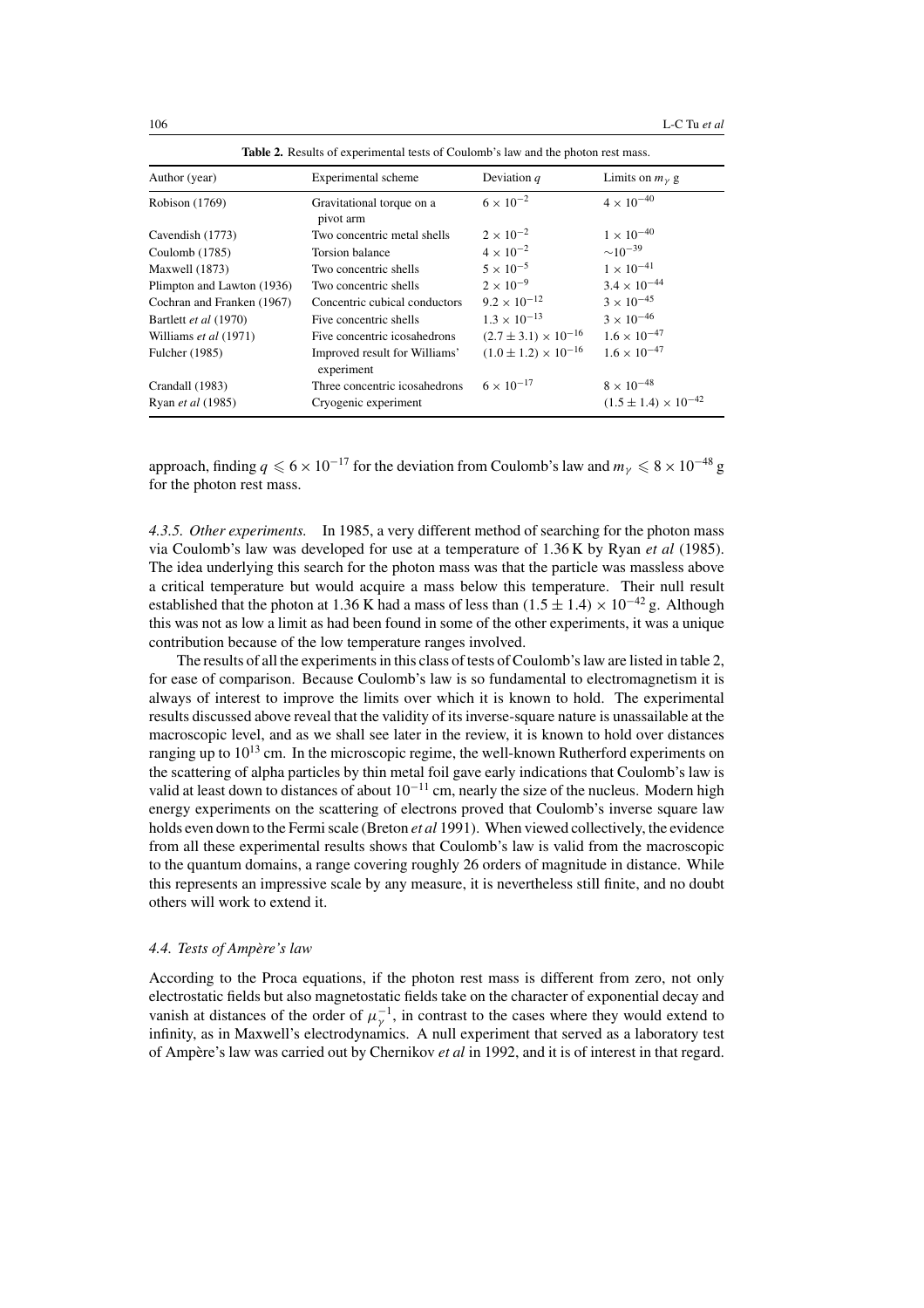**Table 2.** Results of experimental tests of Coulomb's law and the photon rest mass.

| Author (year) | Experimental scheme | Deviation $q$ | Limits on $m_\gamma$ g |
|---|---|---|---|
| Robison (1769) | Gravitational torque on a pivot arm | $6 \times 10^{-2}$ | $4 \times 10^{-40}$ |
| Cavendish (1773) | Two concentric metal shells | $2 \times 10^{-2}$ | $1 \times 10^{-40}$ |
| Coulomb (1785) | Torsion balance | $4 \times 10^{-2}$ | $\sim 10^{-39}$ |
| Maxwell (1873) | Two concentric shells | $5 \times 10^{-5}$ | $1 \times 10^{-41}$ |
| Plimpton and Lawton (1936) | Two concentric shells | $2 \times 10^{-9}$ | $3.4 \times 10^{-44}$ |
| Cochran and Franken (1967) | Concentric cubical conductors | $9.2 \times 10^{-12}$ | $3 \times 10^{-45}$ |
| Bartlett *et al* (1970) | Five concentric shells | $1.3 \times 10^{-13}$ | $3 \times 10^{-46}$ |
| Williams *et al* (1971) | Five concentric icosahedrons | $(2.7 \pm 3.1) \times 10^{-16}$ | $1.6 \times 10^{-47}$ |
| Fulcher (1985) | Improved result for Williams' experiment | $(1.0 \pm 1.2) \times 10^{-16}$ | $1.6 \times 10^{-47}$ |
| Crandall (1983) | Three concentric icosahedrons | $6 \times 10^{-17}$ | $8 \times 10^{-48}$ |
| Ryan *et al* (1985) | Cryogenic experiment | | $(1.5 \pm 1.4) \times 10^{-42}$ |

approach, finding $q \leqslant 6 \times 10^{-17}$ for the deviation from Coulomb's law and $m_\gamma \leqslant 8 \times 10^{-48}$ g for the photon rest mass.

*4.3.5. Other experiments.* In 1985, a very different method of searching for the photon mass via Coulomb's law was developed for use at a temperature of 1.36 K by Ryan *et al* (1985). The idea underlying this search for the photon mass was that the particle was massless above a critical temperature but would acquire a mass below this temperature. Their null result established that the photon at 1.36 K had a mass of less than $(1.5 \pm 1.4) \times 10^{-42}$ g. Although this was not as low a limit as had been found in some of the other experiments, it was a unique contribution because of the low temperature ranges involved.

The results of all the experiments in this class of tests of Coulomb's law are listed in table 2, for ease of comparison. Because Coulomb's law is so fundamental to electromagnetism it is always of interest to improve the limits over which it is known to hold. The experimental results discussed above reveal that the validity of its inverse-square nature is unassailable at the macroscopic level, and as we shall see later in the review, it is known to hold over distances ranging up to $10^{13}$ cm. In the microscopic regime, the well-known Rutherford experiments on the scattering of alpha particles by thin metal foil gave early indications that Coulomb's law is valid at least down to distances of about $10^{-11}$ cm, nearly the size of the nucleus. Modern high energy experiments on the scattering of electrons proved that Coulomb's inverse square law holds even down to the Fermi scale (Breton *et al* 1991). When viewed collectively, the evidence from all these experimental results shows that Coulomb's law is valid from the macroscopic to the quantum domains, a range covering roughly 26 orders of magnitude in distance. While this represents an impressive scale by any measure, it is nevertheless still finite, and no doubt others will work to extend it.

### *4.4. Tests of Ampère's law*

According to the Proca equations, if the photon rest mass is different from zero, not only electrostatic fields but also magnetostatic fields take on the character of exponential decay and vanish at distances of the order of $\mu_\gamma^{-1}$, in contrast to the cases where they would extend to infinity, as in Maxwell's electrodynamics. A null experiment that served as a laboratory test of Ampère's law was carried out by Chernikov *et al* in 1992, and it is of interest in that regard.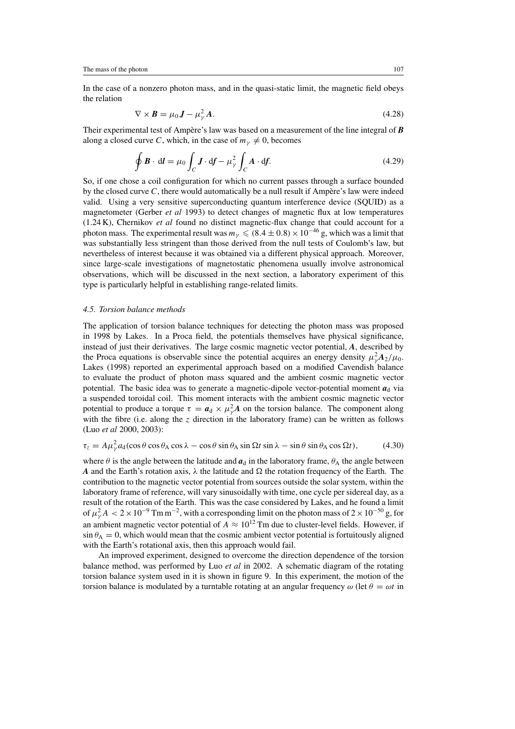In the case of a nonzero photon mass, and in the quasi-static limit, the magnetic field obeys the relation

$$\nabla \times \boldsymbol{B} = \mu_0 \boldsymbol{J} - \mu_\gamma^2 \boldsymbol{A}. \tag{4.28}$$

Their experimental test of Ampère's law was based on a measurement of the line integral of $\boldsymbol{B}$ along a closed curve $C$, which, in the case of $m_\gamma \neq 0$, becomes

$$\oint \boldsymbol{B} \cdot \, \mathrm{d}\boldsymbol{l} = \mu_0 \int_C \boldsymbol{J} \cdot \mathrm{d}\boldsymbol{f} - \mu_\gamma^2 \int_C \boldsymbol{A} \cdot \mathrm{d}\boldsymbol{f}. \tag{4.29}$$

So, if one chose a coil configuration for which no current passes through a surface bounded by the closed curve $C$, there would automatically be a null result if Ampère's law were indeed valid. Using a very sensitive superconducting quantum interference device (SQUID) as a magnetometer (Gerber *et al* 1993) to detect changes of magnetic flux at low temperatures (1.24 K), Chernikov *et al* found no distinct magnetic-flux change that could account for a photon mass. The experimental result was $m_\gamma \leqslant (8.4 \pm 0.8) \times 10^{-46}$ g, which was a limit that was substantially less stringent than those derived from the null tests of Coulomb's law, but nevertheless of interest because it was obtained via a different physical approach. Moreover, since large-scale investigations of magnetostatic phenomena usually involve astronomical observations, which will be discussed in the next section, a laboratory experiment of this type is particularly helpful in establishing range-related limits.

### *4.5. Torsion balance methods*

The application of torsion balance techniques for detecting the photon mass was proposed in 1998 by Lakes. In a Proca field, the potentials themselves have physical significance, instead of just their derivatives. The large cosmic magnetic vector potential, $\boldsymbol{A}$, described by the Proca equations is observable since the potential acquires an energy density $\mu_\gamma^2 \boldsymbol{A}_2/\mu_0$. Lakes (1998) reported an experimental approach based on a modified Cavendish balance to evaluate the product of photon mass squared and the ambient cosmic magnetic vector potential. The basic idea was to generate a magnetic-dipole vector-potential moment $\boldsymbol{a}_\mathrm{d}$ via a suspended toroidal coil. This moment interacts with the ambient cosmic magnetic vector potential to produce a torque $\tau = \boldsymbol{a}_\mathrm{d} \times \mu_\gamma^2 \boldsymbol{A}$ on the torsion balance. The component along with the fibre (i.e. along the $z$ direction in the laboratory frame) can be written as follows (Luo *et al* 2000, 2003):

$$\tau_z = A\mu_\gamma^2 a_\mathrm{d} (\cos\theta \cos\theta_\mathrm{A} \cos\lambda - \cos\theta \sin\theta_\mathrm{A} \sin\Omega t \sin\lambda - \sin\theta \sin\theta_\mathrm{A} \cos\Omega t), \tag{4.30}$$

where $\theta$ is the angle between the latitude and $\boldsymbol{a}_\mathrm{d}$ in the laboratory frame, $\theta_\mathrm{A}$ the angle between $\boldsymbol{A}$ and the Earth's rotation axis, $\lambda$ the latitude and $\Omega$ the rotation frequency of the Earth. The contribution to the magnetic vector potential from sources outside the solar system, within the laboratory frame of reference, will vary sinusoidally with time, one cycle per sidereal day, as a result of the rotation of the Earth. This was the case considered by Lakes, and he found a limit of $\mu_\gamma^2 A < 2 \times 10^{-9}$ T m m$^{-2}$, with a corresponding limit on the photon mass of $2 \times 10^{-50}$ g, for an ambient magnetic vector potential of $A \approx 10^{12}$ T m due to cluster-level fields. However, if $\sin\theta_\mathrm{A} = 0$, which would mean that the cosmic ambient vector potential is fortuitously aligned with the Earth's rotational axis, then this approach would fail.

An improved experiment, designed to overcome the direction dependence of the torsion balance method, was performed by Luo *et al* in 2002. A schematic diagram of the rotating torsion balance system used in it is shown in figure 9. In this experiment, the motion of the torsion balance is modulated by a turntable rotating at an angular frequency $\omega$ (let $\theta = \omega t$ in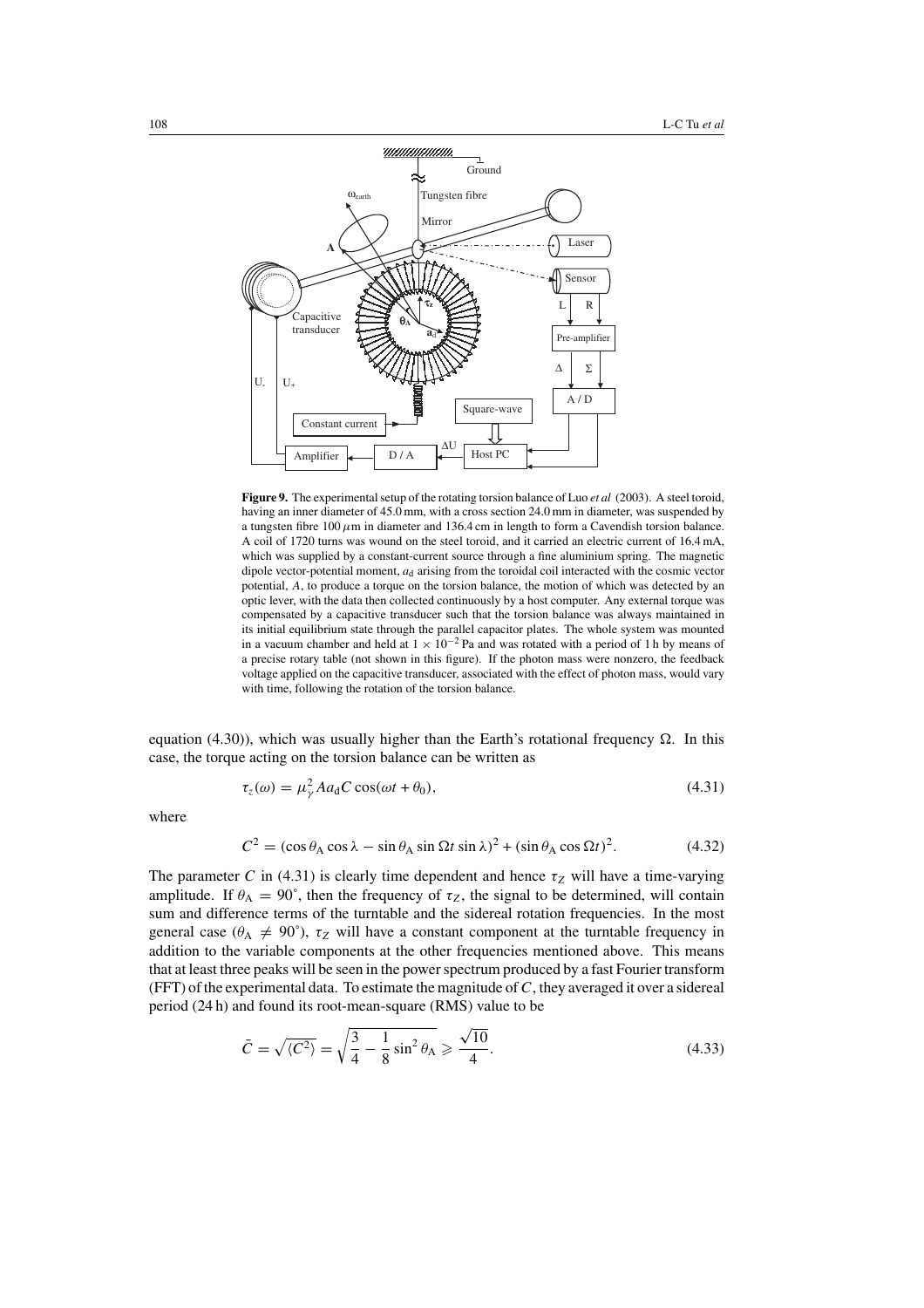**Figure 9.** The experimental setup of the rotating torsion balance of Luo *et al* (2003). A steel toroid, having an inner diameter of 45.0 mm, with a cross section 24.0 mm in diameter, was suspended by a tungsten fibre 100 $\mu$m in diameter and 136.4 cm in length to form a Cavendish torsion balance. A coil of 1720 turns was wound on the steel toroid, and it carried an electric current of 16.4 mA, which was supplied by a constant-current source through a fine aluminium spring. The magnetic dipole vector-potential moment, $a_d$ arising from the toroidal coil interacted with the cosmic vector potential, $A$, to produce a torque on the torsion balance, the motion of which was detected by an optic lever, with the data then collected continuously by a host computer. Any external torque was compensated by a capacitive transducer such that the torsion balance was always maintained in its initial equilibrium state through the parallel capacitor plates. The whole system was mounted in a vacuum chamber and held at $1 \times 10^{-2}$ Pa and was rotated with a period of 1 h by means of a precise rotary table (not shown in this figure). If the photon mass were nonzero, the feedback voltage applied on the capacitive transducer, associated with the effect of photon mass, would vary with time, following the rotation of the torsion balance.

equation (4.30)), which was usually higher than the Earth's rotational frequency $\Omega$. In this case, the torque acting on the torsion balance can be written as

$$\tau_z(\omega) = \mu_\gamma^2 A a_d C \cos(\omega t + \theta_0), \tag{4.31}$$

where

$$C^2 = (\cos\theta_A \cos\lambda - \sin\theta_A \sin\Omega t \sin\lambda)^2 + (\sin\theta_A \cos\Omega t)^2. \tag{4.32}$$

The parameter $C$ in (4.31) is clearly time dependent and hence $\tau_Z$ will have a time-varying amplitude. If $\theta_A = 90^\circ$, then the frequency of $\tau_Z$, the signal to be determined, will contain sum and difference terms of the turntable and the sidereal rotation frequencies. In the most general case ($\theta_A \neq 90^\circ$), $\tau_Z$ will have a constant component at the turntable frequency in addition to the variable components at the other frequencies mentioned above. This means that at least three peaks will be seen in the power spectrum produced by a fast Fourier transform (FFT) of the experimental data. To estimate the magnitude of $C$, they averaged it over a sidereal period (24 h) and found its root-mean-square (RMS) value to be

$$\bar{C} = \sqrt{\langle C^2 \rangle} = \sqrt{\frac{3}{4} - \frac{1}{8}\sin^2\theta_A} \geqslant \frac{\sqrt{10}}{4}. \tag{4.33}$$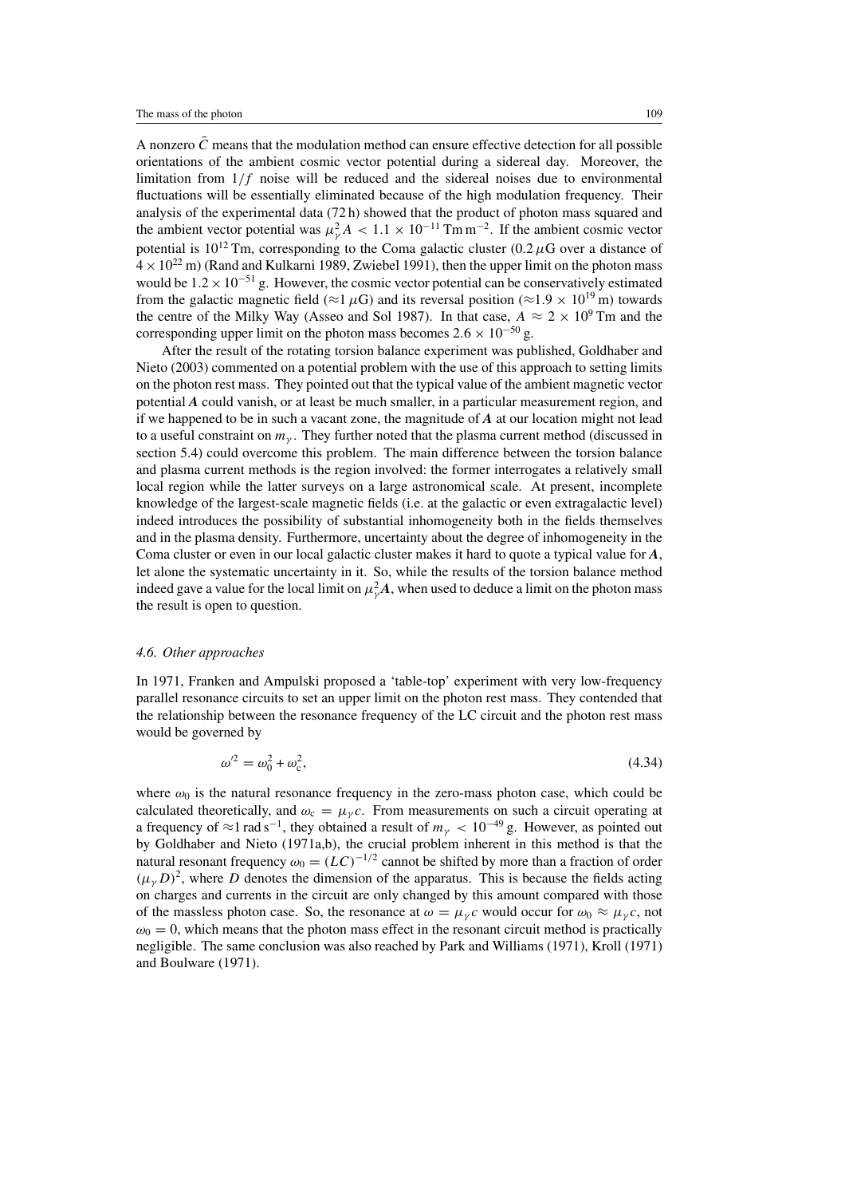A nonzero $\bar{C}$ means that the modulation method can ensure effective detection for all possible orientations of the ambient cosmic vector potential during a sidereal day. Moreover, the limitation from $1/f$ noise will be reduced and the sidereal noises due to environmental fluctuations will be essentially eliminated because of the high modulation frequency. Their analysis of the experimental data (72 h) showed that the product of photon mass squared and the ambient vector potential was $\mu_\gamma^2 A < 1.1 \times 10^{-11}\,\mathrm{T\,m\,m^{-2}}$. If the ambient cosmic vector potential is $10^{12}$ Tm, corresponding to the Coma galactic cluster ($0.2\,\mu$G over a distance of $4 \times 10^{22}$ m) (Rand and Kulkarni 1989, Zwiebel 1991), then the upper limit on the photon mass would be $1.2 \times 10^{-51}$ g. However, the cosmic vector potential can be conservatively estimated from the galactic magnetic field ($\approx$1 $\mu$G) and its reversal position ($\approx$1.9 $\times$ $10^{19}$ m) towards the centre of the Milky Way (Asseo and Sol 1987). In that case, $A \approx 2 \times 10^9$ Tm and the corresponding upper limit on the photon mass becomes $2.6 \times 10^{-50}$ g.

After the result of the rotating torsion balance experiment was published, Goldhaber and Nieto (2003) commented on a potential problem with the use of this approach to setting limits on the photon rest mass. They pointed out that the typical value of the ambient magnetic vector potential $\boldsymbol{A}$ could vanish, or at least be much smaller, in a particular measurement region, and if we happened to be in such a vacant zone, the magnitude of $\boldsymbol{A}$ at our location might not lead to a useful constraint on $m_\gamma$. They further noted that the plasma current method (discussed in section 5.4) could overcome this problem. The main difference between the torsion balance and plasma current methods is the region involved: the former interrogates a relatively small local region while the latter surveys on a large astronomical scale. At present, incomplete knowledge of the largest-scale magnetic fields (i.e. at the galactic or even extragalactic level) indeed introduces the possibility of substantial inhomogeneity both in the fields themselves and in the plasma density. Furthermore, uncertainty about the degree of inhomogeneity in the Coma cluster or even in our local galactic cluster makes it hard to quote a typical value for $\boldsymbol{A}$, let alone the systematic uncertainty in it. So, while the results of the torsion balance method indeed gave a value for the local limit on $\mu_\gamma^2 \boldsymbol{A}$, when used to deduce a limit on the photon mass the result is open to question.

### *4.6. Other approaches*

In 1971, Franken and Ampulski proposed a 'table-top' experiment with very low-frequency parallel resonance circuits to set an upper limit on the photon rest mass. They contended that the relationship between the resonance frequency of the LC circuit and the photon rest mass would be governed by

$$\omega'^2 = \omega_0^2 + \omega_c^2, \tag{4.34}$$

where $\omega_0$ is the natural resonance frequency in the zero-mass photon case, which could be calculated theoretically, and $\omega_c = \mu_\gamma c$. From measurements on such a circuit operating at a frequency of $\approx$1 rad s$^{-1}$, they obtained a result of $m_\gamma < 10^{-49}$ g. However, as pointed out by Goldhaber and Nieto (1971a,b), the crucial problem inherent in this method is that the natural resonant frequency $\omega_0 = (LC)^{-1/2}$ cannot be shifted by more than a fraction of order $(\mu_\gamma D)^2$, where $D$ denotes the dimension of the apparatus. This is because the fields acting on charges and currents in the circuit are only changed by this amount compared with those of the massless photon case. So, the resonance at $\omega = \mu_\gamma c$ would occur for $\omega_0 \approx \mu_\gamma c$, not $\omega_0 = 0$, which means that the photon mass effect in the resonant circuit method is practically negligible. The same conclusion was also reached by Park and Williams (1971), Kroll (1971) and Boulware (1971).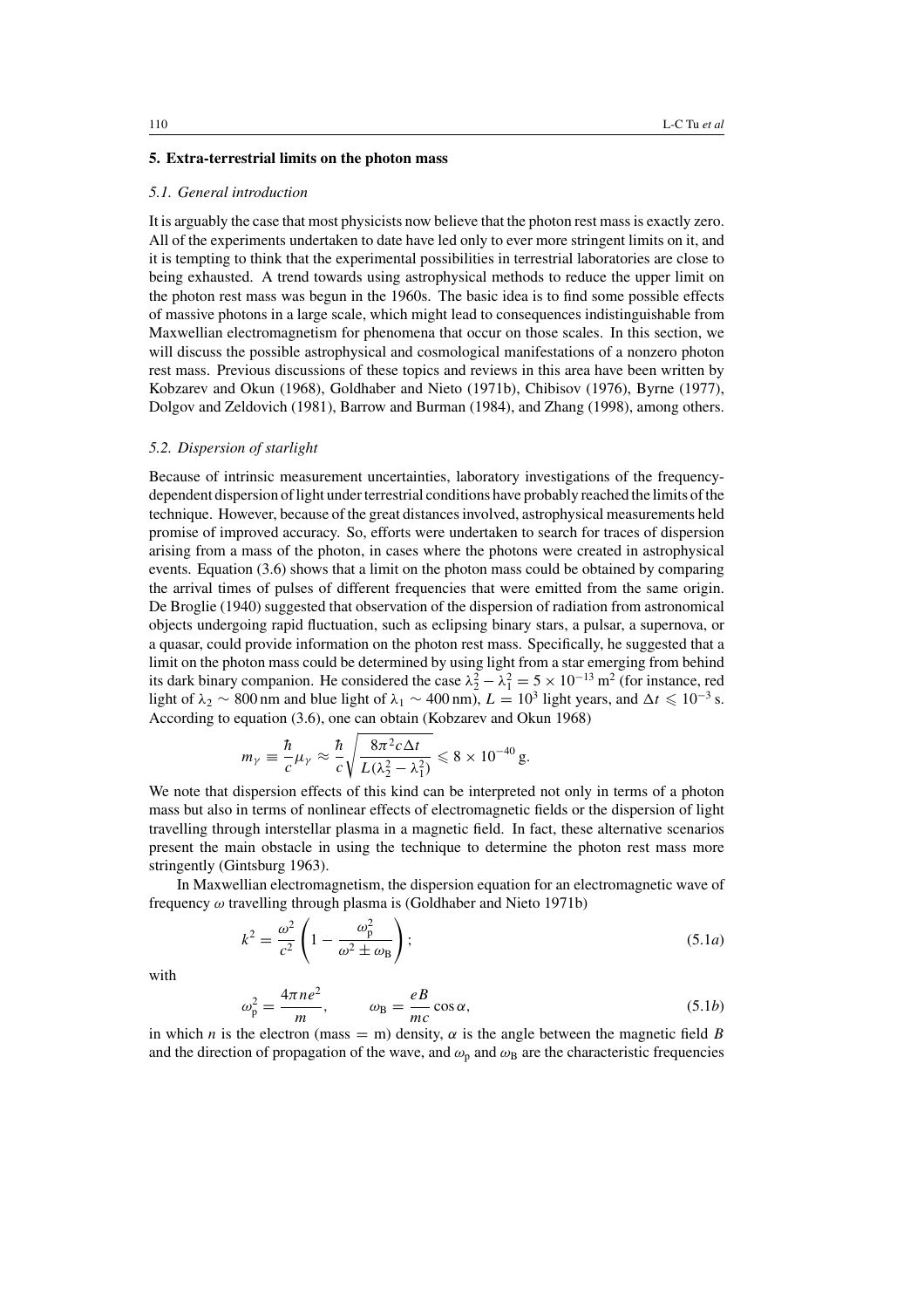## 5. Extra-terrestrial limits on the photon mass

### 5.1. General introduction

It is arguably the case that most physicists now believe that the photon rest mass is exactly zero. All of the experiments undertaken to date have led only to ever more stringent limits on it, and it is tempting to think that the experimental possibilities in terrestrial laboratories are close to being exhausted. A trend towards using astrophysical methods to reduce the upper limit on the photon rest mass was begun in the 1960s. The basic idea is to find some possible effects of massive photons in a large scale, which might lead to consequences indistinguishable from Maxwellian electromagnetism for phenomena that occur on those scales. In this section, we will discuss the possible astrophysical and cosmological manifestations of a nonzero photon rest mass. Previous discussions of these topics and reviews in this area have been written by Kobzarev and Okun (1968), Goldhaber and Nieto (1971b), Chibisov (1976), Byrne (1977), Dolgov and Zeldovich (1981), Barrow and Burman (1984), and Zhang (1998), among others.

### 5.2. Dispersion of starlight

Because of intrinsic measurement uncertainties, laboratory investigations of the frequency-dependent dispersion of light under terrestrial conditions have probably reached the limits of the technique. However, because of the great distances involved, astrophysical measurements held promise of improved accuracy. So, efforts were undertaken to search for traces of dispersion arising from a mass of the photon, in cases where the photons were created in astrophysical events. Equation (3.6) shows that a limit on the photon mass could be obtained by comparing the arrival times of pulses of different frequencies that were emitted from the same origin. De Broglie (1940) suggested that observation of the dispersion of radiation from astronomical objects undergoing rapid fluctuation, such as eclipsing binary stars, a pulsar, a supernova, or a quasar, could provide information on the photon rest mass. Specifically, he suggested that a limit on the photon mass could be determined by using light from a star emerging from behind its dark binary companion. He considered the case $\lambda_2^2 - \lambda_1^2 = 5 \times 10^{-13}\,\mathrm{m}^2$ (for instance, red light of $\lambda_2 \sim 800\,\mathrm{nm}$ and blue light of $\lambda_1 \sim 400\,\mathrm{nm}$), $L = 10^3$ light years, and $\Delta t \leqslant 10^{-3}\,\mathrm{s}$. According to equation (3.6), one can obtain (Kobzarev and Okun 1968)

$$m_\gamma \equiv \frac{\hbar}{c}\mu_\gamma \approx \frac{\hbar}{c}\sqrt{\frac{8\pi^2 c\Delta t}{L(\lambda_2^2 - \lambda_1^2)}} \leqslant 8 \times 10^{-40}\,\mathrm{g}.$$

We note that dispersion effects of this kind can be interpreted not only in terms of a photon mass but also in terms of nonlinear effects of electromagnetic fields or the dispersion of light travelling through interstellar plasma in a magnetic field. In fact, these alternative scenarios present the main obstacle in using the technique to determine the photon rest mass more stringently (Gintsburg 1963).

In Maxwellian electromagnetism, the dispersion equation for an electromagnetic wave of frequency $\omega$ travelling through plasma is (Goldhaber and Nieto 1971b)

$$k^2 = \frac{\omega^2}{c^2}\left(1 - \frac{\omega_\mathrm{p}^2}{\omega^2 \pm \omega_\mathrm{B}}\right); \tag{5.1a}$$

with

$$\omega_\mathrm{p}^2 = \frac{4\pi n e^2}{m}, \qquad \omega_\mathrm{B} = \frac{eB}{mc}\cos\alpha, \tag{5.1b}$$

in which $n$ is the electron (mass = m) density, $\alpha$ is the angle between the magnetic field $B$ and the direction of propagation of the wave, and $\omega_\mathrm{p}$ and $\omega_\mathrm{B}$ are the characteristic frequencies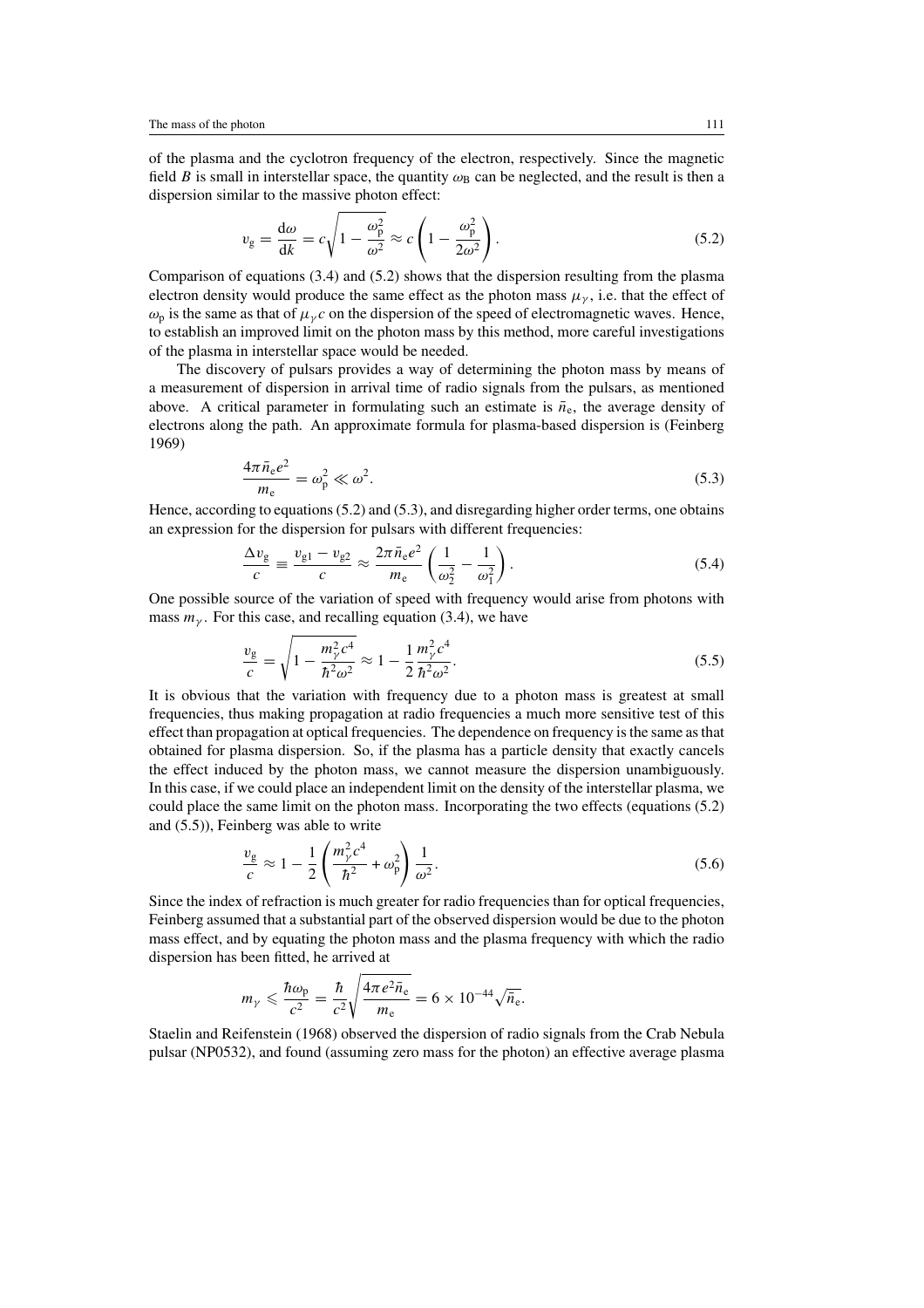of the plasma and the cyclotron frequency of the electron, respectively. Since the magnetic field $B$ is small in interstellar space, the quantity $\omega_B$ can be neglected, and the result is then a dispersion similar to the massive photon effect:

$$v_g = \frac{d\omega}{dk} = c\sqrt{1 - \frac{\omega_p^2}{\omega^2}} \approx c\left(1 - \frac{\omega_p^2}{2\omega^2}\right). \tag{5.2}$$

Comparison of equations (3.4) and (5.2) shows that the dispersion resulting from the plasma electron density would produce the same effect as the photon mass $\mu_\gamma$, i.e. that the effect of $\omega_p$ is the same as that of $\mu_\gamma c$ on the dispersion of the speed of electromagnetic waves. Hence, to establish an improved limit on the photon mass by this method, more careful investigations of the plasma in interstellar space would be needed.

The discovery of pulsars provides a way of determining the photon mass by means of a measurement of dispersion in arrival time of radio signals from the pulsars, as mentioned above. A critical parameter in formulating such an estimate is $\bar{n}_e$, the average density of electrons along the path. An approximate formula for plasma-based dispersion is (Feinberg 1969)

$$\frac{4\pi \bar{n}_e e^2}{m_e} = \omega_p^2 \ll \omega^2. \tag{5.3}$$

Hence, according to equations (5.2) and (5.3), and disregarding higher order terms, one obtains an expression for the dispersion for pulsars with different frequencies:

$$\frac{\Delta v_g}{c} \equiv \frac{v_{g1} - v_{g2}}{c} \approx \frac{2\pi \bar{n}_e e^2}{m_e}\left(\frac{1}{\omega_2^2} - \frac{1}{\omega_1^2}\right). \tag{5.4}$$

One possible source of the variation of speed with frequency would arise from photons with mass $m_\gamma$. For this case, and recalling equation (3.4), we have

$$\frac{v_g}{c} = \sqrt{1 - \frac{m_\gamma^2 c^4}{\hbar^2 \omega^2}} \approx 1 - \frac{1}{2}\frac{m_\gamma^2 c^4}{\hbar^2 \omega^2}. \tag{5.5}$$

It is obvious that the variation with frequency due to a photon mass is greatest at small frequencies, thus making propagation at radio frequencies a much more sensitive test of this effect than propagation at optical frequencies. The dependence on frequency is the same as that obtained for plasma dispersion. So, if the plasma has a particle density that exactly cancels the effect induced by the photon mass, we cannot measure the dispersion unambiguously. In this case, if we could place an independent limit on the density of the interstellar plasma, we could place the same limit on the photon mass. Incorporating the two effects (equations (5.2) and (5.5)), Feinberg was able to write

$$\frac{v_g}{c} \approx 1 - \frac{1}{2}\left(\frac{m_\gamma^2 c^4}{\hbar^2} + \omega_p^2\right)\frac{1}{\omega^2}. \tag{5.6}$$

Since the index of refraction is much greater for radio frequencies than for optical frequencies, Feinberg assumed that a substantial part of the observed dispersion would be due to the photon mass effect, and by equating the photon mass and the plasma frequency with which the radio dispersion has been fitted, he arrived at

$$m_\gamma \leqslant \frac{\hbar \omega_p}{c^2} = \frac{\hbar}{c^2}\sqrt{\frac{4\pi e^2 \bar{n}_e}{m_e}} = 6 \times 10^{-44}\sqrt{\bar{n}_e}.$$

Staelin and Reifenstein (1968) observed the dispersion of radio signals from the Crab Nebula pulsar (NP0532), and found (assuming zero mass for the photon) an effective average plasma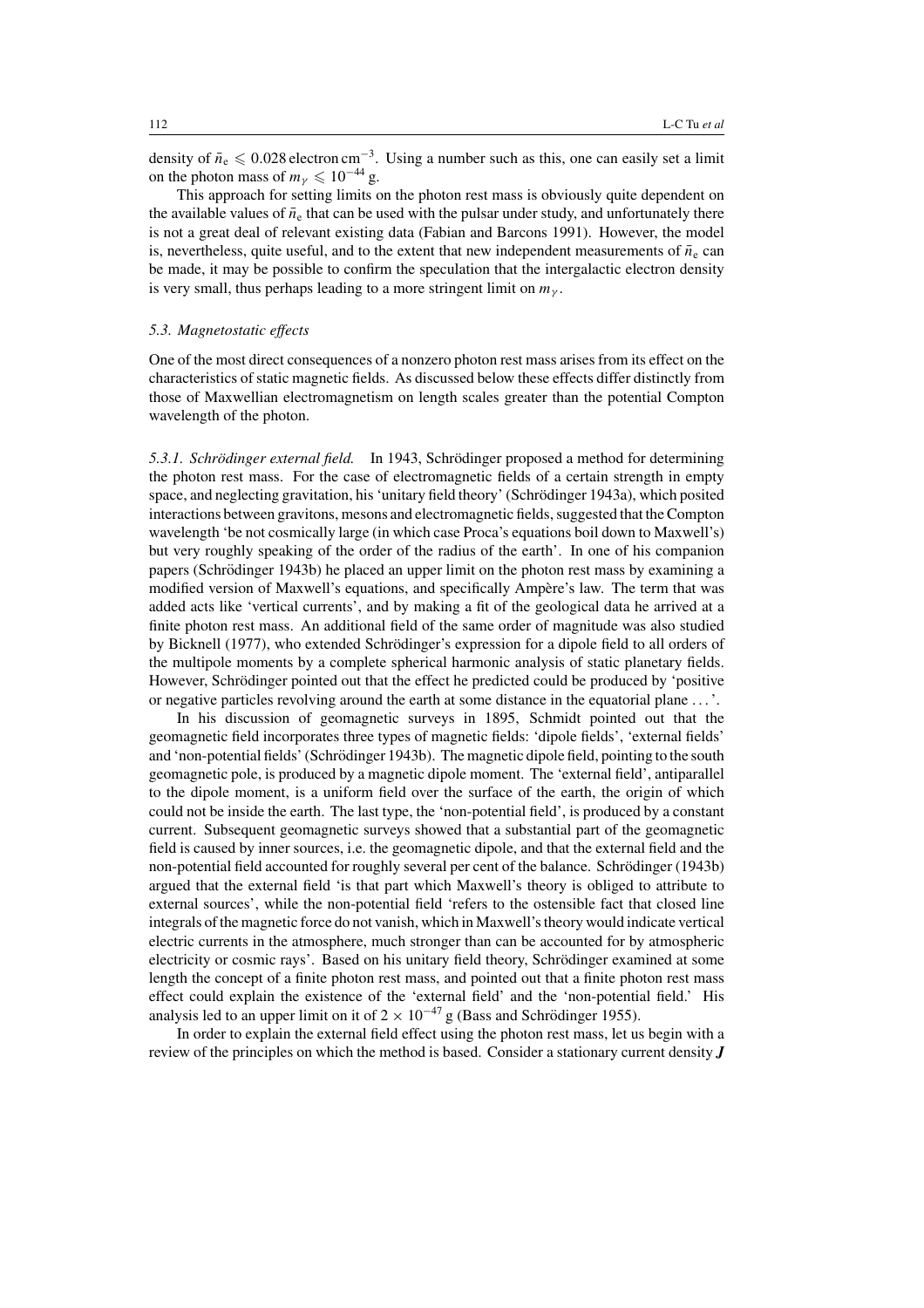density of $\bar{n}_e \leqslant 0.028$ electron cm$^{-3}$. Using a number such as this, one can easily set a limit on the photon mass of $m_\gamma \leqslant 10^{-44}$ g.

This approach for setting limits on the photon rest mass is obviously quite dependent on the available values of $\bar{n}_e$ that can be used with the pulsar under study, and unfortunately there is not a great deal of relevant existing data (Fabian and Barcons 1991). However, the model is, nevertheless, quite useful, and to the extent that new independent measurements of $\bar{n}_e$ can be made, it may be possible to confirm the speculation that the intergalactic electron density is very small, thus perhaps leading to a more stringent limit on $m_\gamma$.

### *5.3. Magnetostatic effects*

One of the most direct consequences of a nonzero photon rest mass arises from its effect on the characteristics of static magnetic fields. As discussed below these effects differ distinctly from those of Maxwellian electromagnetism on length scales greater than the potential Compton wavelength of the photon.

*5.3.1. Schrödinger external field.* In 1943, Schrödinger proposed a method for determining the photon rest mass. For the case of electromagnetic fields of a certain strength in empty space, and neglecting gravitation, his 'unitary field theory' (Schrödinger 1943a), which posited interactions between gravitons, mesons and electromagnetic fields, suggested that the Compton wavelength 'be not cosmically large (in which case Proca's equations boil down to Maxwell's) but very roughly speaking of the order of the radius of the earth'. In one of his companion papers (Schrödinger 1943b) he placed an upper limit on the photon rest mass by examining a modified version of Maxwell's equations, and specifically Ampère's law. The term that was added acts like 'vertical currents', and by making a fit of the geological data he arrived at a finite photon rest mass. An additional field of the same order of magnitude was also studied by Bicknell (1977), who extended Schrödinger's expression for a dipole field to all orders of the multipole moments by a complete spherical harmonic analysis of static planetary fields. However, Schrödinger pointed out that the effect he predicted could be produced by 'positive or negative particles revolving around the earth at some distance in the equatorial plane ...'.

In his discussion of geomagnetic surveys in 1895, Schmidt pointed out that the geomagnetic field incorporates three types of magnetic fields: 'dipole fields', 'external fields' and 'non-potential fields' (Schrödinger 1943b). The magnetic dipole field, pointing to the south geomagnetic pole, is produced by a magnetic dipole moment. The 'external field', antiparallel to the dipole moment, is a uniform field over the surface of the earth, the origin of which could not be inside the earth. The last type, the 'non-potential field', is produced by a constant current. Subsequent geomagnetic surveys showed that a substantial part of the geomagnetic field is caused by inner sources, i.e. the geomagnetic dipole, and that the external field and the non-potential field accounted for roughly several per cent of the balance. Schrödinger (1943b) argued that the external field 'is that part which Maxwell's theory is obliged to attribute to external sources', while the non-potential field 'refers to the ostensible fact that closed line integrals of the magnetic force do not vanish, which in Maxwell's theory would indicate vertical electric currents in the atmosphere, much stronger than can be accounted for by atmospheric electricity or cosmic rays'. Based on his unitary field theory, Schrödinger examined at some length the concept of a finite photon rest mass, and pointed out that a finite photon rest mass effect could explain the existence of the 'external field' and the 'non-potential field.' His analysis led to an upper limit on it of $2 \times 10^{-47}$ g (Bass and Schrödinger 1955).

In order to explain the external field effect using the photon rest mass, let us begin with a review of the principles on which the method is based. Consider a stationary current density $\boldsymbol{J}$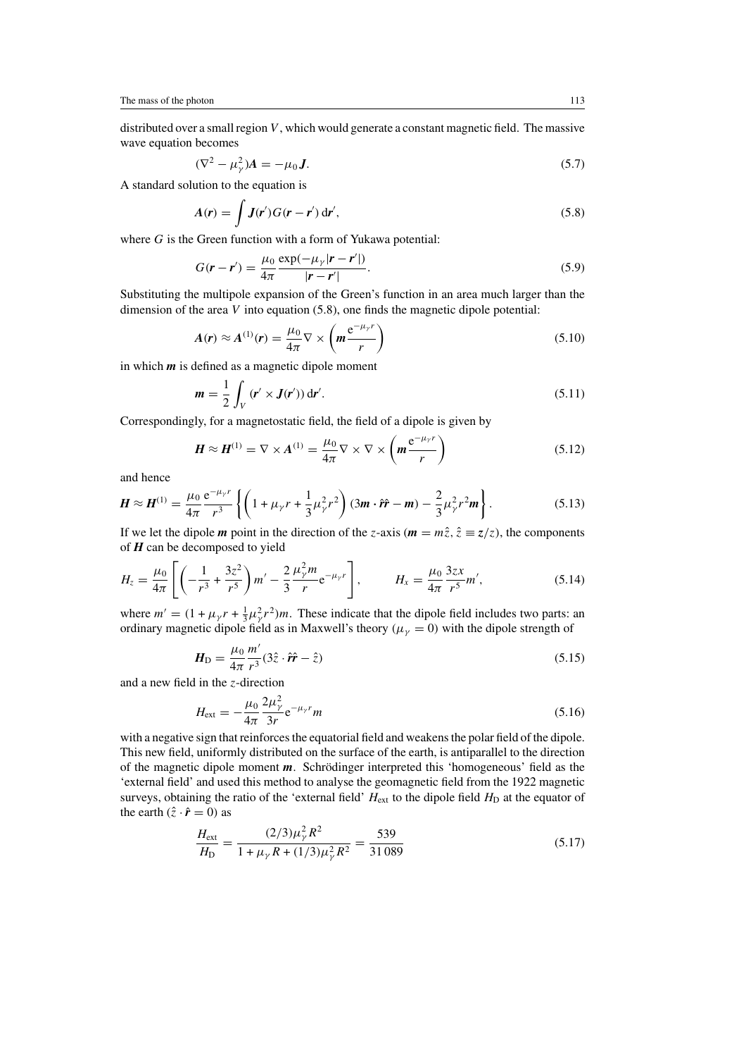distributed over a small region $V$, which would generate a constant magnetic field. The massive wave equation becomes

$$(\nabla^2 - \mu_\gamma^2)\boldsymbol{A} = -\mu_0 \boldsymbol{J}. \tag{5.7}$$

A standard solution to the equation is

$$\boldsymbol{A}(\boldsymbol{r}) = \int \boldsymbol{J}(\boldsymbol{r}')G(\boldsymbol{r}-\boldsymbol{r}')\,\mathrm{d}\boldsymbol{r}', \tag{5.8}$$

where $G$ is the Green function with a form of Yukawa potential:

$$G(\boldsymbol{r}-\boldsymbol{r}') = \frac{\mu_0}{4\pi}\frac{\exp(-\mu_\gamma|\boldsymbol{r}-\boldsymbol{r}'|)}{|\boldsymbol{r}-\boldsymbol{r}'|}. \tag{5.9}$$

Substituting the multipole expansion of the Green's function in an area much larger than the dimension of the area $V$ into equation (5.8), one finds the magnetic dipole potential:

$$\boldsymbol{A}(\boldsymbol{r}) \approx \boldsymbol{A}^{(1)}(\boldsymbol{r}) = \frac{\mu_0}{4\pi}\nabla \times \left(\boldsymbol{m}\frac{\mathrm{e}^{-\mu_\gamma r}}{r}\right) \tag{5.10}$$

in which $\boldsymbol{m}$ is defined as a magnetic dipole moment

$$\boldsymbol{m} = \frac{1}{2}\int_V (\boldsymbol{r}' \times \boldsymbol{J}(\boldsymbol{r}'))\,\mathrm{d}\boldsymbol{r}'. \tag{5.11}$$

Correspondingly, for a magnetostatic field, the field of a dipole is given by

$$\boldsymbol{H} \approx \boldsymbol{H}^{(1)} = \nabla \times \boldsymbol{A}^{(1)} = \frac{\mu_0}{4\pi}\nabla \times \nabla \times \left(\boldsymbol{m}\frac{\mathrm{e}^{-\mu_\gamma r}}{r}\right) \tag{5.12}$$

and hence

$$\boldsymbol{H} \approx \boldsymbol{H}^{(1)} = \frac{\mu_0}{4\pi}\frac{\mathrm{e}^{-\mu_\gamma r}}{r^3}\left\{\left(1+\mu_\gamma r + \frac{1}{3}\mu_\gamma^2 r^2\right)(3\boldsymbol{m}\cdot\hat{\boldsymbol{r}}\hat{\boldsymbol{r}} - \boldsymbol{m}) - \frac{2}{3}\mu_\gamma^2 r^2 \boldsymbol{m}\right\}. \tag{5.13}$$

If we let the dipole $\boldsymbol{m}$ point in the direction of the $z$-axis ($\boldsymbol{m} = m\hat{z}$, $\hat{z} \equiv \boldsymbol{z}/z$), the components of $\boldsymbol{H}$ can be decomposed to yield

$$H_z = \frac{\mu_0}{4\pi}\left[\left(-\frac{1}{r^3}+\frac{3z^2}{r^5}\right)m' - \frac{2}{3}\frac{\mu_\gamma^2 m}{r}\mathrm{e}^{-\mu_\gamma r}\right], \qquad H_x = \frac{\mu_0}{4\pi}\frac{3zx}{r^5}m', \tag{5.14}$$

where $m' = (1+\mu_\gamma r + \frac{1}{3}\mu_\gamma^2 r^2)m$. These indicate that the dipole field includes two parts: an ordinary magnetic dipole field as in Maxwell's theory ($\mu_\gamma = 0$) with the dipole strength of

$$\boldsymbol{H}_\mathrm{D} = \frac{\mu_0}{4\pi}\frac{m'}{r^3}(3\hat{z}\cdot\hat{\boldsymbol{r}}\hat{\boldsymbol{r}} - \hat{z}) \tag{5.15}$$

and a new field in the $z$-direction

$$H_\mathrm{ext} = -\frac{\mu_0}{4\pi}\frac{2\mu_\gamma^2}{3r}\mathrm{e}^{-\mu_\gamma r}m \tag{5.16}$$

with a negative sign that reinforces the equatorial field and weakens the polar field of the dipole. This new field, uniformly distributed on the surface of the earth, is antiparallel to the direction of the magnetic dipole moment $\boldsymbol{m}$. Schrödinger interpreted this 'homogeneous' field as the 'external field' and used this method to analyse the geomagnetic field from the 1922 magnetic surveys, obtaining the ratio of the 'external field' $H_\mathrm{ext}$ to the dipole field $H_\mathrm{D}$ at the equator of the earth ($\hat{z}\cdot\hat{\boldsymbol{r}} = 0$) as

$$\frac{H_\mathrm{ext}}{H_\mathrm{D}} = \frac{(2/3)\mu_\gamma^2 R^2}{1+\mu_\gamma R + (1/3)\mu_\gamma^2 R^2} = \frac{539}{31\,089} \tag{5.17}$$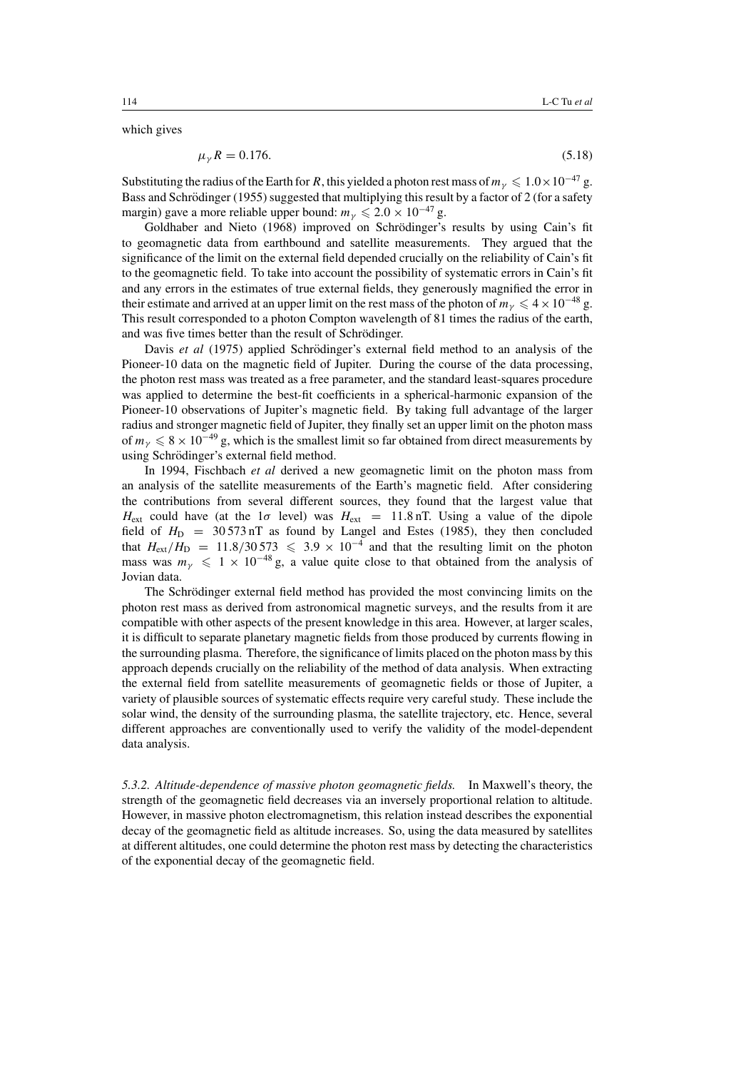which gives

$$\mu_\gamma R = 0.176. \tag{5.18}$$

Substituting the radius of the Earth for $R$, this yielded a photon rest mass of $m_\gamma \leqslant 1.0\times10^{-47}$ g. Bass and Schrödinger (1955) suggested that multiplying this result by a factor of 2 (for a safety margin) gave a more reliable upper bound: $m_\gamma \leqslant 2.0 \times 10^{-47}$ g.

Goldhaber and Nieto (1968) improved on Schrödinger's results by using Cain's fit to geomagnetic data from earthbound and satellite measurements. They argued that the significance of the limit on the external field depended crucially on the reliability of Cain's fit to the geomagnetic field. To take into account the possibility of systematic errors in Cain's fit and any errors in the estimates of true external fields, they generously magnified the error in their estimate and arrived at an upper limit on the rest mass of the photon of $m_\gamma \leqslant 4\times10^{-48}$ g. This result corresponded to a photon Compton wavelength of 81 times the radius of the earth, and was five times better than the result of Schrödinger.

Davis *et al* (1975) applied Schrödinger's external field method to an analysis of the Pioneer-10 data on the magnetic field of Jupiter. During the course of the data processing, the photon rest mass was treated as a free parameter, and the standard least-squares procedure was applied to determine the best-fit coefficients in a spherical-harmonic expansion of the Pioneer-10 observations of Jupiter's magnetic field. By taking full advantage of the larger radius and stronger magnetic field of Jupiter, they finally set an upper limit on the photon mass of $m_\gamma \leqslant 8\times10^{-49}$ g, which is the smallest limit so far obtained from direct measurements by using Schrödinger's external field method.

In 1994, Fischbach *et al* derived a new geomagnetic limit on the photon mass from an analysis of the satellite measurements of the Earth's magnetic field. After considering the contributions from several different sources, they found that the largest value that $H_{\text{ext}}$ could have (at the $1\sigma$ level) was $H_{\text{ext}} = 11.8$ nT. Using a value of the dipole field of $H_{\text{D}} = 30\,573$ nT as found by Langel and Estes (1985), they then concluded that $H_{\text{ext}}/H_{\text{D}} = 11.8/30\,573 \leqslant 3.9\times10^{-4}$ and that the resulting limit on the photon mass was $m_\gamma \leqslant 1\times10^{-48}$ g, a value quite close to that obtained from the analysis of Jovian data.

The Schrödinger external field method has provided the most convincing limits on the photon rest mass as derived from astronomical magnetic surveys, and the results from it are compatible with other aspects of the present knowledge in this area. However, at larger scales, it is difficult to separate planetary magnetic fields from those produced by currents flowing in the surrounding plasma. Therefore, the significance of limits placed on the photon mass by this approach depends crucially on the reliability of the method of data analysis. When extracting the external field from satellite measurements of geomagnetic fields or those of Jupiter, a variety of plausible sources of systematic effects require very careful study. These include the solar wind, the density of the surrounding plasma, the satellite trajectory, etc. Hence, several different approaches are conventionally used to verify the validity of the model-dependent data analysis.

*5.3.2. Altitude-dependence of massive photon geomagnetic fields.* In Maxwell's theory, the strength of the geomagnetic field decreases via an inversely proportional relation to altitude. However, in massive photon electromagnetism, this relation instead describes the exponential decay of the geomagnetic field as altitude increases. So, using the data measured by satellites at different altitudes, one could determine the photon rest mass by detecting the characteristics of the exponential decay of the geomagnetic field.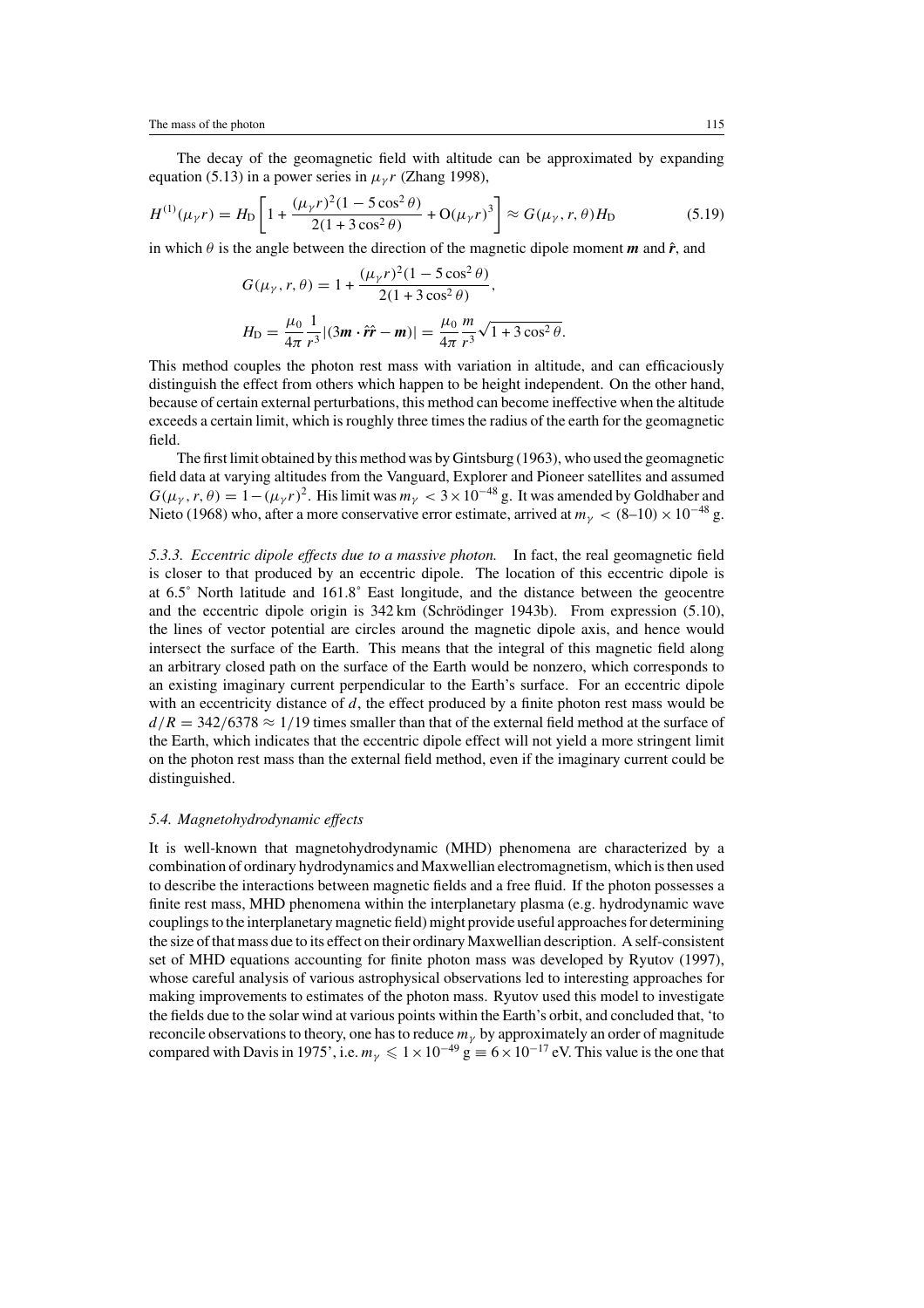The decay of the geomagnetic field with altitude can be approximated by expanding equation (5.13) in a power series in $\mu_\gamma r$ (Zhang 1998),

$$H^{(1)}(\mu_\gamma r) = H_{\rm D}\left[1 + \frac{(\mu_\gamma r)^2(1-5\cos^2\theta)}{2(1+3\cos^2\theta)} + {\rm O}(\mu_\gamma r)^3\right] \approx G(\mu_\gamma, r, \theta)H_{\rm D} \tag{5.19}$$

in which $\theta$ is the angle between the direction of the magnetic dipole moment $\boldsymbol{m}$ and $\hat{\boldsymbol{r}}$, and

$$G(\mu_\gamma, r, \theta) = 1 + \frac{(\mu_\gamma r)^2(1-5\cos^2\theta)}{2(1+3\cos^2\theta)},$$

$$H_{\rm D} = \frac{\mu_0}{4\pi}\frac{1}{r^3}|(3\boldsymbol{m}\cdot\hat{\boldsymbol{r}}\hat{\boldsymbol{r}} - \boldsymbol{m})| = \frac{\mu_0}{4\pi}\frac{m}{r^3}\sqrt{1+3\cos^2\theta}.$$

This method couples the photon rest mass with variation in altitude, and can efficaciously distinguish the effect from others which happen to be height independent. On the other hand, because of certain external perturbations, this method can become ineffective when the altitude exceeds a certain limit, which is roughly three times the radius of the earth for the geomagnetic field.

The first limit obtained by this method was by Gintsburg (1963), who used the geomagnetic field data at varying altitudes from the Vanguard, Explorer and Pioneer satellites and assumed $G(\mu_\gamma, r, \theta) = 1 - (\mu_\gamma r)^2$. His limit was $m_\gamma < 3 \times 10^{-48}$ g. It was amended by Goldhaber and Nieto (1968) who, after a more conservative error estimate, arrived at $m_\gamma < (8\text{–}10) \times 10^{-48}$ g.

*5.3.3. Eccentric dipole effects due to a massive photon.* In fact, the real geomagnetic field is closer to that produced by an eccentric dipole. The location of this eccentric dipole is at 6.5° North latitude and 161.8° East longitude, and the distance between the geocentre and the eccentric dipole origin is 342 km (Schrödinger 1943b). From expression (5.10), the lines of vector potential are circles around the magnetic dipole axis, and hence would intersect the surface of the Earth. This means that the integral of this magnetic field along an arbitrary closed path on the surface of the Earth would be nonzero, which corresponds to an existing imaginary current perpendicular to the Earth's surface. For an eccentric dipole with an eccentricity distance of $d$, the effect produced by a finite photon rest mass would be $d/R = 342/6378 \approx 1/19$ times smaller than that of the external field method at the surface of the Earth, which indicates that the eccentric dipole effect will not yield a more stringent limit on the photon rest mass than the external field method, even if the imaginary current could be distinguished.

### *5.4. Magnetohydrodynamic effects*

It is well-known that magnetohydrodynamic (MHD) phenomena are characterized by a combination of ordinary hydrodynamics and Maxwellian electromagnetism, which is then used to describe the interactions between magnetic fields and a free fluid. If the photon possesses a finite rest mass, MHD phenomena within the interplanetary plasma (e.g. hydrodynamic wave couplings to the interplanetary magnetic field) might provide useful approaches for determining the size of that mass due to its effect on their ordinary Maxwellian description. A self-consistent set of MHD equations accounting for finite photon mass was developed by Ryutov (1997), whose careful analysis of various astrophysical observations led to interesting approaches for making improvements to estimates of the photon mass. Ryutov used this model to investigate the fields due to the solar wind at various points within the Earth's orbit, and concluded that, 'to reconcile observations to theory, one has to reduce $m_\gamma$ by approximately an order of magnitude compared with Davis in 1975', i.e. $m_\gamma \leqslant 1 \times 10^{-49}$ g $\equiv 6 \times 10^{-17}$ eV. This value is the one that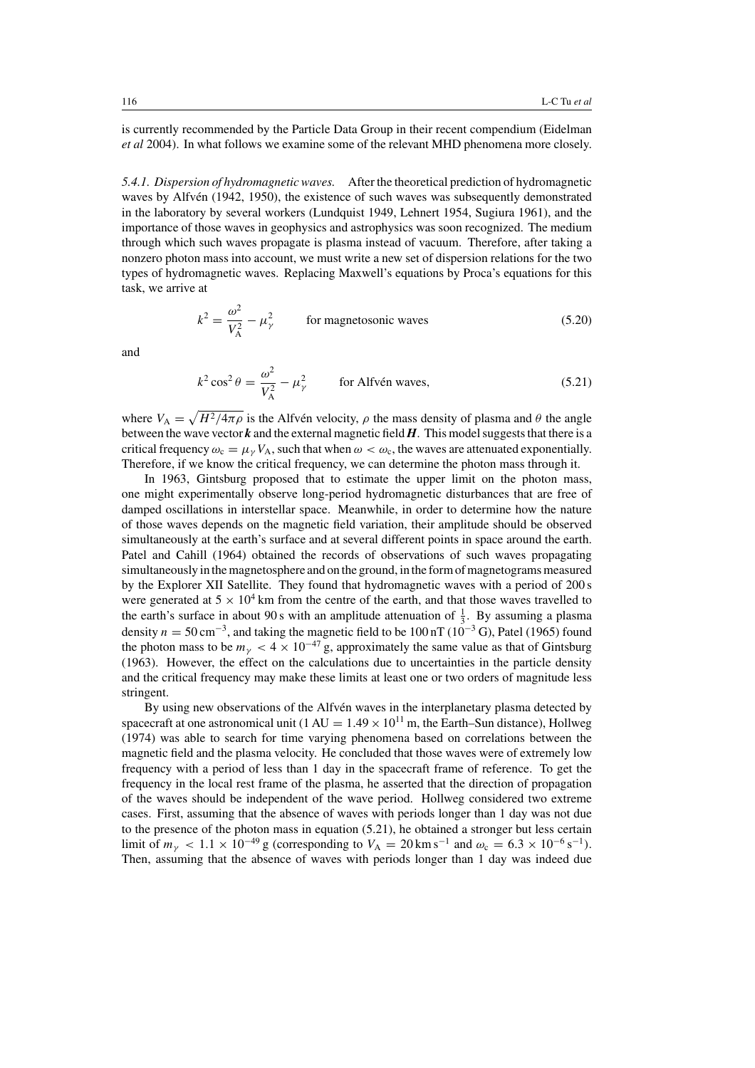is currently recommended by the Particle Data Group in their recent compendium (Eidelman *et al* 2004). In what follows we examine some of the relevant MHD phenomena more closely.

*5.4.1. Dispersion of hydromagnetic waves.* After the theoretical prediction of hydromagnetic waves by Alfvén (1942, 1950), the existence of such waves was subsequently demonstrated in the laboratory by several workers (Lundquist 1949, Lehnert 1954, Sugiura 1961), and the importance of those waves in geophysics and astrophysics was soon recognized. The medium through which such waves propagate is plasma instead of vacuum. Therefore, after taking a nonzero photon mass into account, we must write a new set of dispersion relations for the two types of hydromagnetic waves. Replacing Maxwell's equations by Proca's equations for this task, we arrive at

$$k^2 = \frac{\omega^2}{V_A^2} - \mu_\gamma^2 \qquad \text{for magnetosonic waves} \tag{5.20}$$

and

$$k^2 \cos^2\theta = \frac{\omega^2}{V_A^2} - \mu_\gamma^2 \qquad \text{for Alfvén waves,} \tag{5.21}$$

where $V_A = \sqrt{H^2/4\pi\rho}$ is the Alfvén velocity, $\rho$ the mass density of plasma and $\theta$ the angle between the wave vector $\boldsymbol{k}$ and the external magnetic field $\boldsymbol{H}$. This model suggests that there is a critical frequency $\omega_c = \mu_\gamma V_A$, such that when $\omega < \omega_c$, the waves are attenuated exponentially. Therefore, if we know the critical frequency, we can determine the photon mass through it.

In 1963, Gintsburg proposed that to estimate the upper limit on the photon mass, one might experimentally observe long-period hydromagnetic disturbances that are free of damped oscillations in interstellar space. Meanwhile, in order to determine how the nature of those waves depends on the magnetic field variation, their amplitude should be observed simultaneously at the earth's surface and at several different points in space around the earth. Patel and Cahill (1964) obtained the records of observations of such waves propagating simultaneously in the magnetosphere and on the ground, in the form of magnetograms measured by the Explorer XII Satellite. They found that hydromagnetic waves with a period of 200 s were generated at $5 \times 10^4$ km from the centre of the earth, and that those waves travelled to the earth's surface in about 90 s with an amplitude attenuation of $\frac{1}{3}$. By assuming a plasma density $n = 50\,\text{cm}^{-3}$, and taking the magnetic field to be 100 nT ($10^{-3}$ G), Patel (1965) found the photon mass to be $m_\gamma < 4 \times 10^{-47}$ g, approximately the same value as that of Gintsburg (1963). However, the effect on the calculations due to uncertainties in the particle density and the critical frequency may make these limits at least one or two orders of magnitude less stringent.

By using new observations of the Alfvén waves in the interplanetary plasma detected by spacecraft at one astronomical unit (1 AU $= 1.49 \times 10^{11}$ m, the Earth–Sun distance), Hollweg (1974) was able to search for time varying phenomena based on correlations between the magnetic field and the plasma velocity. He concluded that those waves were of extremely low frequency with a period of less than 1 day in the spacecraft frame of reference. To get the frequency in the local rest frame of the plasma, he asserted that the direction of propagation of the waves should be independent of the wave period. Hollweg considered two extreme cases. First, assuming that the absence of waves with periods longer than 1 day was not due to the presence of the photon mass in equation (5.21), he obtained a stronger but less certain limit of $m_\gamma < 1.1 \times 10^{-49}$ g (corresponding to $V_A = 20\,\text{km s}^{-1}$ and $\omega_c = 6.3 \times 10^{-6}\,\text{s}^{-1}$). Then, assuming that the absence of waves with periods longer than 1 day was indeed due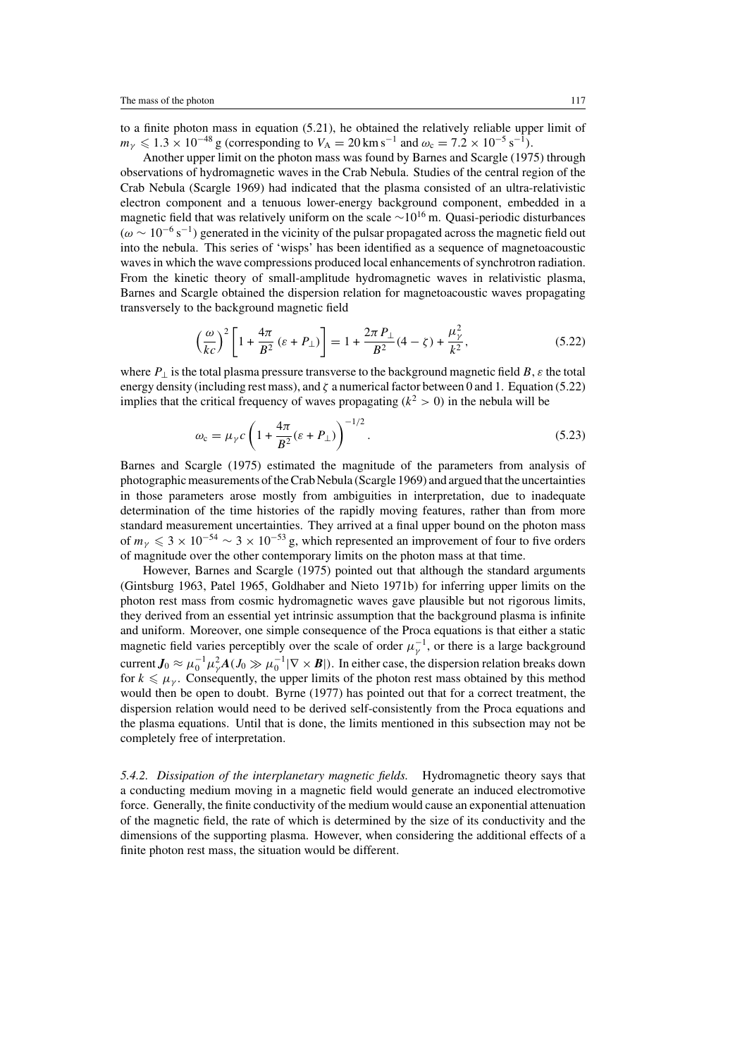to a finite photon mass in equation (5.21), he obtained the relatively reliable upper limit of $m_\gamma \leqslant 1.3 \times 10^{-48}$ g (corresponding to $V_A = 20\,\text{km s}^{-1}$ and $\omega_c = 7.2 \times 10^{-5}\,\text{s}^{-1}$).

Another upper limit on the photon mass was found by Barnes and Scargle (1975) through observations of hydromagnetic waves in the Crab Nebula. Studies of the central region of the Crab Nebula (Scargle 1969) had indicated that the plasma consisted of an ultra-relativistic electron component and a tenuous lower-energy background component, embedded in a magnetic field that was relatively uniform on the scale $\sim 10^{16}$ m. Quasi-periodic disturbances ($\omega \sim 10^{-6}\,\text{s}^{-1}$) generated in the vicinity of the pulsar propagated across the magnetic field out into the nebula. This series of 'wisps' has been identified as a sequence of magnetoacoustic waves in which the wave compressions produced local enhancements of synchrotron radiation. From the kinetic theory of small-amplitude hydromagnetic waves in relativistic plasma, Barnes and Scargle obtained the dispersion relation for magnetoacoustic waves propagating transversely to the background magnetic field

$$\left(\frac{\omega}{kc}\right)^2 \left[1 + \frac{4\pi}{B^2}\left(\varepsilon + P_\perp\right)\right] = 1 + \frac{2\pi P_\perp}{B^2}(4 - \zeta) + \frac{\mu_\gamma^2}{k^2}, \tag{5.22}$$

where $P_\perp$ is the total plasma pressure transverse to the background magnetic field $B$, $\varepsilon$ the total energy density (including rest mass), and $\zeta$ a numerical factor between 0 and 1. Equation (5.22) implies that the critical frequency of waves propagating ($k^2 > 0$) in the nebula will be

$$\omega_c = \mu_\gamma c \left(1 + \frac{4\pi}{B^2}(\varepsilon + P_\perp)\right)^{-1/2}. \tag{5.23}$$

Barnes and Scargle (1975) estimated the magnitude of the parameters from analysis of photographic measurements of the Crab Nebula (Scargle 1969) and argued that the uncertainties in those parameters arose mostly from ambiguities in interpretation, due to inadequate determination of the time histories of the rapidly moving features, rather than from more standard measurement uncertainties. They arrived at a final upper bound on the photon mass of $m_\gamma \leqslant 3 \times 10^{-54} \sim 3 \times 10^{-53}$ g, which represented an improvement of four to five orders of magnitude over the other contemporary limits on the photon mass at that time.

However, Barnes and Scargle (1975) pointed out that although the standard arguments (Gintsburg 1963, Patel 1965, Goldhaber and Nieto 1971b) for inferring upper limits on the photon rest mass from cosmic hydromagnetic waves gave plausible but not rigorous limits, they derived from an essential yet intrinsic assumption that the background plasma is infinite and uniform. Moreover, one simple consequence of the Proca equations is that either a static magnetic field varies perceptibly over the scale of order $\mu_\gamma^{-1}$, or there is a large background current $\boldsymbol{J}_0 \approx \mu_0^{-1}\mu_\gamma^2 \boldsymbol{A}$ ($J_0 \gg \mu_0^{-1}|\nabla \times \boldsymbol{B}|$). In either case, the dispersion relation breaks down for $k \leqslant \mu_\gamma$. Consequently, the upper limits of the photon rest mass obtained by this method would then be open to doubt. Byrne (1977) has pointed out that for a correct treatment, the dispersion relation would need to be derived self-consistently from the Proca equations and the plasma equations. Until that is done, the limits mentioned in this subsection may not be completely free of interpretation.

*5.4.2. Dissipation of the interplanetary magnetic fields.* Hydromagnetic theory says that a conducting medium moving in a magnetic field would generate an induced electromotive force. Generally, the finite conductivity of the medium would cause an exponential attenuation of the magnetic field, the rate of which is determined by the size of its conductivity and the dimensions of the supporting plasma. However, when considering the additional effects of a finite photon rest mass, the situation would be different.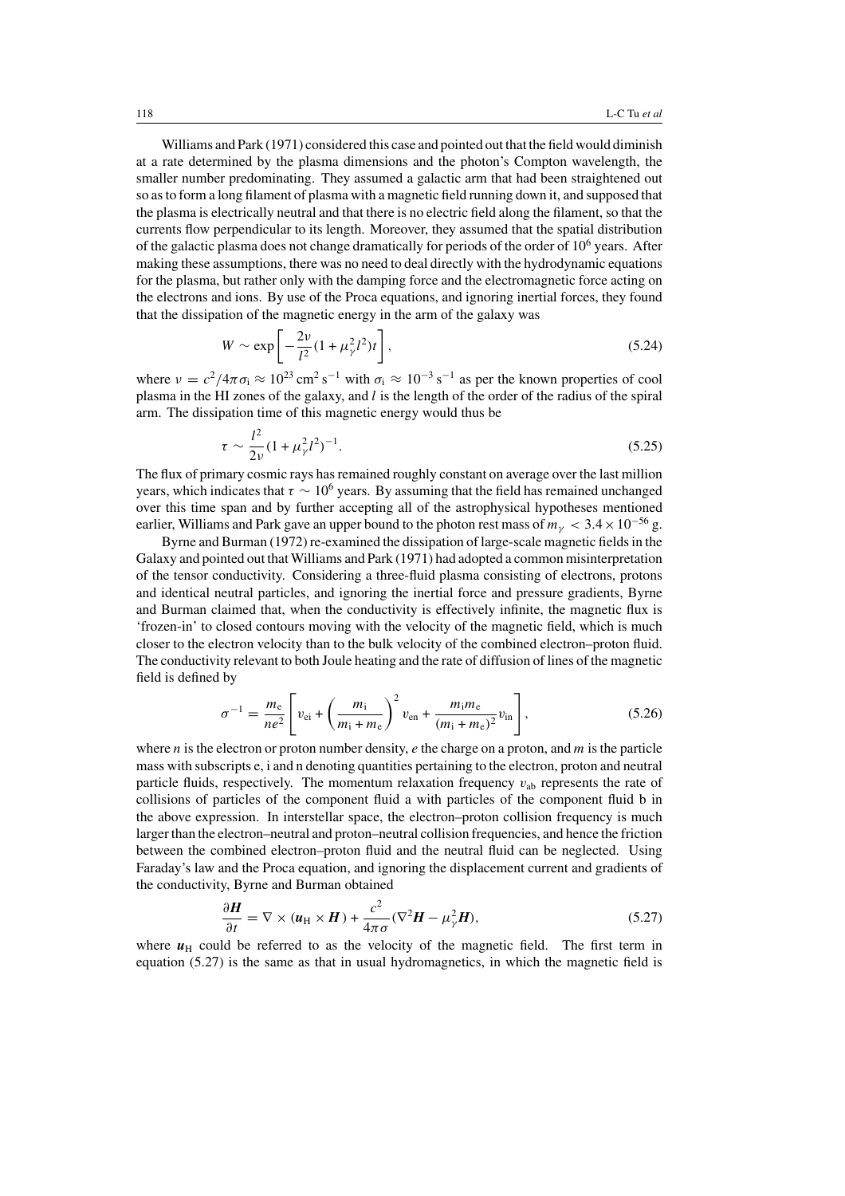Williams and Park (1971) considered this case and pointed out that the field would diminish at a rate determined by the plasma dimensions and the photon's Compton wavelength, the smaller number predominating. They assumed a galactic arm that had been straightened out so as to form a long filament of plasma with a magnetic field running down it, and supposed that the plasma is electrically neutral and that there is no electric field along the filament, so that the currents flow perpendicular to its length. Moreover, they assumed that the spatial distribution of the galactic plasma does not change dramatically for periods of the order of $10^6$ years. After making these assumptions, there was no need to deal directly with the hydrodynamic equations for the plasma, but rather only with the damping force and the electromagnetic force acting on the electrons and ions. By use of the Proca equations, and ignoring inertial forces, they found that the dissipation of the magnetic energy in the arm of the galaxy was

$$W \sim \exp\left[-\frac{2\nu}{l^2}(1+\mu_\gamma^2 l^2)t\right], \tag{5.24}$$

where $\nu = c^2/4\pi\sigma_i \approx 10^{23}\,\mathrm{cm^2\,s^{-1}}$ with $\sigma_i \approx 10^{-3}\,\mathrm{s^{-1}}$ as per the known properties of cool plasma in the HI zones of the galaxy, and $l$ is the length of the order of the radius of the spiral arm. The dissipation time of this magnetic energy would thus be

$$\tau \sim \frac{l^2}{2\nu}(1+\mu_\gamma^2 l^2)^{-1}. \tag{5.25}$$

The flux of primary cosmic rays has remained roughly constant on average over the last million years, which indicates that $\tau \sim 10^6$ years. By assuming that the field has remained unchanged over this time span and by further accepting all of the astrophysical hypotheses mentioned earlier, Williams and Park gave an upper bound to the photon rest mass of $m_\gamma < 3.4\times 10^{-56}$ g.

Byrne and Burman (1972) re-examined the dissipation of large-scale magnetic fields in the Galaxy and pointed out that Williams and Park (1971) had adopted a common misinterpretation of the tensor conductivity. Considering a three-fluid plasma consisting of electrons, protons and identical neutral particles, and ignoring the inertial force and pressure gradients, Byrne and Burman claimed that, when the conductivity is effectively infinite, the magnetic flux is 'frozen-in' to closed contours moving with the velocity of the magnetic field, which is much closer to the electron velocity than to the bulk velocity of the combined electron–proton fluid. The conductivity relevant to both Joule heating and the rate of diffusion of lines of the magnetic field is defined by

$$\sigma^{-1} = \frac{m_e}{ne^2}\left[v_{ei} + \left(\frac{m_i}{m_i+m_e}\right)^2 v_{en} + \frac{m_i m_e}{(m_i+m_e)^2}v_{in}\right], \tag{5.26}$$

where $n$ is the electron or proton number density, $e$ the charge on a proton, and $m$ is the particle mass with subscripts e, i and n denoting quantities pertaining to the electron, proton and neutral particle fluids, respectively. The momentum relaxation frequency $v_{ab}$ represents the rate of collisions of particles of the component fluid a with particles of the component fluid b in the above expression. In interstellar space, the electron–proton collision frequency is much larger than the electron–neutral and proton–neutral collision frequencies, and hence the friction between the combined electron–proton fluid and the neutral fluid can be neglected. Using Faraday's law and the Proca equation, and ignoring the displacement current and gradients of the conductivity, Byrne and Burman obtained

$$\frac{\partial \boldsymbol{H}}{\partial t} = \nabla\times(\boldsymbol{u}_H\times\boldsymbol{H}) + \frac{c^2}{4\pi\sigma}(\nabla^2\boldsymbol{H} - \mu_\gamma^2\boldsymbol{H}), \tag{5.27}$$

where $\boldsymbol{u}_H$ could be referred to as the velocity of the magnetic field. The first term in equation (5.27) is the same as that in usual hydromagnetics, in which the magnetic field is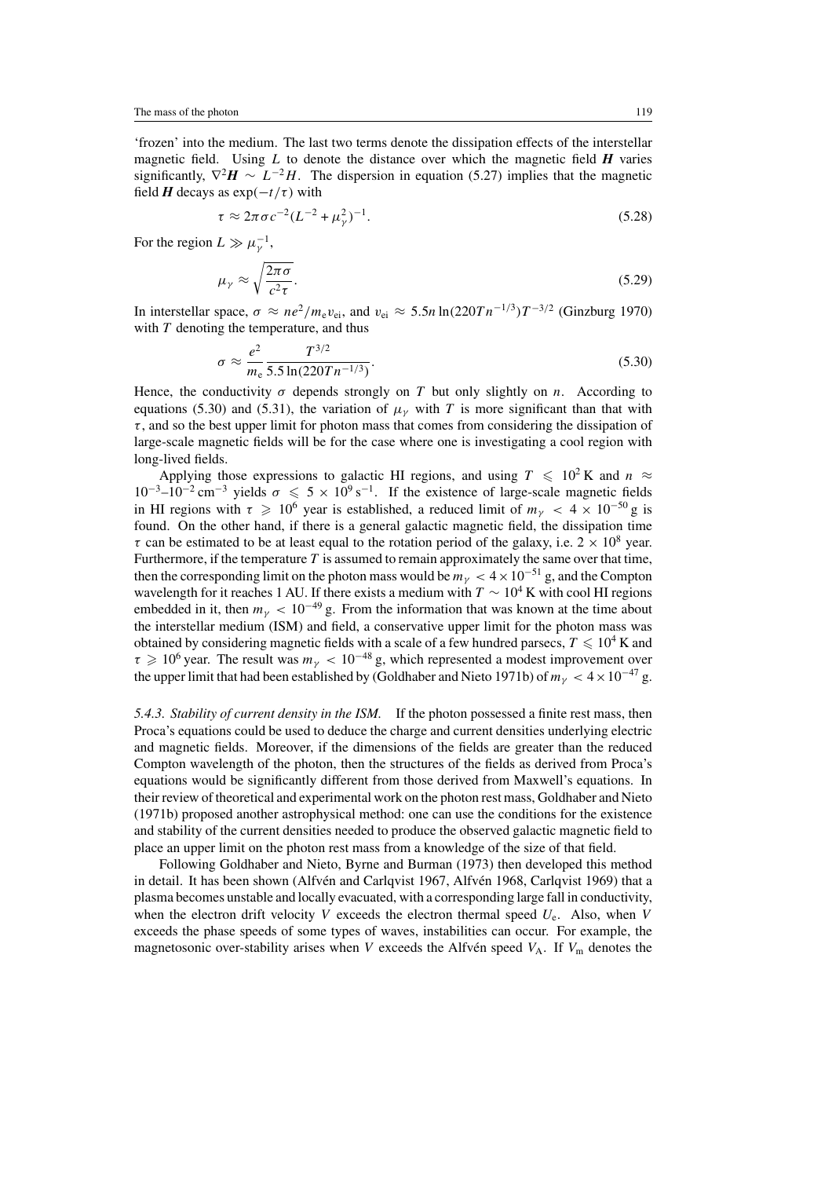'frozen' into the medium. The last two terms denote the dissipation effects of the interstellar magnetic field. Using $L$ to denote the distance over which the magnetic field $\boldsymbol{H}$ varies significantly, $\nabla^2 \boldsymbol{H} \sim L^{-2} H$. The dispersion in equation (5.27) implies that the magnetic field $\boldsymbol{H}$ decays as $\exp(-t/\tau)$ with

$$\tau \approx 2\pi\sigma c^{-2}(L^{-2} + \mu_\gamma^2)^{-1}. \tag{5.28}$$

For the region $L \gg \mu_\gamma^{-1}$,

$$\mu_\gamma \approx \sqrt{\frac{2\pi\sigma}{c^2\tau}}. \tag{5.29}$$

In interstellar space, $\sigma \approx ne^2/m_e v_{ei}$, and $v_{ei} \approx 5.5n \ln(220Tn^{-1/3})T^{-3/2}$ (Ginzburg 1970) with $T$ denoting the temperature, and thus

$$\sigma \approx \frac{e^2}{m_e} \frac{T^{3/2}}{5.5 \ln(220Tn^{-1/3})}. \tag{5.30}$$

Hence, the conductivity $\sigma$ depends strongly on $T$ but only slightly on $n$. According to equations (5.30) and (5.31), the variation of $\mu_\gamma$ with $T$ is more significant than that with $\tau$, and so the best upper limit for photon mass that comes from considering the dissipation of large-scale magnetic fields will be for the case where one is investigating a cool region with long-lived fields.

Applying those expressions to galactic HI regions, and using $T \leqslant 10^2$ K and $n \approx 10^{-3}$–$10^{-2}$ cm$^{-3}$ yields $\sigma \leqslant 5 \times 10^9$ s$^{-1}$. If the existence of large-scale magnetic fields in HI regions with $\tau \geqslant 10^6$ year is established, a reduced limit of $m_\gamma < 4 \times 10^{-50}$ g is found. On the other hand, if there is a general galactic magnetic field, the dissipation time $\tau$ can be estimated to be at least equal to the rotation period of the galaxy, i.e. $2 \times 10^8$ year. Furthermore, if the temperature $T$ is assumed to remain approximately the same over that time, then the corresponding limit on the photon mass would be $m_\gamma < 4 \times 10^{-51}$ g, and the Compton wavelength for it reaches 1 AU. If there exists a medium with $T \sim 10^4$ K with cool HI regions embedded in it, then $m_\gamma < 10^{-49}$ g. From the information that was known at the time about the interstellar medium (ISM) and field, a conservative upper limit for the photon mass was obtained by considering magnetic fields with a scale of a few hundred parsecs, $T \leqslant 10^4$ K and $\tau \geqslant 10^6$ year. The result was $m_\gamma < 10^{-48}$ g, which represented a modest improvement over the upper limit that had been established by (Goldhaber and Nieto 1971b) of $m_\gamma < 4 \times 10^{-47}$ g.

*5.4.3. Stability of current density in the ISM.* If the photon possessed a finite rest mass, then Proca's equations could be used to deduce the charge and current densities underlying electric and magnetic fields. Moreover, if the dimensions of the fields are greater than the reduced Compton wavelength of the photon, then the structures of the fields as derived from Proca's equations would be significantly different from those derived from Maxwell's equations. In their review of theoretical and experimental work on the photon rest mass, Goldhaber and Nieto (1971b) proposed another astrophysical method: one can use the conditions for the existence and stability of the current densities needed to produce the observed galactic magnetic field to place an upper limit on the photon rest mass from a knowledge of the size of that field.

Following Goldhaber and Nieto, Byrne and Burman (1973) then developed this method in detail. It has been shown (Alfvén and Carlqvist 1967, Alfvén 1968, Carlqvist 1969) that a plasma becomes unstable and locally evacuated, with a corresponding large fall in conductivity, when the electron drift velocity $V$ exceeds the electron thermal speed $U_e$. Also, when $V$ exceeds the phase speeds of some types of waves, instabilities can occur. For example, the magnetosonic over-stability arises when $V$ exceeds the Alfvén speed $V_A$. If $V_m$ denotes the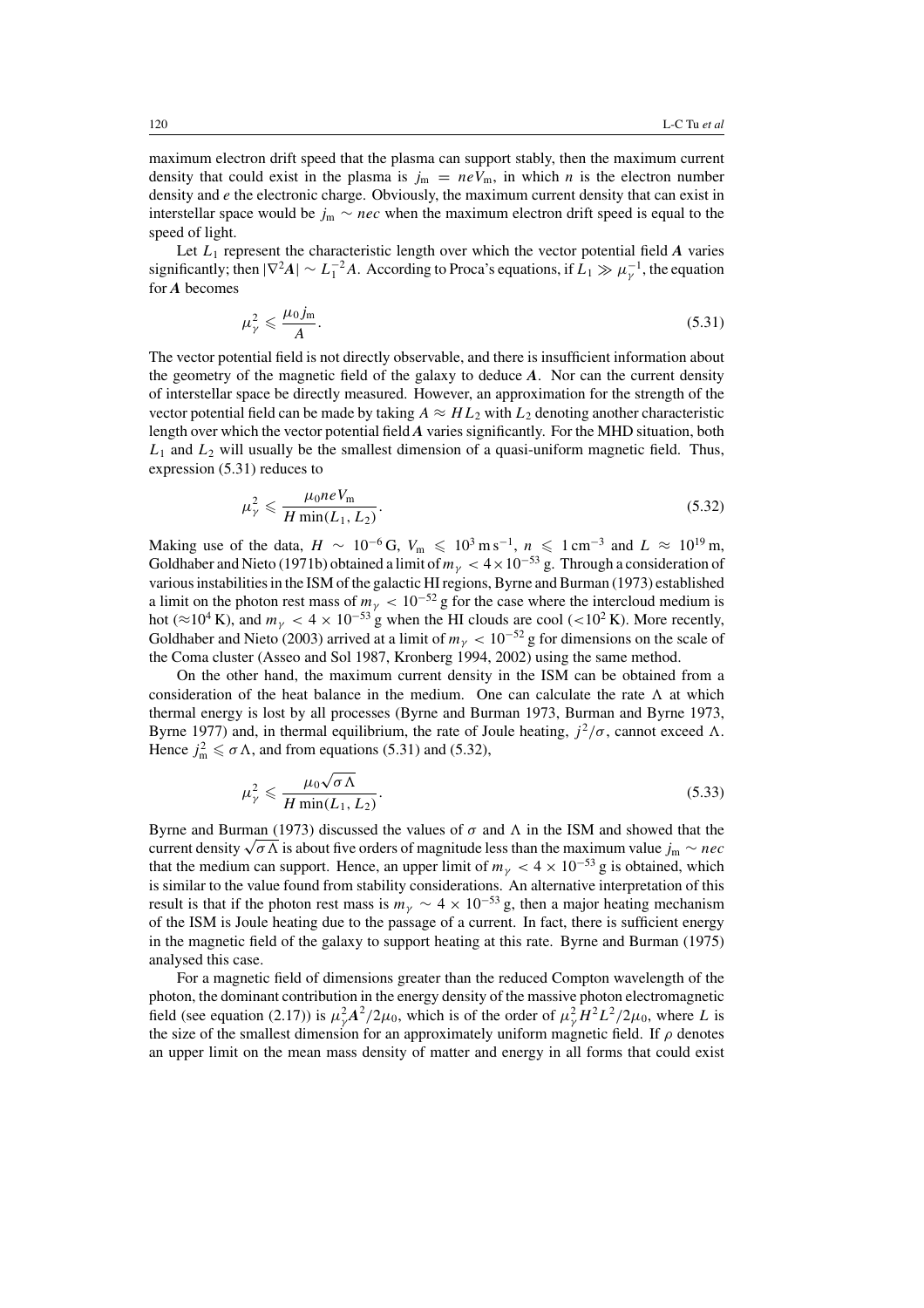maximum electron drift speed that the plasma can support stably, then the maximum current density that could exist in the plasma is $j_m = neV_m$, in which $n$ is the electron number density and $e$ the electronic charge. Obviously, the maximum current density that can exist in interstellar space would be $j_m \sim nec$ when the maximum electron drift speed is equal to the speed of light.

Let $L_1$ represent the characteristic length over which the vector potential field $\boldsymbol{A}$ varies significantly; then $|\nabla^2 \boldsymbol{A}| \sim L_1^{-2} A$. According to Proca's equations, if $L_1 \gg \mu_\gamma^{-1}$, the equation for $\boldsymbol{A}$ becomes

$$\mu_\gamma^2 \leqslant \frac{\mu_0 j_m}{A}. \tag{5.31}$$

The vector potential field is not directly observable, and there is insufficient information about the geometry of the magnetic field of the galaxy to deduce $\boldsymbol{A}$. Nor can the current density of interstellar space be directly measured. However, an approximation for the strength of the vector potential field can be made by taking $A \approx HL_2$ with $L_2$ denoting another characteristic length over which the vector potential field $\boldsymbol{A}$ varies significantly. For the MHD situation, both $L_1$ and $L_2$ will usually be the smallest dimension of a quasi-uniform magnetic field. Thus, expression (5.31) reduces to

$$\mu_\gamma^2 \leqslant \frac{\mu_0 neV_m}{H \min(L_1, L_2)}. \tag{5.32}$$

Making use of the data, $H \sim 10^{-6}$ G, $V_m \leqslant 10^3$ m s$^{-1}$, $n \leqslant 1$ cm$^{-3}$ and $L \approx 10^{19}$ m, Goldhaber and Nieto (1971b) obtained a limit of $m_\gamma < 4 \times 10^{-53}$ g. Through a consideration of various instabilities in the ISM of the galactic HI regions, Byrne and Burman (1973) established a limit on the photon rest mass of $m_\gamma < 10^{-52}$ g for the case where the intercloud medium is hot ($\approx 10^4$ K), and $m_\gamma < 4 \times 10^{-53}$ g when the HI clouds are cool ($< 10^2$ K). More recently, Goldhaber and Nieto (2003) arrived at a limit of $m_\gamma < 10^{-52}$ g for dimensions on the scale of the Coma cluster (Asseo and Sol 1987, Kronberg 1994, 2002) using the same method.

On the other hand, the maximum current density in the ISM can be obtained from a consideration of the heat balance in the medium. One can calculate the rate $\Lambda$ at which thermal energy is lost by all processes (Byrne and Burman 1973, Burman and Byrne 1973, Byrne 1977) and, in thermal equilibrium, the rate of Joule heating, $j^2/\sigma$, cannot exceed $\Lambda$. Hence $j_m^2 \leqslant \sigma\Lambda$, and from equations (5.31) and (5.32),

$$\mu_\gamma^2 \leqslant \frac{\mu_0 \sqrt{\sigma\Lambda}}{H \min(L_1, L_2)}. \tag{5.33}$$

Byrne and Burman (1973) discussed the values of $\sigma$ and $\Lambda$ in the ISM and showed that the current density $\sqrt{\sigma\Lambda}$ is about five orders of magnitude less than the maximum value $j_m \sim nec$ that the medium can support. Hence, an upper limit of $m_\gamma < 4 \times 10^{-53}$ g is obtained, which is similar to the value found from stability considerations. An alternative interpretation of this result is that if the photon rest mass is $m_\gamma \sim 4 \times 10^{-53}$ g, then a major heating mechanism of the ISM is Joule heating due to the passage of a current. In fact, there is sufficient energy in the magnetic field of the galaxy to support heating at this rate. Byrne and Burman (1975) analysed this case.

For a magnetic field of dimensions greater than the reduced Compton wavelength of the photon, the dominant contribution in the energy density of the massive photon electromagnetic field (see equation (2.17)) is $\mu_\gamma^2 \boldsymbol{A}^2/2\mu_0$, which is of the order of $\mu_\gamma^2 H^2 L^2/2\mu_0$, where $L$ is the size of the smallest dimension for an approximately uniform magnetic field. If $\rho$ denotes an upper limit on the mean mass density of matter and energy in all forms that could exist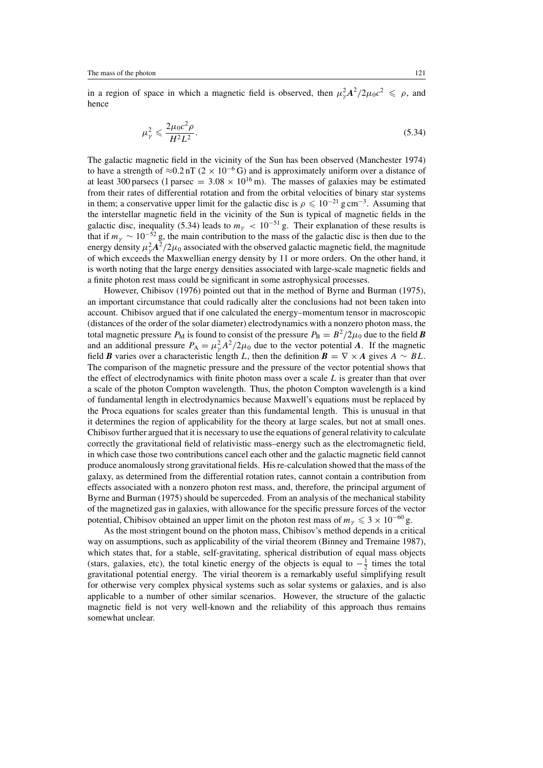in a region of space in which a magnetic field is observed, then $\mu_\gamma^2 \boldsymbol{A}^2/2\mu_0 c^2 \leqslant \rho$, and hence

$$\mu_\gamma^2 \leqslant \frac{2\mu_0 c^2 \rho}{H^2 L^2}. \tag{5.34}$$

The galactic magnetic field in the vicinity of the Sun has been observed (Manchester 1974) to have a strength of $\approx 0.2\,\text{nT}$ ($2 \times 10^{-6}\,\text{G}$) and is approximately uniform over a distance of at least 300 parsecs (1 parsec $= 3.08 \times 10^{16}\,\text{m}$). The masses of galaxies may be estimated from their rates of differential rotation and from the orbital velocities of binary star systems in them; a conservative upper limit for the galactic disc is $\rho \leqslant 10^{-21}\,\text{g cm}^{-3}$. Assuming that the interstellar magnetic field in the vicinity of the Sun is typical of magnetic fields in the galactic disc, inequality (5.34) leads to $m_\gamma < 10^{-51}\,\text{g}$. Their explanation of these results is that if $m_\gamma \sim 10^{-52}\,\text{g}$, the main contribution to the mass of the galactic disc is then due to the energy density $\mu_\gamma^2 \boldsymbol{A}^2/2\mu_0$ associated with the observed galactic magnetic field, the magnitude of which exceeds the Maxwellian energy density by 11 or more orders. On the other hand, it is worth noting that the large energy densities associated with large-scale magnetic fields and a finite photon rest mass could be significant in some astrophysical processes.

However, Chibisov (1976) pointed out that in the method of Byrne and Burman (1975), an important circumstance that could radically alter the conclusions had not been taken into account. Chibisov argued that if one calculated the energy–momentum tensor in macroscopic (distances of the order of the solar diameter) electrodynamics with a nonzero photon mass, the total magnetic pressure $P_\text{M}$ is found to consist of the pressure $P_\text{B} = B^2/2\mu_0$ due to the field $\boldsymbol{B}$ and an additional pressure $P_\text{A} = \mu_\gamma^2 A^2/2\mu_0$ due to the vector potential $\boldsymbol{A}$. If the magnetic field $\boldsymbol{B}$ varies over a characteristic length $L$, then the definition $\boldsymbol{B} = \nabla \times \boldsymbol{A}$ gives $A \sim BL$. The comparison of the magnetic pressure and the pressure of the vector potential shows that the effect of electrodynamics with finite photon mass over a scale $L$ is greater than that over a scale of the photon Compton wavelength. Thus, the photon Compton wavelength is a kind of fundamental length in electrodynamics because Maxwell's equations must be replaced by the Proca equations for scales greater than this fundamental length. This is unusual in that it determines the region of applicability for the theory at large scales, but not at small ones. Chibisov further argued that it is necessary to use the equations of general relativity to calculate correctly the gravitational field of relativistic mass–energy such as the electromagnetic field, in which case those two contributions cancel each other and the galactic magnetic field cannot produce anomalously strong gravitational fields. His re-calculation showed that the mass of the galaxy, as determined from the differential rotation rates, cannot contain a contribution from effects associated with a nonzero photon rest mass, and, therefore, the principal argument of Byrne and Burman (1975) should be superceded. From an analysis of the mechanical stability of the magnetized gas in galaxies, with allowance for the specific pressure forces of the vector potential, Chibisov obtained an upper limit on the photon rest mass of $m_\gamma \leqslant 3 \times 10^{-60}\,\text{g}$.

As the most stringent bound on the photon mass, Chibisov's method depends in a critical way on assumptions, such as applicability of the virial theorem (Binney and Tremaine 1987), which states that, for a stable, self-gravitating, spherical distribution of equal mass objects (stars, galaxies, etc), the total kinetic energy of the objects is equal to $-\frac{1}{2}$ times the total gravitational potential energy. The virial theorem is a remarkably useful simplifying result for otherwise very complex physical systems such as solar systems or galaxies, and is also applicable to a number of other similar scenarios. However, the structure of the galactic magnetic field is not very well-known and the reliability of this approach thus remains somewhat unclear.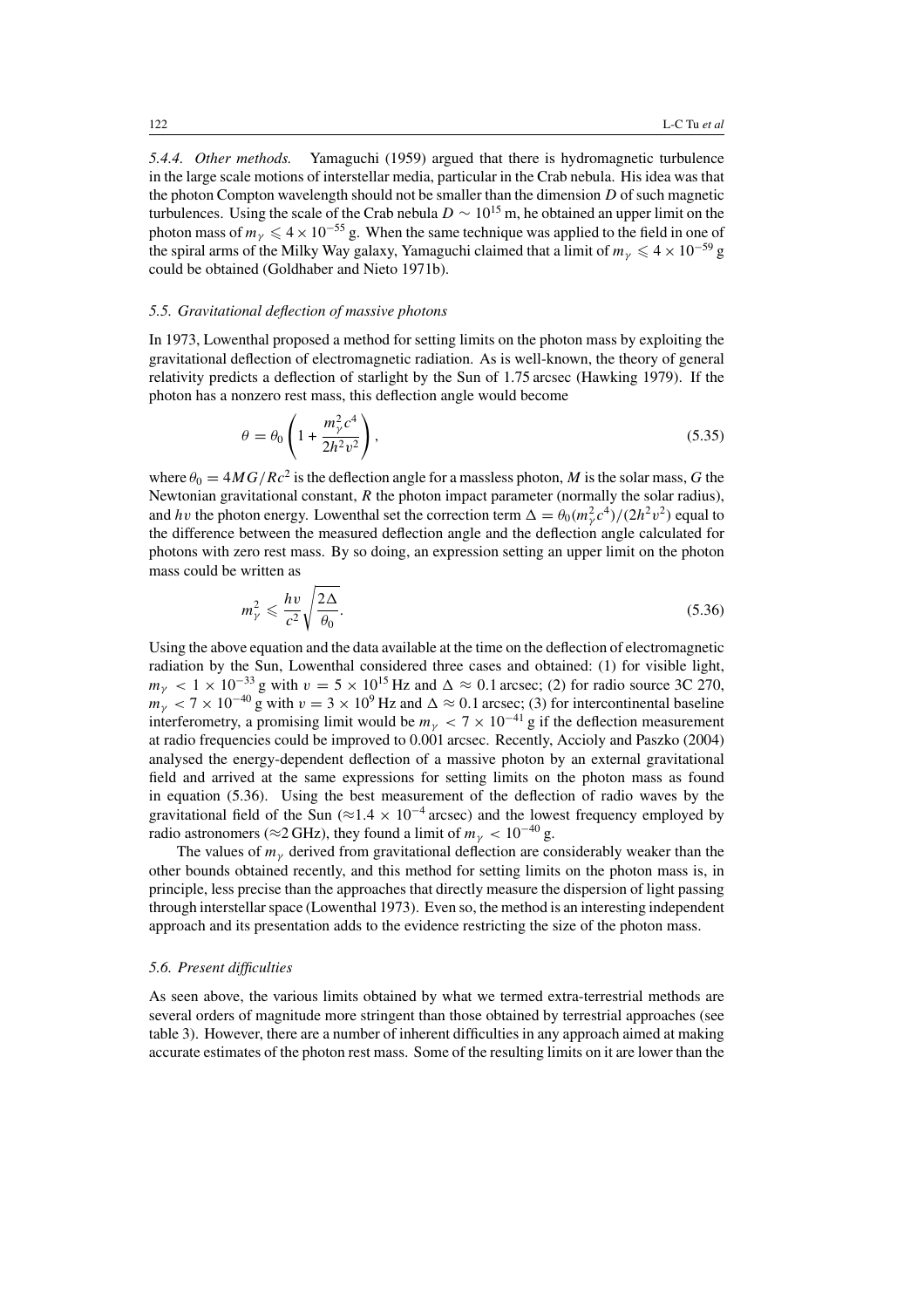*5.4.4. Other methods.* Yamaguchi (1959) argued that there is hydromagnetic turbulence in the large scale motions of interstellar media, particular in the Crab nebula. His idea was that the photon Compton wavelength should not be smaller than the dimension $D$ of such magnetic turbulences. Using the scale of the Crab nebula $D \sim 10^{15}$ m, he obtained an upper limit on the photon mass of $m_\gamma \leqslant 4 \times 10^{-55}$ g. When the same technique was applied to the field in one of the spiral arms of the Milky Way galaxy, Yamaguchi claimed that a limit of $m_\gamma \leqslant 4 \times 10^{-59}$ g could be obtained (Goldhaber and Nieto 1971b).

### *5.5. Gravitational deflection of massive photons*

In 1973, Lowenthal proposed a method for setting limits on the photon mass by exploiting the gravitational deflection of electromagnetic radiation. As is well-known, the theory of general relativity predicts a deflection of starlight by the Sun of 1.75 arcsec (Hawking 1979). If the photon has a nonzero rest mass, this deflection angle would become

$$\theta = \theta_0 \left(1 + \frac{m_\gamma^2 c^4}{2h^2 v^2}\right), \tag{5.35}$$

where $\theta_0 = 4MG/Rc^2$ is the deflection angle for a massless photon, $M$ is the solar mass, $G$ the Newtonian gravitational constant, $R$ the photon impact parameter (normally the solar radius), and $hv$ the photon energy. Lowenthal set the correction term $\Delta = \theta_0(m_\gamma^2 c^4)/(2h^2 v^2)$ equal to the difference between the measured deflection angle and the deflection angle calculated for photons with zero rest mass. By so doing, an expression setting an upper limit on the photon mass could be written as

$$m_\gamma^2 \leqslant \frac{hv}{c^2}\sqrt{\frac{2\Delta}{\theta_0}}. \tag{5.36}$$

Using the above equation and the data available at the time on the deflection of electromagnetic radiation by the Sun, Lowenthal considered three cases and obtained: (1) for visible light, $m_\gamma < 1 \times 10^{-33}$ g with $v = 5 \times 10^{15}$ Hz and $\Delta \approx 0.1$ arcsec; (2) for radio source 3C 270, $m_\gamma < 7 \times 10^{-40}$ g with $v = 3 \times 10^9$ Hz and $\Delta \approx 0.1$ arcsec; (3) for intercontinental baseline interferometry, a promising limit would be $m_\gamma < 7 \times 10^{-41}$ g if the deflection measurement at radio frequencies could be improved to 0.001 arcsec. Recently, Accioly and Paszko (2004) analysed the energy-dependent deflection of a massive photon by an external gravitational field and arrived at the same expressions for setting limits on the photon mass as found in equation (5.36). Using the best measurement of the deflection of radio waves by the gravitational field of the Sun ($\approx 1.4 \times 10^{-4}$ arcsec) and the lowest frequency employed by radio astronomers ($\approx 2$ GHz), they found a limit of $m_\gamma < 10^{-40}$ g.

The values of $m_\gamma$ derived from gravitational deflection are considerably weaker than the other bounds obtained recently, and this method for setting limits on the photon mass is, in principle, less precise than the approaches that directly measure the dispersion of light passing through interstellar space (Lowenthal 1973). Even so, the method is an interesting independent approach and its presentation adds to the evidence restricting the size of the photon mass.

### *5.6. Present difficulties*

As seen above, the various limits obtained by what we termed extra-terrestrial methods are several orders of magnitude more stringent than those obtained by terrestrial approaches (see table 3). However, there are a number of inherent difficulties in any approach aimed at making accurate estimates of the photon rest mass. Some of the resulting limits on it are lower than the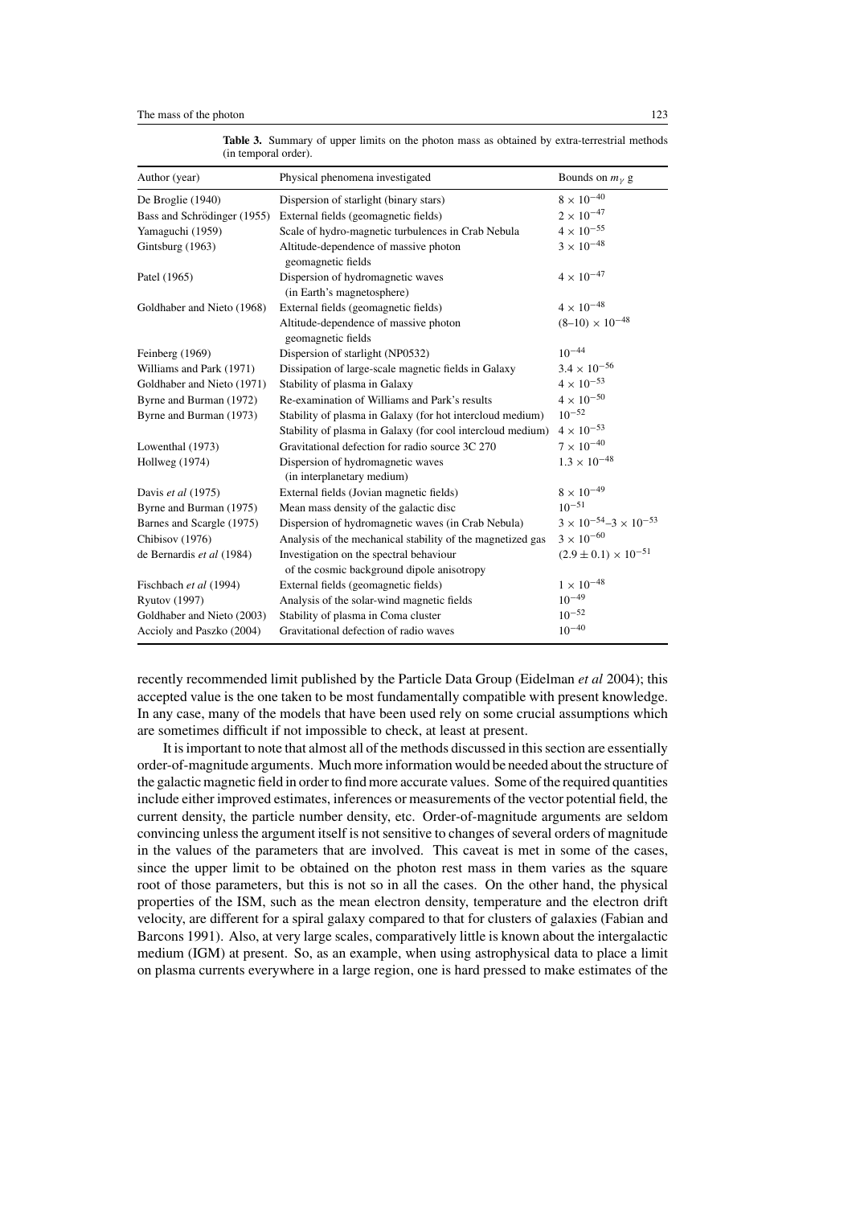**Table 3.** Summary of upper limits on the photon mass as obtained by extra-terrestrial methods (in temporal order).

| Author (year) | Physical phenomena investigated | Bounds on $m_\gamma$ g |
|---|---|---|
| De Broglie (1940) | Dispersion of starlight (binary stars) | $8 \times 10^{-40}$ |
| Bass and Schrödinger (1955) | External fields (geomagnetic fields) | $2 \times 10^{-47}$ |
| Yamaguchi (1959) | Scale of hydro-magnetic turbulences in Crab Nebula | $4 \times 10^{-55}$ |
| Gintsburg (1963) | Altitude-dependence of massive photon geomagnetic fields | $3 \times 10^{-48}$ |
| Patel (1965) | Dispersion of hydromagnetic waves (in Earth's magnetosphere) | $4 \times 10^{-47}$ |
| Goldhaber and Nieto (1968) | External fields (geomagnetic fields) | $4 \times 10^{-48}$ |
| | Altitude-dependence of massive photon geomagnetic fields | $(8–10) \times 10^{-48}$ |
| Feinberg (1969) | Dispersion of starlight (NP0532) | $10^{-44}$ |
| Williams and Park (1971) | Dissipation of large-scale magnetic fields in Galaxy | $3.4 \times 10^{-56}$ |
| Goldhaber and Nieto (1971) | Stability of plasma in Galaxy | $4 \times 10^{-53}$ |
| Byrne and Burman (1972) | Re-examination of Williams and Park's results | $4 \times 10^{-50}$ |
| Byrne and Burman (1973) | Stability of plasma in Galaxy (for hot intercloud medium) | $10^{-52}$ |
| | Stability of plasma in Galaxy (for cool intercloud medium) | $4 \times 10^{-53}$ |
| Lowenthal (1973) | Gravitational defection for radio source 3C 270 | $7 \times 10^{-40}$ |
| Hollweg (1974) | Dispersion of hydromagnetic waves (in interplanetary medium) | $1.3 \times 10^{-48}$ |
| Davis *et al* (1975) | External fields (Jovian magnetic fields) | $8 \times 10^{-49}$ |
| Byrne and Burman (1975) | Mean mass density of the galactic disc | $10^{-51}$ |
| Barnes and Scargle (1975) | Dispersion of hydromagnetic waves (in Crab Nebula) | $3 \times 10^{-54}$–$3 \times 10^{-53}$ |
| Chibisov (1976) | Analysis of the mechanical stability of the magnetized gas | $3 \times 10^{-60}$ |
| de Bernardis *et al* (1984) | Investigation on the spectral behaviour of the cosmic background dipole anisotropy | $(2.9 \pm 0.1) \times 10^{-51}$ |
| Fischbach *et al* (1994) | External fields (geomagnetic fields) | $1 \times 10^{-48}$ |
| Ryutov (1997) | Analysis of the solar-wind magnetic fields | $10^{-49}$ |
| Goldhaber and Nieto (2003) | Stability of plasma in Coma cluster | $10^{-52}$ |
| Accioly and Paszko (2004) | Gravitational defection of radio waves | $10^{-40}$ |

recently recommended limit published by the Particle Data Group (Eidelman *et al* 2004); this accepted value is the one taken to be most fundamentally compatible with present knowledge. In any case, many of the models that have been used rely on some crucial assumptions which are sometimes difficult if not impossible to check, at least at present.

It is important to note that almost all of the methods discussed in this section are essentially order-of-magnitude arguments. Much more information would be needed about the structure of the galactic magnetic field in order to find more accurate values. Some of the required quantities include either improved estimates, inferences or measurements of the vector potential field, the current density, the particle number density, etc. Order-of-magnitude arguments are seldom convincing unless the argument itself is not sensitive to changes of several orders of magnitude in the values of the parameters that are involved. This caveat is met in some of the cases, since the upper limit to be obtained on the photon rest mass in them varies as the square root of those parameters, but this is not so in all the cases. On the other hand, the physical properties of the ISM, such as the mean electron density, temperature and the electron drift velocity, are different for a spiral galaxy compared to that for clusters of galaxies (Fabian and Barcons 1991). Also, at very large scales, comparatively little is known about the intergalactic medium (IGM) at present. So, as an example, when using astrophysical data to place a limit on plasma currents everywhere in a large region, one is hard pressed to make estimates of the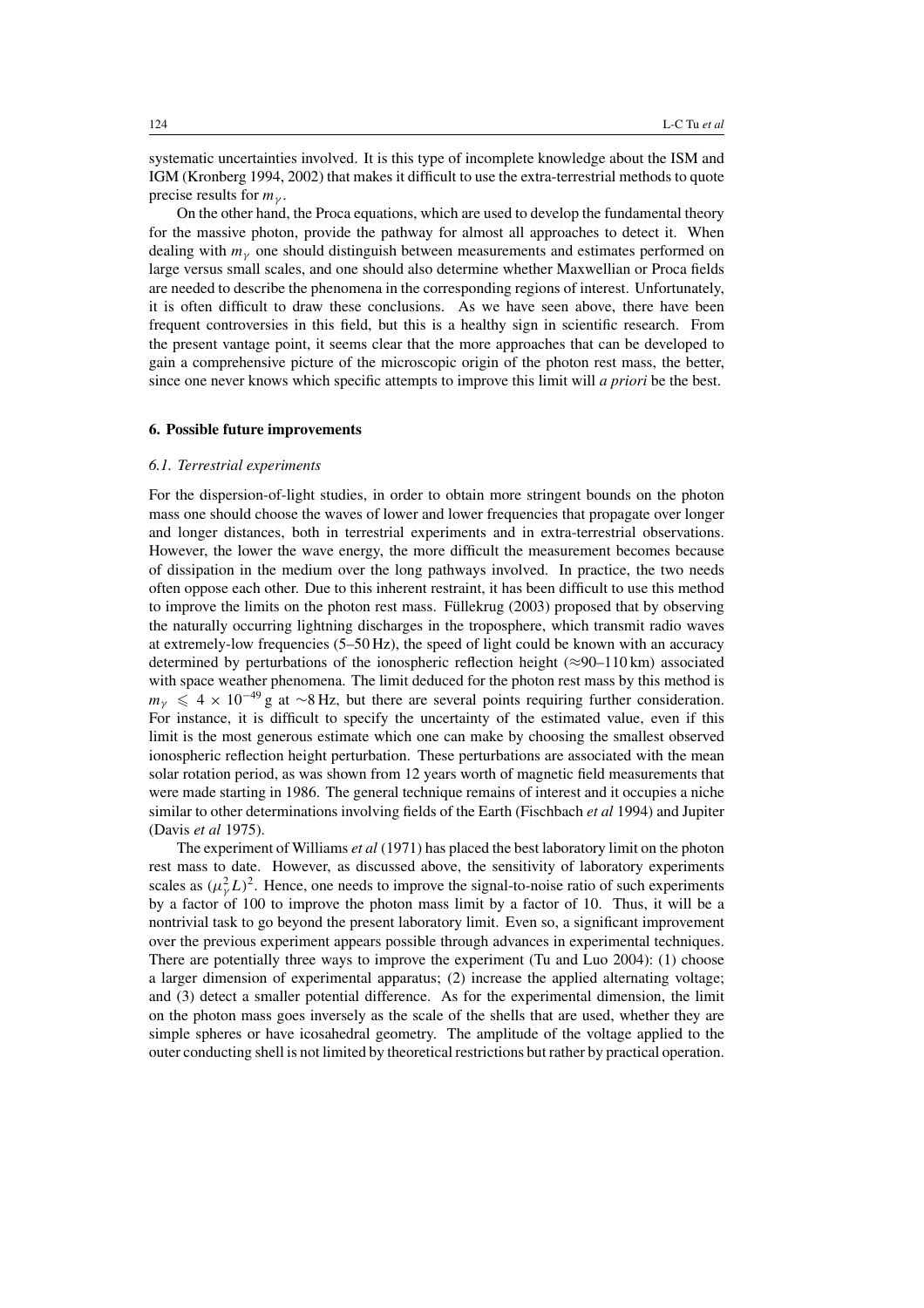systematic uncertainties involved. It is this type of incomplete knowledge about the ISM and IGM (Kronberg 1994, 2002) that makes it difficult to use the extra-terrestrial methods to quote precise results for $m_\gamma$.

On the other hand, the Proca equations, which are used to develop the fundamental theory for the massive photon, provide the pathway for almost all approaches to detect it. When dealing with $m_\gamma$ one should distinguish between measurements and estimates performed on large versus small scales, and one should also determine whether Maxwellian or Proca fields are needed to describe the phenomena in the corresponding regions of interest. Unfortunately, it is often difficult to draw these conclusions. As we have seen above, there have been frequent controversies in this field, but this is a healthy sign in scientific research. From the present vantage point, it seems clear that the more approaches that can be developed to gain a comprehensive picture of the microscopic origin of the photon rest mass, the better, since one never knows which specific attempts to improve this limit will *a priori* be the best.

## 6. Possible future improvements

### 6.1. Terrestrial experiments

For the dispersion-of-light studies, in order to obtain more stringent bounds on the photon mass one should choose the waves of lower and lower frequencies that propagate over longer and longer distances, both in terrestrial experiments and in extra-terrestrial observations. However, the lower the wave energy, the more difficult the measurement becomes because of dissipation in the medium over the long pathways involved. In practice, the two needs often oppose each other. Due to this inherent restraint, it has been difficult to use this method to improve the limits on the photon rest mass. Füllekrug (2003) proposed that by observing the naturally occurring lightning discharges in the troposphere, which transmit radio waves at extremely-low frequencies (5–50 Hz), the speed of light could be known with an accuracy determined by perturbations of the ionospheric reflection height (≈90–110 km) associated with space weather phenomena. The limit deduced for the photon rest mass by this method is $m_\gamma \leqslant 4 \times 10^{-49}$ g at ∼8 Hz, but there are several points requiring further consideration. For instance, it is difficult to specify the uncertainty of the estimated value, even if this limit is the most generous estimate which one can make by choosing the smallest observed ionospheric reflection height perturbation. These perturbations are associated with the mean solar rotation period, as was shown from 12 years worth of magnetic field measurements that were made starting in 1986. The general technique remains of interest and it occupies a niche similar to other determinations involving fields of the Earth (Fischbach *et al* 1994) and Jupiter (Davis *et al* 1975).

The experiment of Williams *et al* (1971) has placed the best laboratory limit on the photon rest mass to date. However, as discussed above, the sensitivity of laboratory experiments scales as $(\mu_\gamma^2 L)^2$. Hence, one needs to improve the signal-to-noise ratio of such experiments by a factor of 100 to improve the photon mass limit by a factor of 10. Thus, it will be a nontrivial task to go beyond the present laboratory limit. Even so, a significant improvement over the previous experiment appears possible through advances in experimental techniques. There are potentially three ways to improve the experiment (Tu and Luo 2004): (1) choose a larger dimension of experimental apparatus; (2) increase the applied alternating voltage; and (3) detect a smaller potential difference. As for the experimental dimension, the limit on the photon mass goes inversely as the scale of the shells that are used, whether they are simple spheres or have icosahedral geometry. The amplitude of the voltage applied to the outer conducting shell is not limited by theoretical restrictions but rather by practical operation.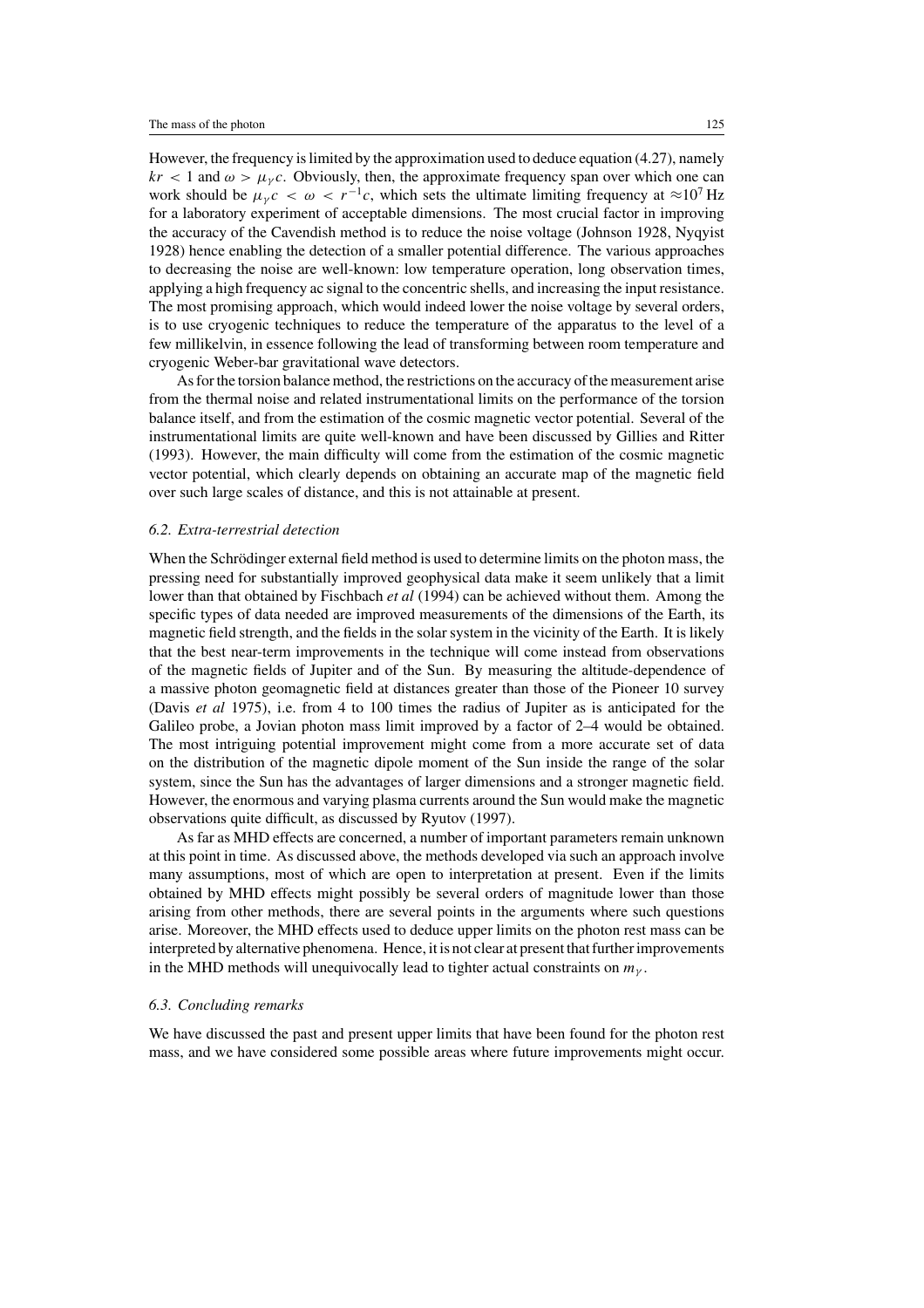However, the frequency is limited by the approximation used to deduce equation (4.27), namely $kr < 1$ and $\omega > \mu_\gamma c$. Obviously, then, the approximate frequency span over which one can work should be $\mu_\gamma c < \omega < r^{-1}c$, which sets the ultimate limiting frequency at $\approx 10^7$ Hz for a laboratory experiment of acceptable dimensions. The most crucial factor in improving the accuracy of the Cavendish method is to reduce the noise voltage (Johnson 1928, Nyqyist 1928) hence enabling the detection of a smaller potential difference. The various approaches to decreasing the noise are well-known: low temperature operation, long observation times, applying a high frequency ac signal to the concentric shells, and increasing the input resistance. The most promising approach, which would indeed lower the noise voltage by several orders, is to use cryogenic techniques to reduce the temperature of the apparatus to the level of a few millikelvin, in essence following the lead of transforming between room temperature and cryogenic Weber-bar gravitational wave detectors.

As for the torsion balance method, the restrictions on the accuracy of the measurement arise from the thermal noise and related instrumentational limits on the performance of the torsion balance itself, and from the estimation of the cosmic magnetic vector potential. Several of the instrumentational limits are quite well-known and have been discussed by Gillies and Ritter (1993). However, the main difficulty will come from the estimation of the cosmic magnetic vector potential, which clearly depends on obtaining an accurate map of the magnetic field over such large scales of distance, and this is not attainable at present.

### *6.2. Extra-terrestrial detection*

When the Schrödinger external field method is used to determine limits on the photon mass, the pressing need for substantially improved geophysical data make it seem unlikely that a limit lower than that obtained by Fischbach *et al* (1994) can be achieved without them. Among the specific types of data needed are improved measurements of the dimensions of the Earth, its magnetic field strength, and the fields in the solar system in the vicinity of the Earth. It is likely that the best near-term improvements in the technique will come instead from observations of the magnetic fields of Jupiter and of the Sun. By measuring the altitude-dependence of a massive photon geomagnetic field at distances greater than those of the Pioneer 10 survey (Davis *et al* 1975), i.e. from 4 to 100 times the radius of Jupiter as is anticipated for the Galileo probe, a Jovian photon mass limit improved by a factor of 2–4 would be obtained. The most intriguing potential improvement might come from a more accurate set of data on the distribution of the magnetic dipole moment of the Sun inside the range of the solar system, since the Sun has the advantages of larger dimensions and a stronger magnetic field. However, the enormous and varying plasma currents around the Sun would make the magnetic observations quite difficult, as discussed by Ryutov (1997).

As far as MHD effects are concerned, a number of important parameters remain unknown at this point in time. As discussed above, the methods developed via such an approach involve many assumptions, most of which are open to interpretation at present. Even if the limits obtained by MHD effects might possibly be several orders of magnitude lower than those arising from other methods, there are several points in the arguments where such questions arise. Moreover, the MHD effects used to deduce upper limits on the photon rest mass can be interpreted by alternative phenomena. Hence, it is not clear at present that further improvements in the MHD methods will unequivocally lead to tighter actual constraints on $m_\gamma$.

### *6.3. Concluding remarks*

We have discussed the past and present upper limits that have been found for the photon rest mass, and we have considered some possible areas where future improvements might occur.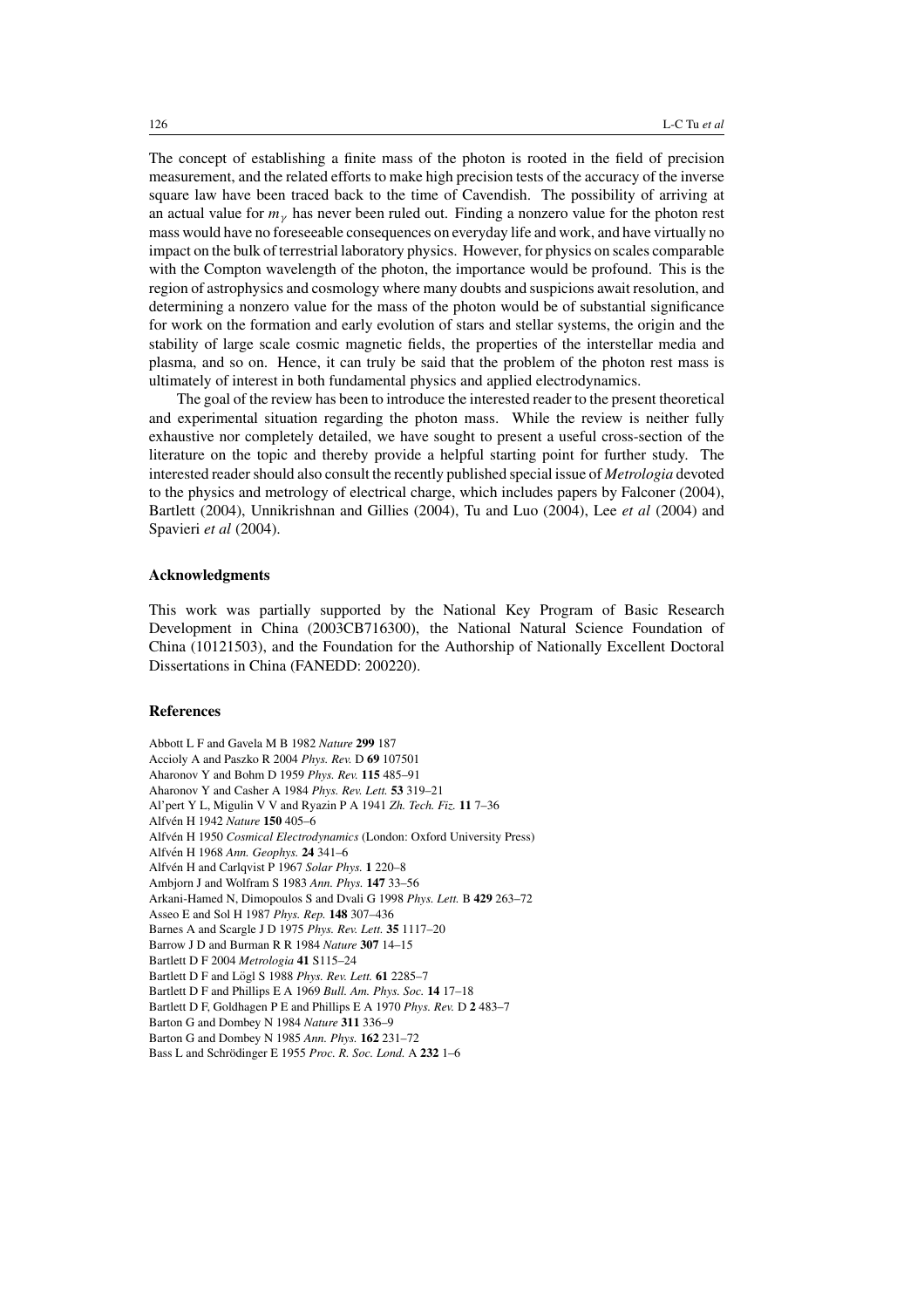The concept of establishing a finite mass of the photon is rooted in the field of precision measurement, and the related efforts to make high precision tests of the accuracy of the inverse square law have been traced back to the time of Cavendish. The possibility of arriving at an actual value for $m_\gamma$ has never been ruled out. Finding a nonzero value for the photon rest mass would have no foreseeable consequences on everyday life and work, and have virtually no impact on the bulk of terrestrial laboratory physics. However, for physics on scales comparable with the Compton wavelength of the photon, the importance would be profound. This is the region of astrophysics and cosmology where many doubts and suspicions await resolution, and determining a nonzero value for the mass of the photon would be of substantial significance for work on the formation and early evolution of stars and stellar systems, the origin and the stability of large scale cosmic magnetic fields, the properties of the interstellar media and plasma, and so on. Hence, it can truly be said that the problem of the photon rest mass is ultimately of interest in both fundamental physics and applied electrodynamics.

The goal of the review has been to introduce the interested reader to the present theoretical and experimental situation regarding the photon mass. While the review is neither fully exhaustive nor completely detailed, we have sought to present a useful cross-section of the literature on the topic and thereby provide a helpful starting point for further study. The interested reader should also consult the recently published special issue of *Metrologia* devoted to the physics and metrology of electrical charge, which includes papers by Falconer (2004), Bartlett (2004), Unnikrishnan and Gillies (2004), Tu and Luo (2004), Lee *et al* (2004) and Spavieri *et al* (2004).

### Acknowledgments

This work was partially supported by the National Key Program of Basic Research Development in China (2003CB716300), the National Natural Science Foundation of China (10121503), and the Foundation for the Authorship of Nationally Excellent Doctoral Dissertations in China (FANEDD: 200220).

### References

Abbott L F and Gavela M B 1982 *Nature* **299** 187
Accioly A and Paszko R 2004 *Phys. Rev.* D **69** 107501
Aharonov Y and Bohm D 1959 *Phys. Rev.* **115** 485–91
Aharonov Y and Casher A 1984 *Phys. Rev. Lett.* **53** 319–21
Al'pert Y L, Migulin V V and Ryazin P A 1941 *Zh. Tech. Fiz.* **11** 7–36
Alfvén H 1942 *Nature* **150** 405–6
Alfvén H 1950 *Cosmical Electrodynamics* (London: Oxford University Press)
Alfvén H 1968 *Ann. Geophys.* **24** 341–6
Alfvén H and Carlqvist P 1967 *Solar Phys.* **1** 220–8
Ambjorn J and Wolfram S 1983 *Ann. Phys.* **147** 33–56
Arkani-Hamed N, Dimopoulos S and Dvali G 1998 *Phys. Lett.* B **429** 263–72
Asseo E and Sol H 1987 *Phys. Rep.* **148** 307–436
Barnes A and Scargle J D 1975 *Phys. Rev. Lett.* **35** 1117–20
Barrow J D and Burman R R 1984 *Nature* **307** 14–15
Bartlett D F 2004 *Metrologia* **41** S115–24
Bartlett D F and Lögl S 1988 *Phys. Rev. Lett.* **61** 2285–7
Bartlett D F and Phillips E A 1969 *Bull. Am. Phys. Soc.* **14** 17–18
Bartlett D F, Goldhagen P E and Phillips E A 1970 *Phys. Rev.* D **2** 483–7
Barton G and Dombey N 1984 *Nature* **311** 336–9
Barton G and Dombey N 1985 *Ann. Phys.* **162** 231–72
Bass L and Schrödinger E 1955 *Proc. R. Soc. Lond.* A **232** 1–6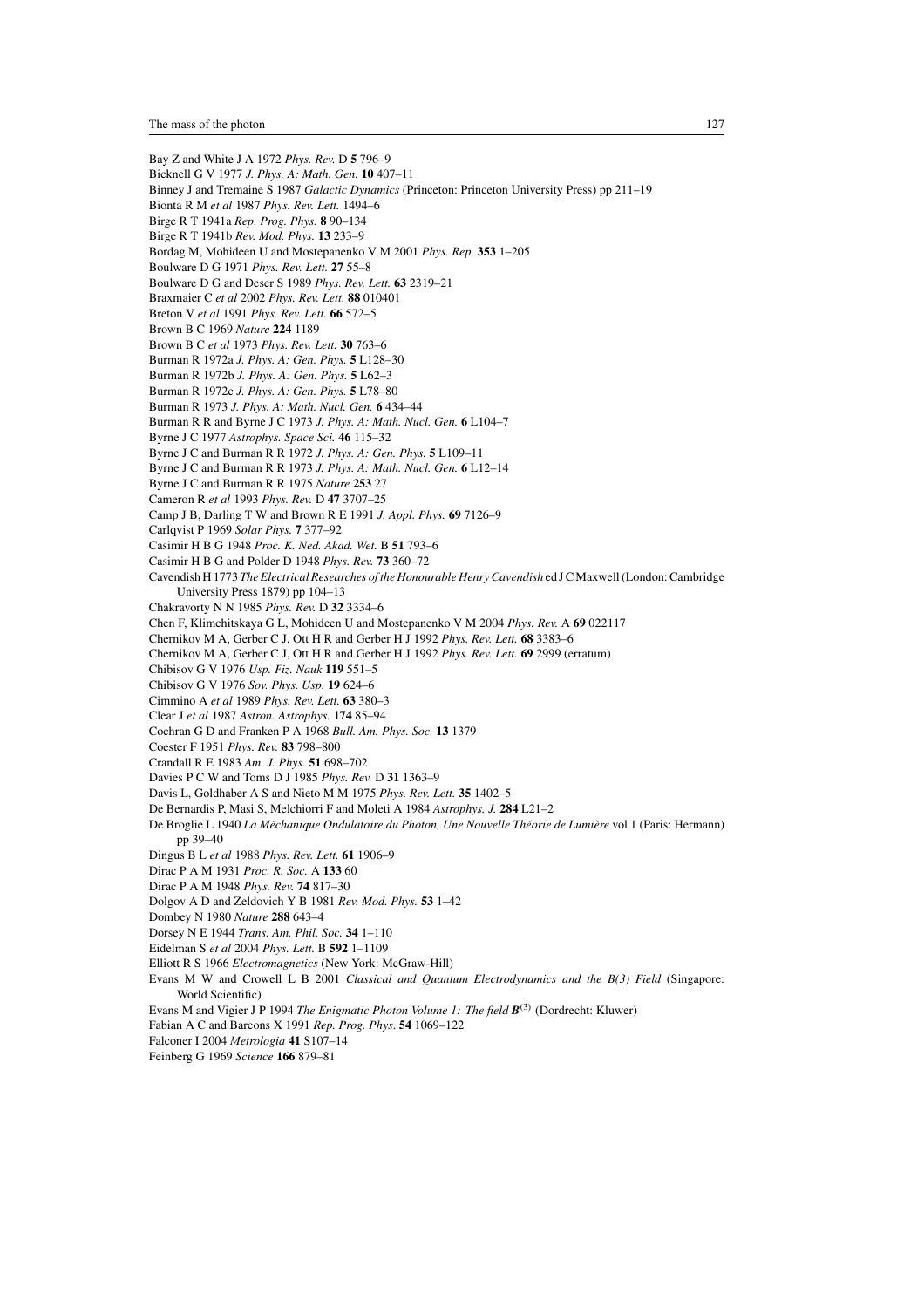Bay Z and White J A 1972 *Phys. Rev.* D **5** 796–9

Bicknell G V 1977 *J. Phys. A: Math. Gen.* **10** 407–11

Binney J and Tremaine S 1987 *Galactic Dynamics* (Princeton: Princeton University Press) pp 211–19

Bionta R M *et al* 1987 *Phys. Rev. Lett.* 1494–6

Birge R T 1941a *Rep. Prog. Phys.* **8** 90–134

Birge R T 1941b *Rev. Mod. Phys.* **13** 233–9

Bordag M, Mohideen U and Mostepanenko V M 2001 *Phys. Rep.* **353** 1–205

Boulware D G 1971 *Phys. Rev. Lett.* **27** 55–8

Boulware D G and Deser S 1989 *Phys. Rev. Lett.* **63** 2319–21

Braxmaier C *et al* 2002 *Phys. Rev. Lett.* **88** 010401

Breton V *et al* 1991 *Phys. Rev. Lett.* **66** 572–5

Brown B C 1969 *Nature* **224** 1189

Brown B C *et al* 1973 *Phys. Rev. Lett.* **30** 763–6

Burman R 1972a *J. Phys. A: Gen. Phys.* **5** L128–30

Burman R 1972b *J. Phys. A: Gen. Phys.* **5** L62–3

Burman R 1972c *J. Phys. A: Gen. Phys.* **5** L78–80

Burman R 1973 *J. Phys. A: Math. Nucl. Gen.* **6** 434–44

Burman R R and Byrne J C 1973 *J. Phys. A: Math. Nucl. Gen.* **6** L104–7

Byrne J C 1977 *Astrophys. Space Sci.* **46** 115–32

Byrne J C and Burman R R 1972 *J. Phys. A: Gen. Phys.* **5** L109–11

Byrne J C and Burman R R 1973 *J. Phys. A: Math. Nucl. Gen.* **6** L12–14

Byrne J C and Burman R R 1975 *Nature* **253** 27

Cameron R *et al* 1993 *Phys. Rev.* D **47** 3707–25

Camp J B, Darling T W and Brown R E 1991 *J. Appl. Phys.* **69** 7126–9

Carlqvist P 1969 *Solar Phys.* **7** 377–92

Casimir H B G 1948 *Proc. K. Ned. Akad. Wet.* B **51** 793–6

Casimir H B G and Polder D 1948 *Phys. Rev.* **73** 360–72

Cavendish H 1773 *The Electrical Researches of the Honourable Henry Cavendish* ed J C Maxwell (London: Cambridge University Press 1879) pp 104–13

Chakravorty N N 1985 *Phys. Rev.* D **32** 3334–6

Chen F, Klimchitskaya G L, Mohideen U and Mostepanenko V M 2004 *Phys. Rev.* A **69** 022117

Chernikov M A, Gerber C J, Ott H R and Gerber H J 1992 *Phys. Rev. Lett.* **68** 3383–6

Chernikov M A, Gerber C J, Ott H R and Gerber H J 1992 *Phys. Rev. Lett.* **69** 2999 (erratum)

Chibisov G V 1976 *Usp. Fiz. Nauk* **119** 551–5

Chibisov G V 1976 *Sov. Phys. Usp.* **19** 624–6

Cimmino A *et al* 1989 *Phys. Rev. Lett.* **63** 380–3

Clear J *et al* 1987 *Astron. Astrophys.* **174** 85–94

Cochran G D and Franken P A 1968 *Bull. Am. Phys. Soc.* **13** 1379

Coester F 1951 *Phys. Rev.* **83** 798–800

Crandall R E 1983 *Am. J. Phys.* **51** 698–702

Davies P C W and Toms D J 1985 *Phys. Rev.* D **31** 1363–9

Davis L, Goldhaber A S and Nieto M M 1975 *Phys. Rev. Lett.* **35** 1402–5

De Bernardis P, Masi S, Melchiorri F and Moleti A 1984 *Astrophys. J.* **284** L21–2

De Broglie L 1940 *La Méchanique Ondulatoire du Photon, Une Nouvelle Théorie de Lumière* vol 1 (Paris: Hermann) pp 39–40

Dingus B L *et al* 1988 *Phys. Rev. Lett.* **61** 1906–9

Dirac P A M 1931 *Proc. R. Soc.* A **133** 60

Dirac P A M 1948 *Phys. Rev.* **74** 817–30

Dolgov A D and Zeldovich Y B 1981 *Rev. Mod. Phys.* **53** 1–42

Dombey N 1980 *Nature* **288** 643–4

Dorsey N E 1944 *Trans. Am. Phil. Soc.* **34** 1–110

Eidelman S *et al* 2004 *Phys. Lett.* B **592** 1–1109

Elliott R S 1966 *Electromagnetics* (New York: McGraw-Hill)

Evans M W and Crowell L B 2001 *Classical and Quantum Electrodynamics and the B(3) Field* (Singapore: World Scientific)

Evans M and Vigier J P 1994 *The Enigmatic Photon Volume 1: The field* $\boldsymbol{B}^{(3)}$ (Dordrecht: Kluwer)

Fabian A C and Barcons X 1991 *Rep. Prog. Phys.* **54** 1069–122

Falconer I 2004 *Metrologia* **41** S107–14

Feinberg G 1969 *Science* **166** 879–81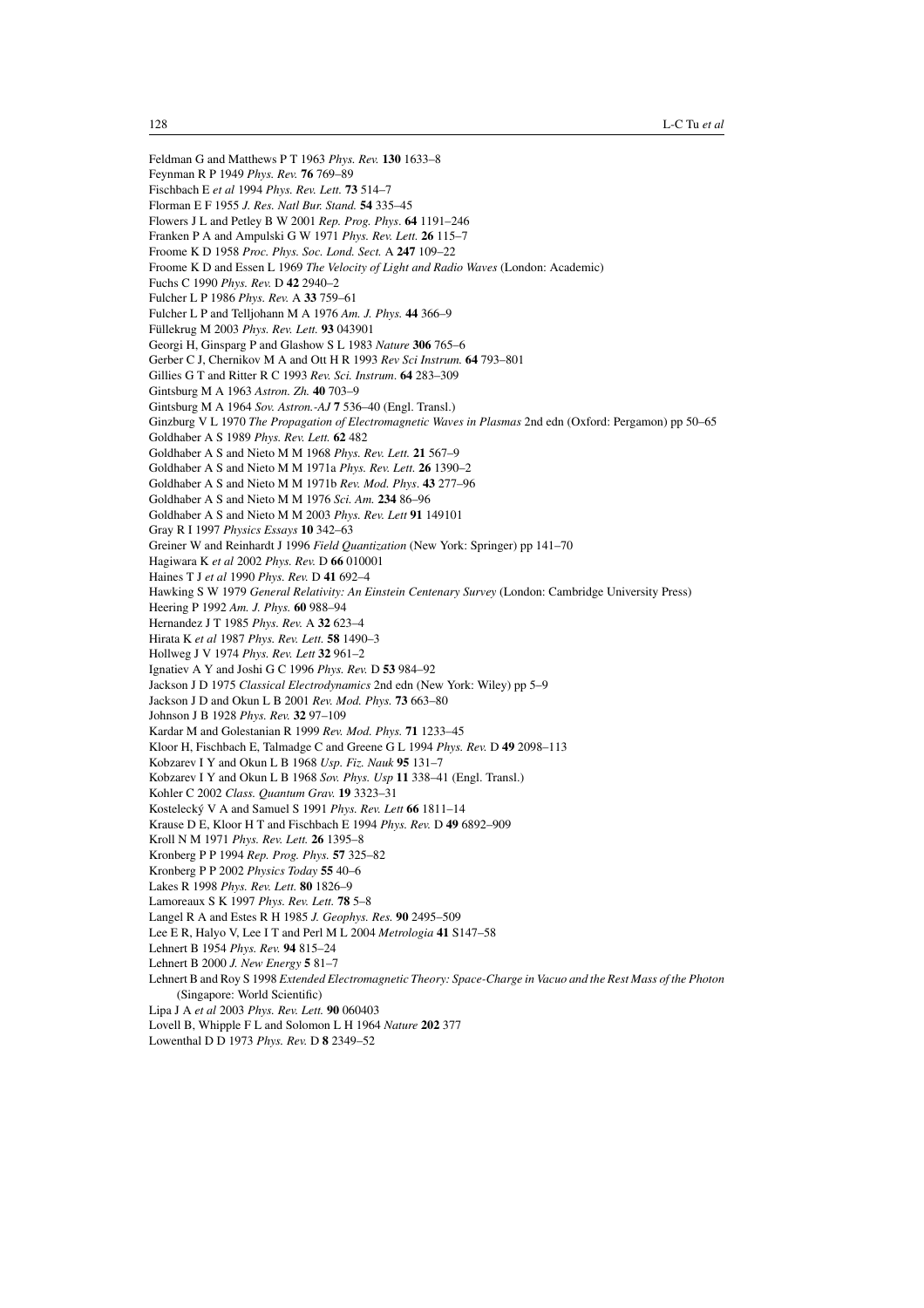Feldman G and Matthews P T 1963 *Phys. Rev.* **130** 1633–8

Feynman R P 1949 *Phys. Rev.* **76** 769–89

Fischbach E *et al* 1994 *Phys. Rev. Lett.* **73** 514–7

Florman E F 1955 *J. Res. Natl Bur. Stand.* **54** 335–45

Flowers J L and Petley B W 2001 *Rep. Prog. Phys*. **64** 1191–246

Franken P A and Ampulski G W 1971 *Phys. Rev. Lett.* **26** 115–7

Froome K D 1958 *Proc. Phys. Soc. Lond. Sect.* A **247** 109–22

Froome K D and Essen L 1969 *The Velocity of Light and Radio Waves* (London: Academic)

Fuchs C 1990 *Phys. Rev.* D **42** 2940–2

Fulcher L P 1986 *Phys. Rev.* A **33** 759–61

Fulcher L P and Telljohann M A 1976 *Am. J. Phys.* **44** 366–9

Füllekrug M 2003 *Phys. Rev. Lett.* **93** 043901

Georgi H, Ginsparg P and Glashow S L 1983 *Nature* **306** 765–6

Gerber C J, Chernikov M A and Ott H R 1993 *Rev Sci Instrum.* **64** 793–801

Gillies G T and Ritter R C 1993 *Rev. Sci. Instrum*. **64** 283–309

Gintsburg M A 1963 *Astron. Zh.* **40** 703–9

Gintsburg M A 1964 *Sov. Astron.-AJ* **7** 536–40 (Engl. Transl.)

Ginzburg V L 1970 *The Propagation of Electromagnetic Waves in Plasmas* 2nd edn (Oxford: Pergamon) pp 50–65

Goldhaber A S 1989 *Phys. Rev. Lett.* **62** 482

Goldhaber A S and Nieto M M 1968 *Phys. Rev. Lett.* **21** 567–9

Goldhaber A S and Nieto M M 1971a *Phys. Rev. Lett.* **26** 1390–2

Goldhaber A S and Nieto M M 1971b *Rev. Mod. Phys*. **43** 277–96

Goldhaber A S and Nieto M M 1976 *Sci. Am.* **234** 86–96

Goldhaber A S and Nieto M M 2003 *Phys. Rev. Lett* **91** 149101

Gray R I 1997 *Physics Essays* **10** 342–63

Greiner W and Reinhardt J 1996 *Field Quantization* (New York: Springer) pp 141–70

Hagiwara K *et al* 2002 *Phys. Rev.* D **66** 010001

Haines T J *et al* 1990 *Phys. Rev.* D **41** 692–4

Hawking S W 1979 *General Relativity: An Einstein Centenary Survey* (London: Cambridge University Press)

Heering P 1992 *Am. J. Phys.* **60** 988–94

Hernandez J T 1985 *Phys. Rev.* A **32** 623–4

Hirata K *et al* 1987 *Phys. Rev. Lett.* **58** 1490–3

Hollweg J V 1974 *Phys. Rev. Lett* **32** 961–2

Ignatiev A Y and Joshi G C 1996 *Phys. Rev.* D **53** 984–92

Jackson J D 1975 *Classical Electrodynamics* 2nd edn (New York: Wiley) pp 5–9

Jackson J D and Okun L B 2001 *Rev. Mod. Phys.* **73** 663–80

Johnson J B 1928 *Phys. Rev.* **32** 97–109

Kardar M and Golestanian R 1999 *Rev. Mod. Phys.* **71** 1233–45

Kloor H, Fischbach E, Talmadge C and Greene G L 1994 *Phys. Rev.* D **49** 2098–113

Kobzarev I Y and Okun L B 1968 *Usp. Fiz. Nauk* **95** 131–7

Kobzarev I Y and Okun L B 1968 *Sov. Phys. Usp* **11** 338–41 (Engl. Transl.)

Kohler C 2002 *Class. Quantum Grav.* **19** 3323–31

Kostelecký V A and Samuel S 1991 *Phys. Rev. Lett* **66** 1811–14

Krause D E, Kloor H T and Fischbach E 1994 *Phys. Rev.* D **49** 6892–909

Kroll N M 1971 *Phys. Rev. Lett.* **26** 1395–8

Kronberg P P 1994 *Rep. Prog. Phys.* **57** 325–82

Kronberg P P 2002 *Physics Today* **55** 40–6

Lakes R 1998 *Phys. Rev. Lett.* **80** 1826–9

Lamoreaux S K 1997 *Phys. Rev. Lett.* **78** 5–8

Langel R A and Estes R H 1985 *J. Geophys. Res.* **90** 2495–509

Lee E R, Halyo V, Lee I T and Perl M L 2004 *Metrologia* **41** S147–58

Lehnert B 1954 *Phys. Rev.* **94** 815–24

Lehnert B 2000 *J. New Energy* **5** 81–7

Lehnert B and Roy S 1998 *Extended Electromagnetic Theory: Space-Charge in Vacuo and the Rest Mass of the Photon* (Singapore: World Scientific)

Lipa J A *et al* 2003 *Phys. Rev. Lett.* **90** 060403

Lovell B, Whipple F L and Solomon L H 1964 *Nature* **202** 377

Lowenthal D D 1973 *Phys. Rev.* D **8** 2349–52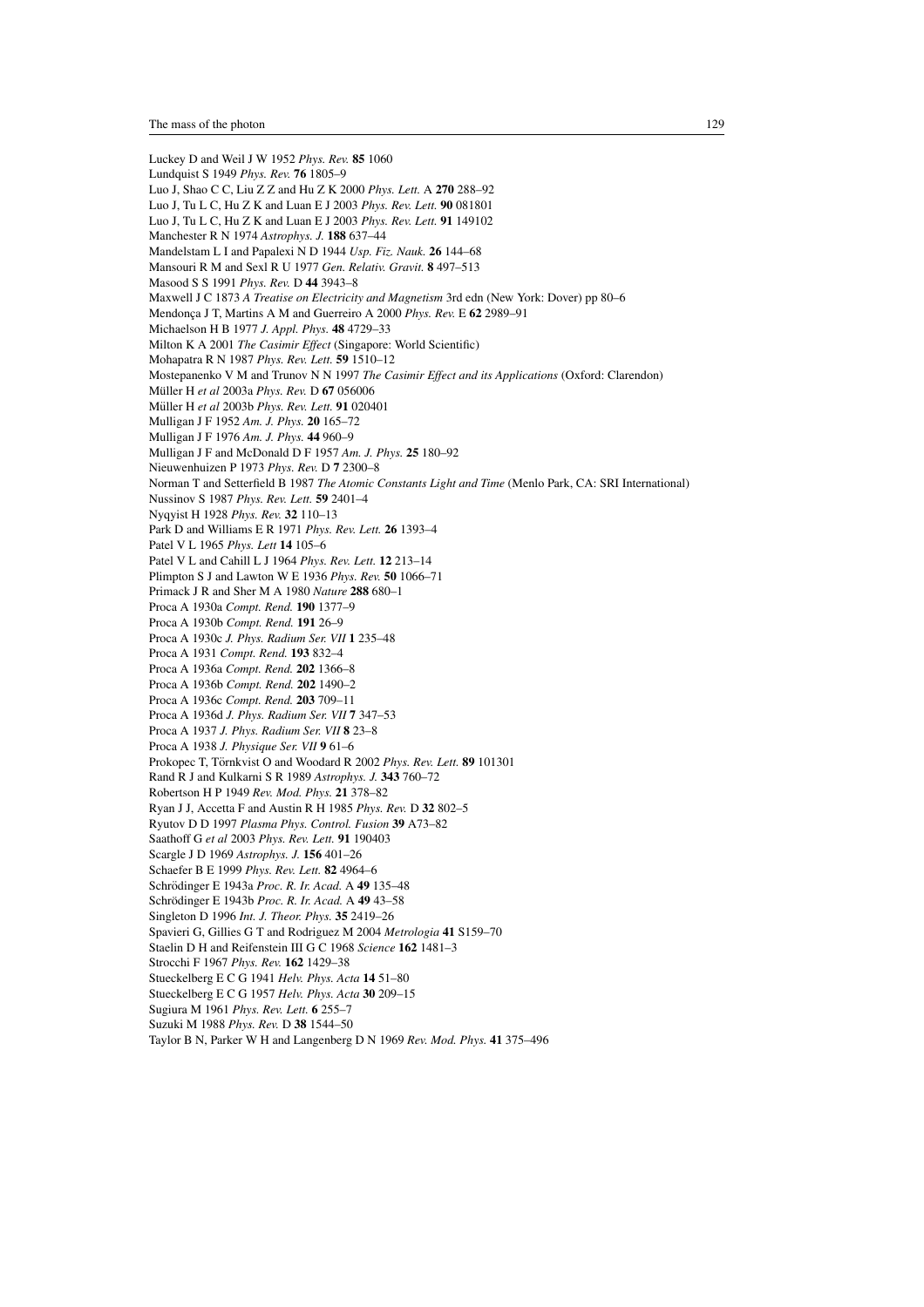Luckey D and Weil J W 1952 *Phys. Rev.* **85** 1060

Lundquist S 1949 *Phys. Rev.* **76** 1805–9

Luo J, Shao C C, Liu Z Z and Hu Z K 2000 *Phys. Lett.* A **270** 288–92

Luo J, Tu L C, Hu Z K and Luan E J 2003 *Phys. Rev. Lett.* **90** 081801

Luo J, Tu L C, Hu Z K and Luan E J 2003 *Phys. Rev. Lett.* **91** 149102

Manchester R N 1974 *Astrophys. J.* **188** 637–44

Mandelstam L I and Papalexi N D 1944 *Usp. Fiz. Nauk.* **26** 144–68

Mansouri R M and Sexl R U 1977 *Gen. Relativ. Gravit.* **8** 497–513

Masood S S 1991 *Phys. Rev.* D **44** 3943–8

Maxwell J C 1873 *A Treatise on Electricity and Magnetism* 3rd edn (New York: Dover) pp 80–6

Mendonça J T, Martins A M and Guerreiro A 2000 *Phys. Rev.* E **62** 2989–91

Michaelson H B 1977 *J. Appl. Phys.* **48** 4729–33

Milton K A 2001 *The Casimir Effect* (Singapore: World Scientific)

Mohapatra R N 1987 *Phys. Rev. Lett.* **59** 1510–12

Mostepanenko V M and Trunov N N 1997 *The Casimir Effect and its Applications* (Oxford: Clarendon)

Müller H *et al* 2003a *Phys. Rev.* D **67** 056006

Müller H *et al* 2003b *Phys. Rev. Lett.* **91** 020401

Mulligan J F 1952 *Am. J. Phys.* **20** 165–72

Mulligan J F 1976 *Am. J. Phys.* **44** 960–9

Mulligan J F and McDonald D F 1957 *Am. J. Phys.* **25** 180–92

Nieuwenhuizen P 1973 *Phys. Rev.* D **7** 2300–8

Norman T and Setterfield B 1987 *The Atomic Constants Light and Time* (Menlo Park, CA: SRI International)

Nussinov S 1987 *Phys. Rev. Lett.* **59** 2401–4

Nyqyist H 1928 *Phys. Rev.* **32** 110–13

Park D and Williams E R 1971 *Phys. Rev. Lett.* **26** 1393–4

Patel V L 1965 *Phys. Lett* **14** 105–6

Patel V L and Cahill L J 1964 *Phys. Rev. Lett.* **12** 213–14

Plimpton S J and Lawton W E 1936 *Phys. Rev.* **50** 1066–71

Primack J R and Sher M A 1980 *Nature* **288** 680–1

Proca A 1930a *Compt. Rend.* **190** 1377–9

Proca A 1930b *Compt. Rend.* **191** 26–9

Proca A 1930c *J. Phys. Radium Ser. VII* **1** 235–48

Proca A 1931 *Compt. Rend.* **193** 832–4

Proca A 1936a *Compt. Rend.* **202** 1366–8

Proca A 1936b *Compt. Rend.* **202** 1490–2

Proca A 1936c *Compt. Rend.* **203** 709–11

Proca A 1936d *J. Phys. Radium Ser. VII* **7** 347–53

Proca A 1937 *J. Phys. Radium Ser. VII* **8** 23–8

Proca A 1938 *J. Physique Ser. VII* **9** 61–6

Prokopec T, Törnkvist O and Woodard R 2002 *Phys. Rev. Lett.* **89** 101301

Rand R J and Kulkarni S R 1989 *Astrophys. J.* **343** 760–72

Robertson H P 1949 *Rev. Mod. Phys.* **21** 378–82

Ryan J J, Accetta F and Austin R H 1985 *Phys. Rev.* D **32** 802–5

Ryutov D D 1997 *Plasma Phys. Control. Fusion* **39** A73–82

Saathoff G *et al* 2003 *Phys. Rev. Lett.* **91** 190403

Scargle J D 1969 *Astrophys. J.* **156** 401–26

Schaefer B E 1999 *Phys. Rev. Lett.* **82** 4964–6

Schrödinger E 1943a *Proc. R. Ir. Acad.* A **49** 135–48

Schrödinger E 1943b *Proc. R. Ir. Acad.* A **49** 43–58

Singleton D 1996 *Int. J. Theor. Phys.* **35** 2419–26

Spavieri G, Gillies G T and Rodriguez M 2004 *Metrologia* **41** S159–70

Staelin D H and Reifenstein III G C 1968 *Science* **162** 1481–3

Strocchi F 1967 *Phys. Rev.* **162** 1429–38

Stueckelberg E C G 1941 *Helv. Phys. Acta* **14** 51–80

Stueckelberg E C G 1957 *Helv. Phys. Acta* **30** 209–15

Sugiura M 1961 *Phys. Rev. Lett.* **6** 255–7

Suzuki M 1988 *Phys. Rev.* D **38** 1544–50

Taylor B N, Parker W H and Langenberg D N 1969 *Rev. Mod. Phys.* **41** 375–496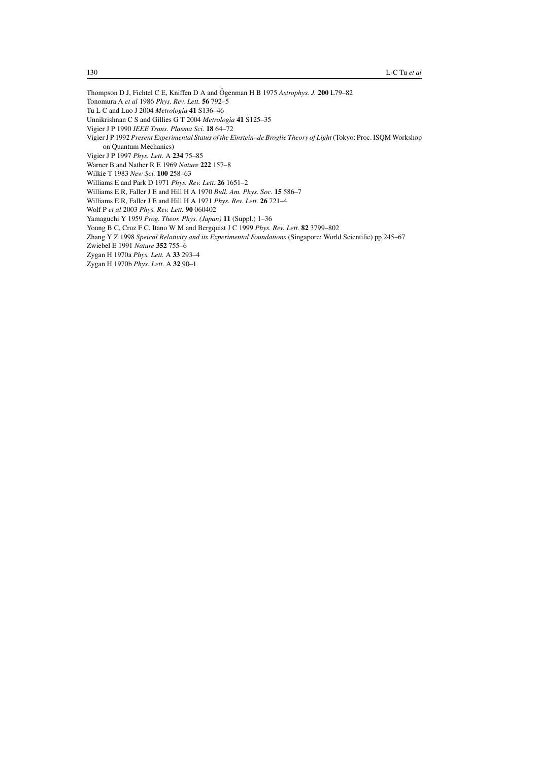Thompson D J, Fichtel C E, Kniffen D A and Ögenman H B 1975 *Astrophys. J.* **200** L79–82

Tonomura A *et al* 1986 *Phys. Rev. Lett.* **56** 792–5

Tu L C and Luo J 2004 *Metrologia* **41** S136–46

Unnikrishnan C S and Gillies G T 2004 *Metrologia* **41** S125–35

Vigier J P 1990 *IEEE Trans. Plasma Sci.* **18** 64–72

Vigier J P 1992 *Present Experimental Status of the Einstein–de Broglie Theory of Light* (Tokyo: Proc. ISQM Workshop on Quantum Mechanics)

Vigier J P 1997 *Phys. Lett.* A **234** 75–85

Warner B and Nather R E 1969 *Nature* **222** 157–8

Wilkie T 1983 *New Sci.* **100** 258–63

Williams E and Park D 1971 *Phys. Rev. Lett.* **26** 1651–2

Williams E R, Faller J E and Hill H A 1970 *Bull. Am. Phys. Soc.* **15** 586–7

Williams E R, Faller J E and Hill H A 1971 *Phys. Rev. Lett.* **26** 721–4

Wolf P *et al* 2003 *Phys. Rev. Lett.* **90** 060402

Yamaguchi Y 1959 *Prog. Theor. Phys. (Japan)* **11** (Suppl.) 1–36

Young B C, Cruz F C, Itano W M and Bergquist J C 1999 *Phys. Rev. Lett.* **82** 3799–802

Zhang Y Z 1998 *Speical Relativity and its Experimental Foundations* (Singapore: World Scientific) pp 245–67

Zwiebel E 1991 *Nature* **352** 755–6

Zygan H 1970a *Phys. Lett.* A **33** 293–4

Zygan H 1970b *Phys. Lett.* A **32** 90–1